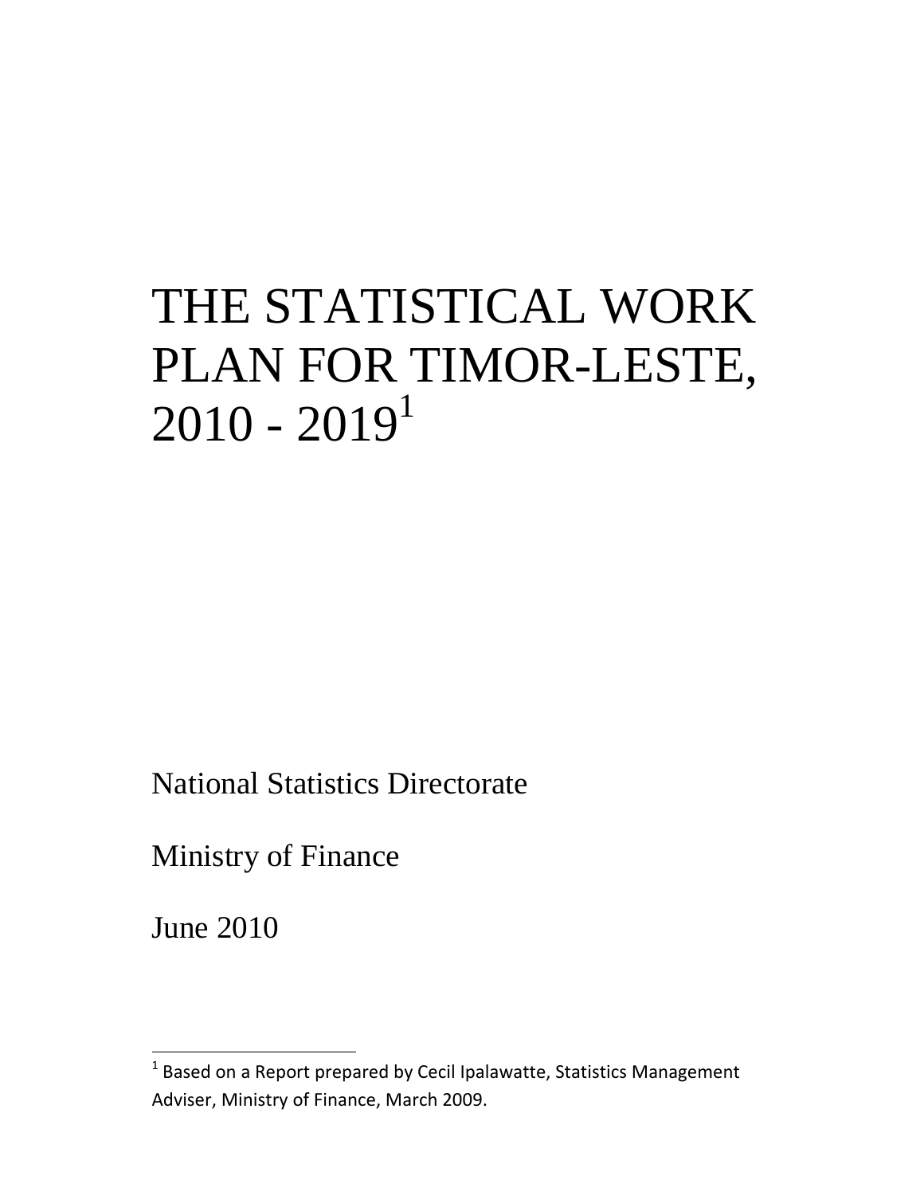# THE STATISTICAL WORK PLAN FOR TIMOR-LESTE, 2010 - 2019[1]

National Statistics Directorate

Ministry of Finance

June 2010

[1] Based on a Report prepared by Cecil Ipalawatte, Statistics Management Adviser, Ministry of Finance, March 2009.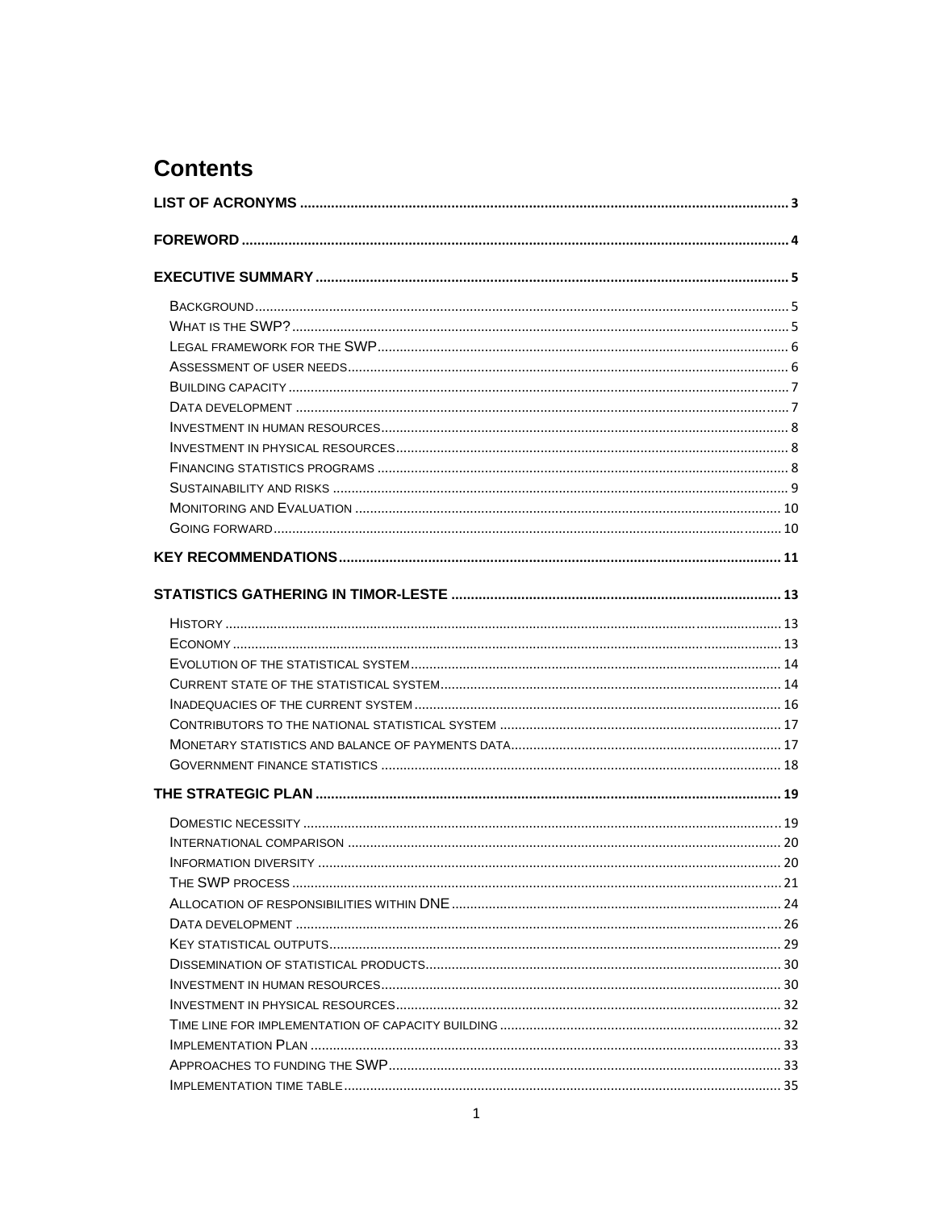# Contents

**LIST OF ACRONYMS** ..... 3

**FOREWORD** ..... 4

**EXECUTIVE SUMMARY** ..... 5

- BACKGROUND ..... 5
- WHAT IS THE SWP? ..... 5
- LEGAL FRAMEWORK FOR THE SWP ..... 6
- ASSESSMENT OF USER NEEDS ..... 6
- BUILDING CAPACITY ..... 7
- DATA DEVELOPMENT ..... 7
- INVESTMENT IN HUMAN RESOURCES ..... 8
- INVESTMENT IN PHYSICAL RESOURCES ..... 8
- FINANCING STATISTICS PROGRAMS ..... 8
- SUSTAINABILITY AND RISKS ..... 9
- MONITORING AND EVALUATION ..... 10
- GOING FORWARD ..... 10

**KEY RECOMMENDATIONS** ..... 11

**STATISTICS GATHERING IN TIMOR-LESTE** ..... 13

- HISTORY ..... 13
- ECONOMY ..... 13
- EVOLUTION OF THE STATISTICAL SYSTEM ..... 14
- CURRENT STATE OF THE STATISTICAL SYSTEM ..... 14
- INADEQUACIES OF THE CURRENT SYSTEM ..... 16
- CONTRIBUTORS TO THE NATIONAL STATISTICAL SYSTEM ..... 17
- MONETARY STATISTICS AND BALANCE OF PAYMENTS DATA ..... 17
- GOVERNMENT FINANCE STATISTICS ..... 18

**THE STRATEGIC PLAN** ..... 19

- DOMESTIC NECESSITY ..... 19
- INTERNATIONAL COMPARISON ..... 20
- INFORMATION DIVERSITY ..... 20
- THE SWP PROCESS ..... 21
- ALLOCATION OF RESPONSIBILITIES WITHIN DNE ..... 24
- DATA DEVELOPMENT ..... 26
- KEY STATISTICAL OUTPUTS ..... 29
- DISSEMINATION OF STATISTICAL PRODUCTS ..... 30
- INVESTMENT IN HUMAN RESOURCES ..... 30
- INVESTMENT IN PHYSICAL RESOURCES ..... 32
- TIME LINE FOR IMPLEMENTATION OF CAPACITY BUILDING ..... 32
- IMPLEMENTATION PLAN ..... 33
- APPROACHES TO FUNDING THE SWP ..... 33
- IMPLEMENTATION TIME TABLE ..... 35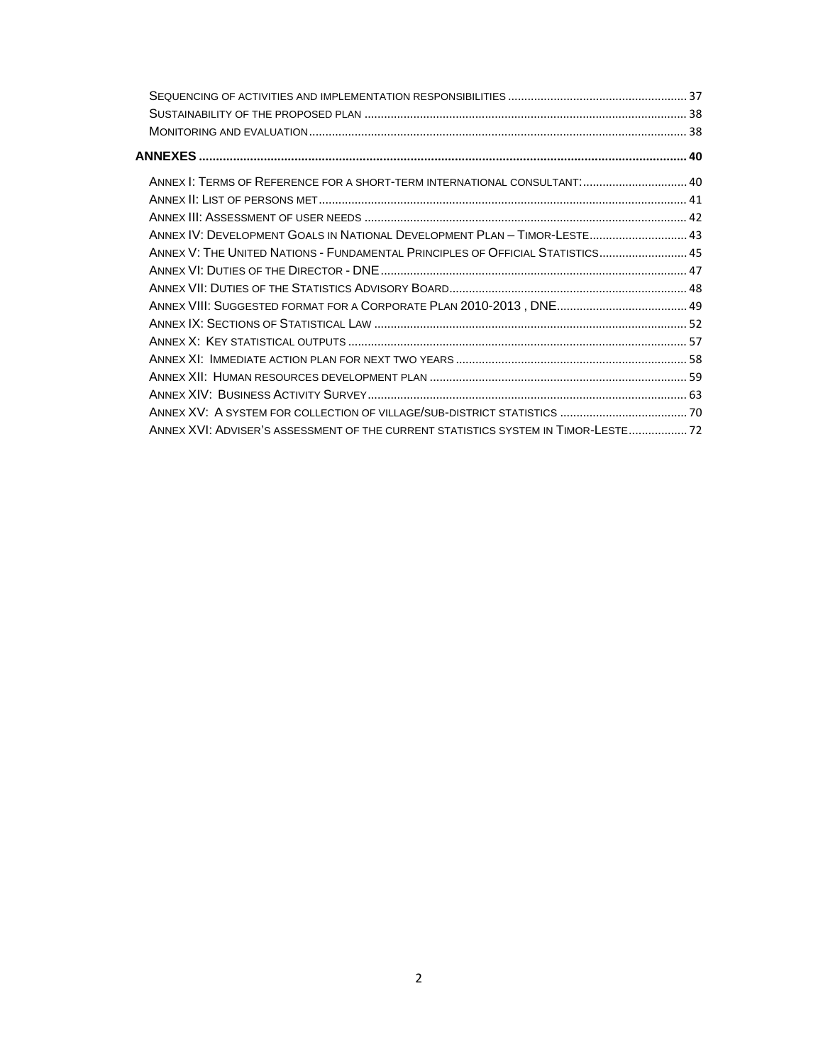Sequencing of activities and implementation responsibilities ........ 37
Sustainability of the proposed plan ........ 38
Monitoring and evaluation ........ 38

**ANNEXES** ........ **40**

Annex I: Terms of Reference for a short-term international consultant: ........ 40
Annex II: List of persons met ........ 41
Annex III: Assessment of user needs ........ 42
Annex IV: Development Goals in National Development Plan – Timor-Leste ........ 43
Annex V: The United Nations - Fundamental Principles of Official Statistics ........ 45
Annex VI: Duties of the Director - DNE ........ 47
Annex VII: Duties of the Statistics Advisory Board ........ 48
Annex VIII: Suggested format for a Corporate Plan 2010-2013 , DNE ........ 49
Annex IX: Sections of Statistical Law ........ 52
Annex X: Key statistical outputs ........ 57
Annex XI: Immediate action plan for next two years ........ 58
Annex XII: Human resources development plan ........ 59
Annex XIV: Business Activity Survey ........ 63
Annex XV: A system for collection of village/sub-district statistics ........ 70
Annex XVI: Adviser's assessment of the current statistics system in Timor-Leste ........ 72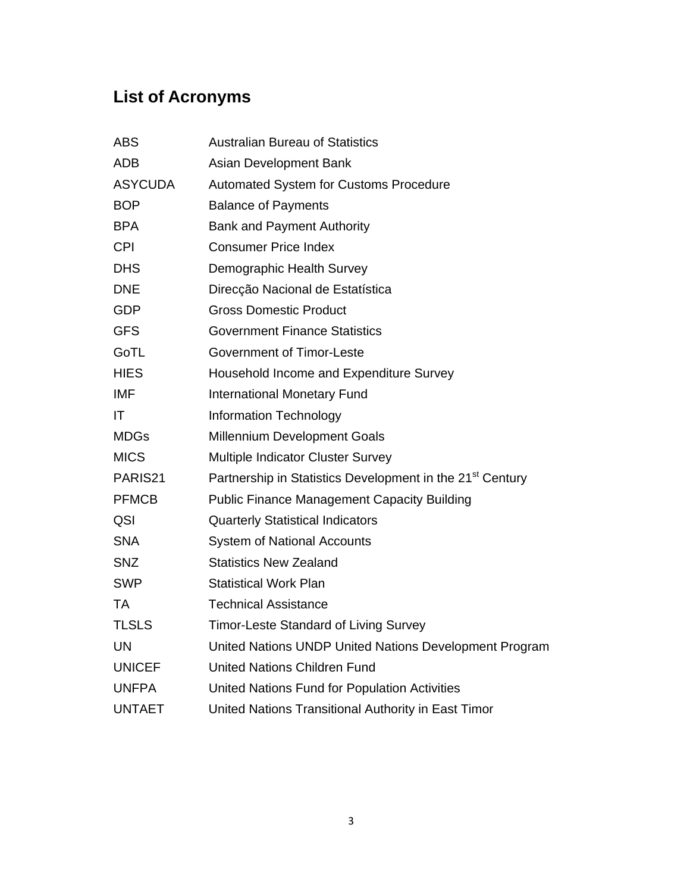## List of Acronyms

| | |
|---|---|
| ABS | Australian Bureau of Statistics |
| ADB | Asian Development Bank |
| ASYCUDA | Automated System for Customs Procedure |
| BOP | Balance of Payments |
| BPA | Bank and Payment Authority |
| CPI | Consumer Price Index |
| DHS | Demographic Health Survey |
| DNE | Direcção Nacional de Estatística |
| GDP | Gross Domestic Product |
| GFS | Government Finance Statistics |
| GoTL | Government of Timor-Leste |
| HIES | Household Income and Expenditure Survey |
| IMF | International Monetary Fund |
| IT | Information Technology |
| MDGs | Millennium Development Goals |
| MICS | Multiple Indicator Cluster Survey |
| PARIS21 | Partnership in Statistics Development in the 21st Century |
| PFMCB | Public Finance Management Capacity Building |
| QSI | Quarterly Statistical Indicators |
| SNA | System of National Accounts |
| SNZ | Statistics New Zealand |
| SWP | Statistical Work Plan |
| TA | Technical Assistance |
| TLSLS | Timor-Leste Standard of Living Survey |
| UN | United Nations UNDP United Nations Development Program |
| UNICEF | United Nations Children Fund |
| UNFPA | United Nations Fund for Population Activities |
| UNTAET | United Nations Transitional Authority in East Timor |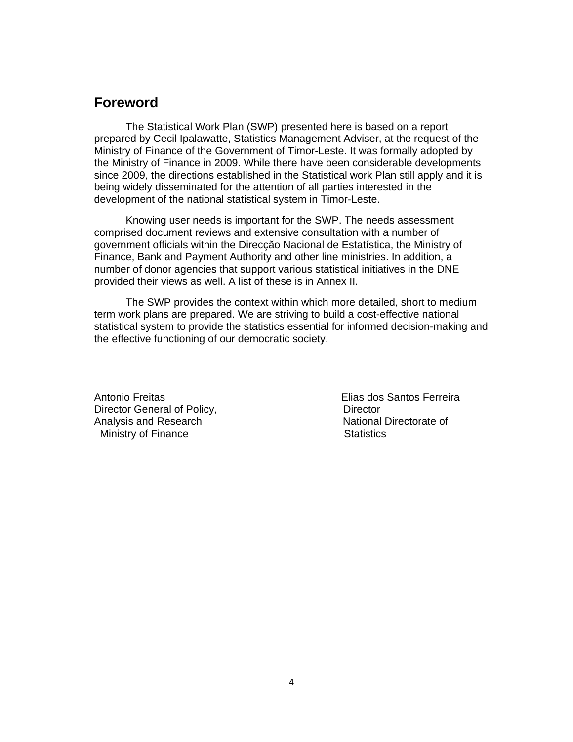## Foreword

The Statistical Work Plan (SWP) presented here is based on a report prepared by Cecil Ipalawatte, Statistics Management Adviser, at the request of the Ministry of Finance of the Government of Timor-Leste. It was formally adopted by the Ministry of Finance in 2009. While there have been considerable developments since 2009, the directions established in the Statistical work Plan still apply and it is being widely disseminated for the attention of all parties interested in the development of the national statistical system in Timor-Leste.

Knowing user needs is important for the SWP. The needs assessment comprised document reviews and extensive consultation with a number of government officials within the Direcção Nacional de Estatística, the Ministry of Finance, Bank and Payment Authority and other line ministries. In addition, a number of donor agencies that support various statistical initiatives in the DNE provided their views as well. A list of these is in Annex II.

The SWP provides the context within which more detailed, short to medium term work plans are prepared. We are striving to build a cost-effective national statistical system to provide the statistics essential for informed decision-making and the effective functioning of our democratic society.

Antonio Freitas
Director General of Policy,
Analysis and Research
Ministry of Finance

Elias dos Santos Ferreira
Director
National Directorate of
Statistics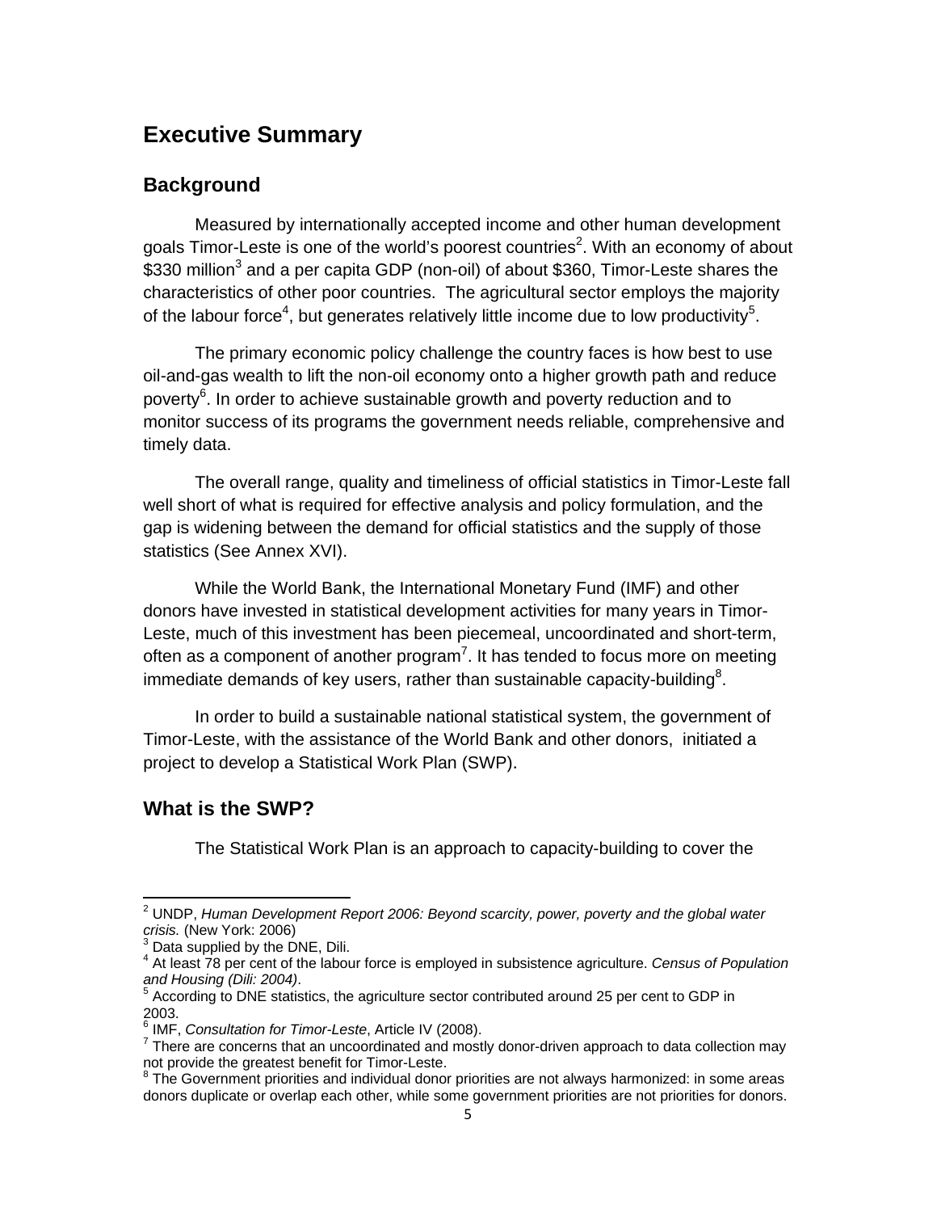# Executive Summary

## Background

Measured by internationally accepted income and other human development goals Timor-Leste is one of the world's poorest countries[2]. With an economy of about $330 million[3] and a per capita GDP (non-oil) of about $360, Timor-Leste shares the characteristics of other poor countries. The agricultural sector employs the majority of the labour force[4], but generates relatively little income due to low productivity[5].

The primary economic policy challenge the country faces is how best to use oil-and-gas wealth to lift the non-oil economy onto a higher growth path and reduce poverty[6]. In order to achieve sustainable growth and poverty reduction and to monitor success of its programs the government needs reliable, comprehensive and timely data.

The overall range, quality and timeliness of official statistics in Timor-Leste fall well short of what is required for effective analysis and policy formulation, and the gap is widening between the demand for official statistics and the supply of those statistics (See Annex XVI).

While the World Bank, the International Monetary Fund (IMF) and other donors have invested in statistical development activities for many years in Timor-Leste, much of this investment has been piecemeal, uncoordinated and short-term, often as a component of another program[7]. It has tended to focus more on meeting immediate demands of key users, rather than sustainable capacity-building[8].

In order to build a sustainable national statistical system, the government of Timor-Leste, with the assistance of the World Bank and other donors, initiated a project to develop a Statistical Work Plan (SWP).

## What is the SWP?

The Statistical Work Plan is an approach to capacity-building to cover the

---

[2] UNDP, *Human Development Report 2006: Beyond scarcity, power, poverty and the global water crisis.* (New York: 2006)

[3] Data supplied by the DNE, Dili.

[4] At least 78 per cent of the labour force is employed in subsistence agriculture. *Census of Population and Housing (Dili: 2004)*.

[5] According to DNE statistics, the agriculture sector contributed around 25 per cent to GDP in 2003.

[6] IMF, *Consultation for Timor-Leste*, Article IV (2008).

[7] There are concerns that an uncoordinated and mostly donor-driven approach to data collection may not provide the greatest benefit for Timor-Leste.

[8] The Government priorities and individual donor priorities are not always harmonized: in some areas donors duplicate or overlap each other, while some government priorities are not priorities for donors.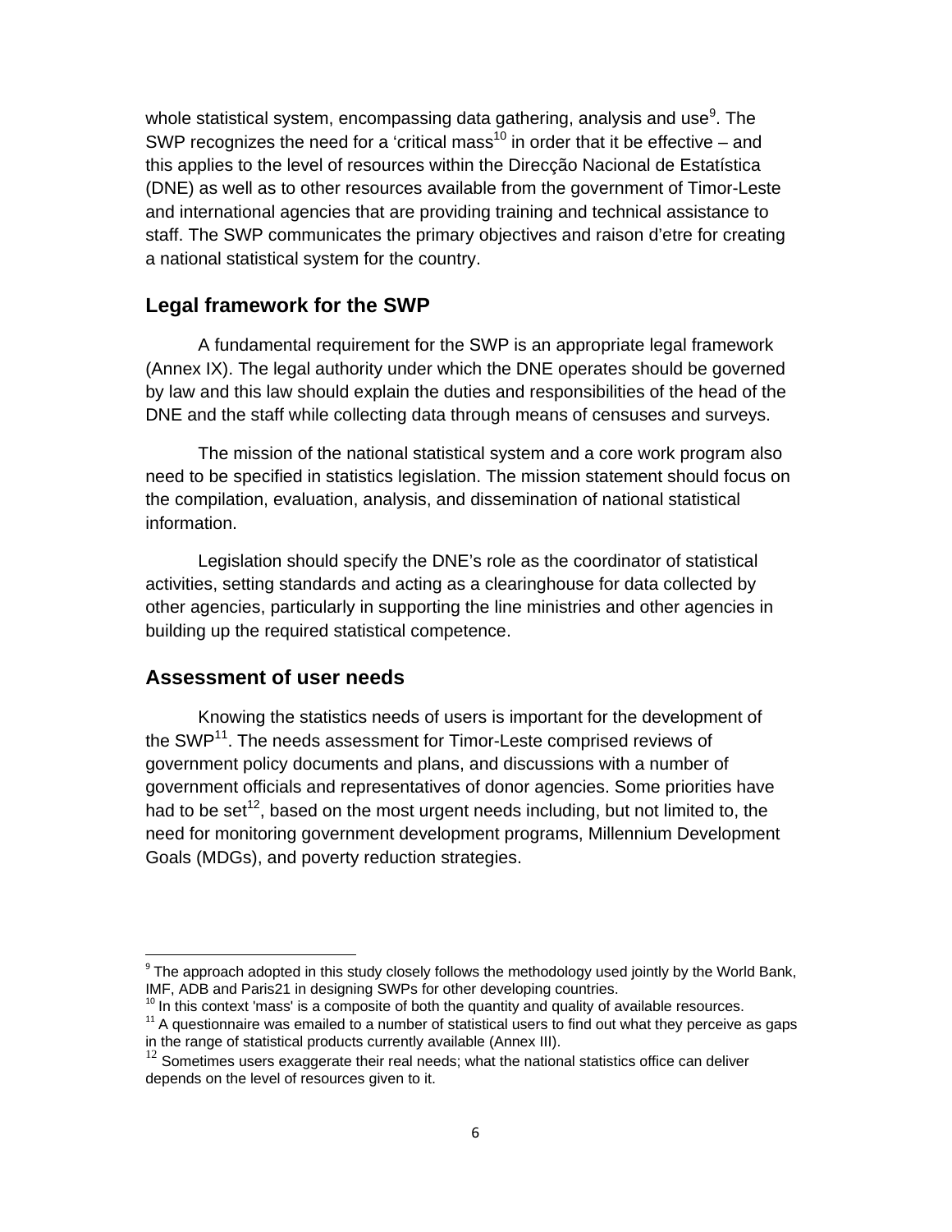whole statistical system, encompassing data gathering, analysis and use[9]. The SWP recognizes the need for a 'critical mass[10] in order that it be effective – and this applies to the level of resources within the Direcção Nacional de Estatística (DNE) as well as to other resources available from the government of Timor-Leste and international agencies that are providing training and technical assistance to staff. The SWP communicates the primary objectives and raison d'etre for creating a national statistical system for the country.

## Legal framework for the SWP

A fundamental requirement for the SWP is an appropriate legal framework (Annex IX). The legal authority under which the DNE operates should be governed by law and this law should explain the duties and responsibilities of the head of the DNE and the staff while collecting data through means of censuses and surveys.

The mission of the national statistical system and a core work program also need to be specified in statistics legislation. The mission statement should focus on the compilation, evaluation, analysis, and dissemination of national statistical information.

Legislation should specify the DNE's role as the coordinator of statistical activities, setting standards and acting as a clearinghouse for data collected by other agencies, particularly in supporting the line ministries and other agencies in building up the required statistical competence.

## Assessment of user needs

Knowing the statistics needs of users is important for the development of the SWP[11]. The needs assessment for Timor-Leste comprised reviews of government policy documents and plans, and discussions with a number of government officials and representatives of donor agencies. Some priorities have had to be set[12], based on the most urgent needs including, but not limited to, the need for monitoring government development programs, Millennium Development Goals (MDGs), and poverty reduction strategies.

---

[9] The approach adopted in this study closely follows the methodology used jointly by the World Bank, IMF, ADB and Paris21 in designing SWPs for other developing countries.

[10] In this context 'mass' is a composite of both the quantity and quality of available resources.

[11] A questionnaire was emailed to a number of statistical users to find out what they perceive as gaps in the range of statistical products currently available (Annex III).

[12] Sometimes users exaggerate their real needs; what the national statistics office can deliver depends on the level of resources given to it.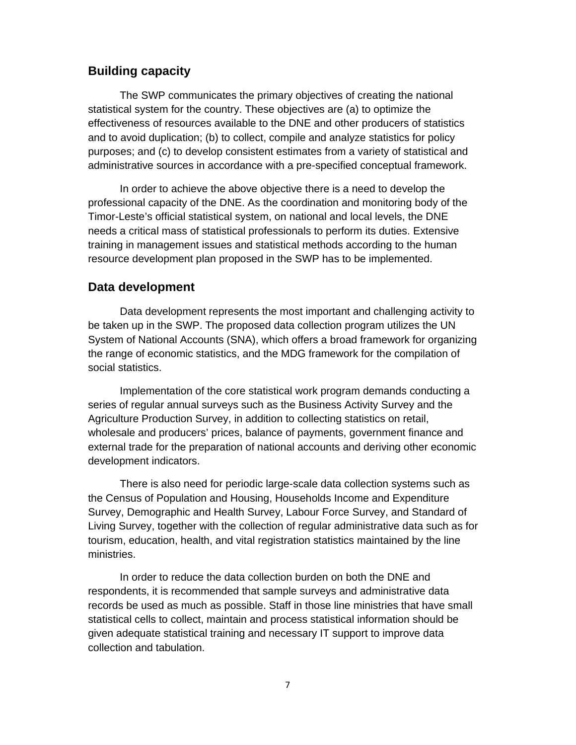## Building capacity

The SWP communicates the primary objectives of creating the national statistical system for the country. These objectives are (a) to optimize the effectiveness of resources available to the DNE and other producers of statistics and to avoid duplication; (b) to collect, compile and analyze statistics for policy purposes; and (c) to develop consistent estimates from a variety of statistical and administrative sources in accordance with a pre-specified conceptual framework.

In order to achieve the above objective there is a need to develop the professional capacity of the DNE. As the coordination and monitoring body of the Timor-Leste's official statistical system, on national and local levels, the DNE needs a critical mass of statistical professionals to perform its duties. Extensive training in management issues and statistical methods according to the human resource development plan proposed in the SWP has to be implemented.

## Data development

Data development represents the most important and challenging activity to be taken up in the SWP. The proposed data collection program utilizes the UN System of National Accounts (SNA), which offers a broad framework for organizing the range of economic statistics, and the MDG framework for the compilation of social statistics.

Implementation of the core statistical work program demands conducting a series of regular annual surveys such as the Business Activity Survey and the Agriculture Production Survey, in addition to collecting statistics on retail, wholesale and producers' prices, balance of payments, government finance and external trade for the preparation of national accounts and deriving other economic development indicators.

There is also need for periodic large-scale data collection systems such as the Census of Population and Housing, Households Income and Expenditure Survey, Demographic and Health Survey, Labour Force Survey, and Standard of Living Survey, together with the collection of regular administrative data such as for tourism, education, health, and vital registration statistics maintained by the line ministries.

In order to reduce the data collection burden on both the DNE and respondents, it is recommended that sample surveys and administrative data records be used as much as possible. Staff in those line ministries that have small statistical cells to collect, maintain and process statistical information should be given adequate statistical training and necessary IT support to improve data collection and tabulation.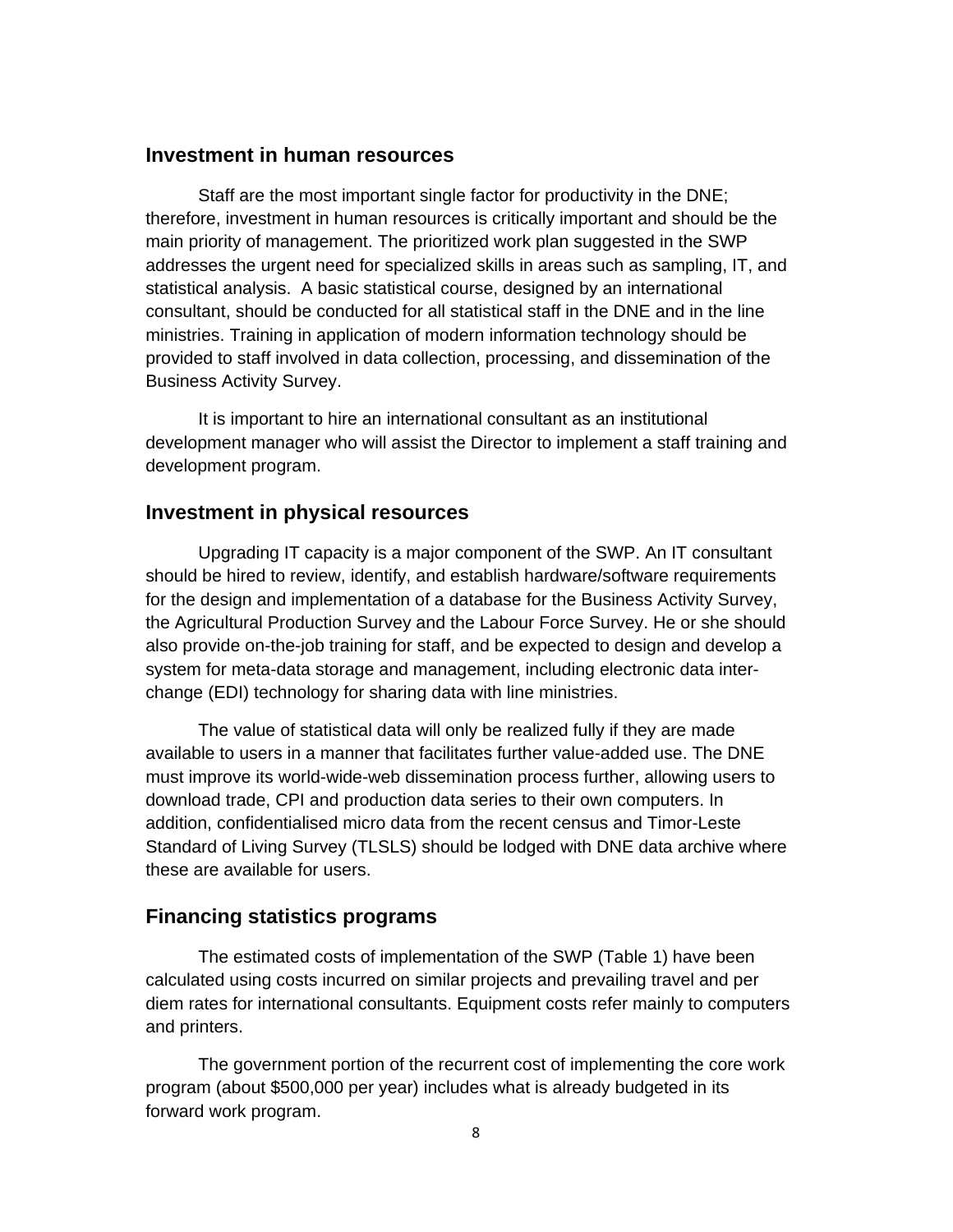## Investment in human resources

Staff are the most important single factor for productivity in the DNE; therefore, investment in human resources is critically important and should be the main priority of management. The prioritized work plan suggested in the SWP addresses the urgent need for specialized skills in areas such as sampling, IT, and statistical analysis. A basic statistical course, designed by an international consultant, should be conducted for all statistical staff in the DNE and in the line ministries. Training in application of modern information technology should be provided to staff involved in data collection, processing, and dissemination of the Business Activity Survey.

It is important to hire an international consultant as an institutional development manager who will assist the Director to implement a staff training and development program.

## Investment in physical resources

Upgrading IT capacity is a major component of the SWP. An IT consultant should be hired to review, identify, and establish hardware/software requirements for the design and implementation of a database for the Business Activity Survey, the Agricultural Production Survey and the Labour Force Survey. He or she should also provide on-the-job training for staff, and be expected to design and develop a system for meta-data storage and management, including electronic data inter-change (EDI) technology for sharing data with line ministries.

The value of statistical data will only be realized fully if they are made available to users in a manner that facilitates further value-added use. The DNE must improve its world-wide-web dissemination process further, allowing users to download trade, CPI and production data series to their own computers. In addition, confidentialised micro data from the recent census and Timor-Leste Standard of Living Survey (TLSLS) should be lodged with DNE data archive where these are available for users.

## Financing statistics programs

The estimated costs of implementation of the SWP (Table 1) have been calculated using costs incurred on similar projects and prevailing travel and per diem rates for international consultants. Equipment costs refer mainly to computers and printers.

The government portion of the recurrent cost of implementing the core work program (about $500,000 per year) includes what is already budgeted in its forward work program.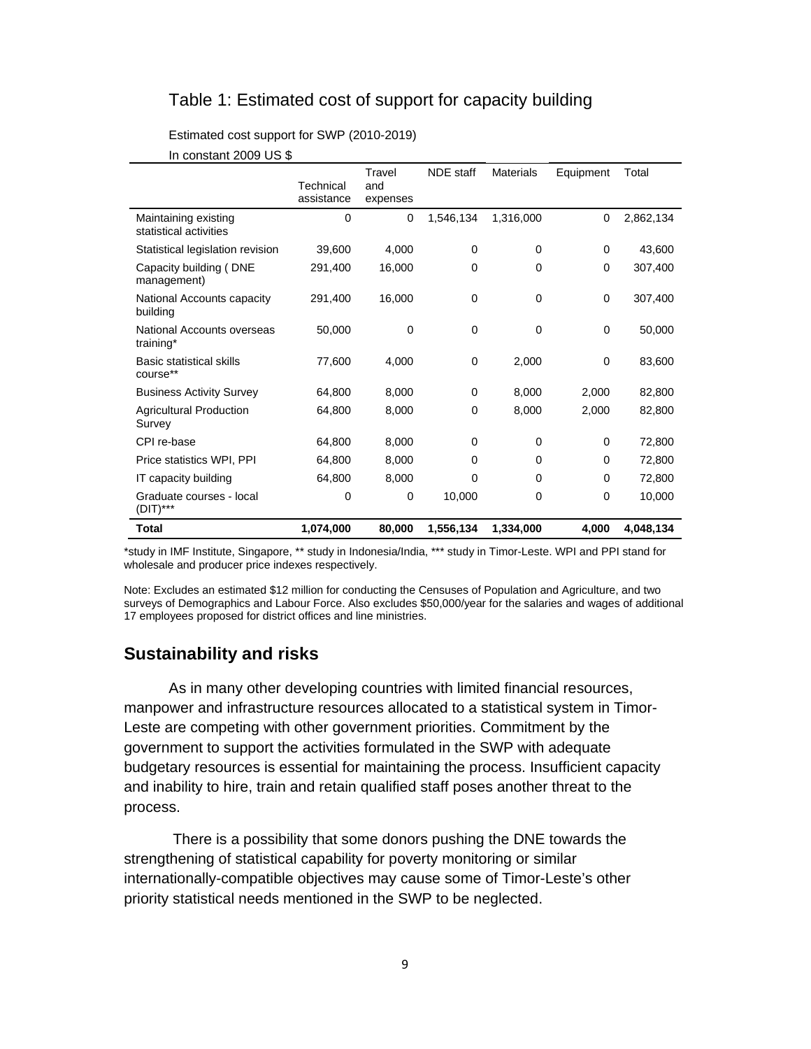## Table 1: Estimated cost of support for capacity building

Estimated cost support for SWP (2010-2019)

In constant 2009 US $

| | Technical assistance | Travel and expenses | NDE staff | Materials | Equipment | Total |
|---|---|---|---|---|---|---|
| Maintaining existing statistical activities | 0 | 0 | 1,546,134 | 1,316,000 | 0 | 2,862,134 |
| Statistical legislation revision | 39,600 | 4,000 | 0 | 0 | 0 | 43,600 |
| Capacity building ( DNE management) | 291,400 | 16,000 | 0 | 0 | 0 | 307,400 |
| National Accounts capacity building | 291,400 | 16,000 | 0 | 0 | 0 | 307,400 |
| National Accounts overseas training* | 50,000 | 0 | 0 | 0 | 0 | 50,000 |
| Basic statistical skills course** | 77,600 | 4,000 | 0 | 2,000 | 0 | 83,600 |
| Business Activity Survey | 64,800 | 8,000 | 0 | 8,000 | 2,000 | 82,800 |
| Agricultural Production Survey | 64,800 | 8,000 | 0 | 8,000 | 2,000 | 82,800 |
| CPI re-base | 64,800 | 8,000 | 0 | 0 | 0 | 72,800 |
| Price statistics WPI, PPI | 64,800 | 8,000 | 0 | 0 | 0 | 72,800 |
| IT capacity building | 64,800 | 8,000 | 0 | 0 | 0 | 72,800 |
| Graduate courses - local (DIT)*** | 0 | 0 | 10,000 | 0 | 0 | 10,000 |
| **Total** | **1,074,000** | **80,000** | **1,556,134** | **1,334,000** | **4,000** | **4,048,134** |

*study in IMF Institute, Singapore, ** study in Indonesia/India, *** study in Timor-Leste. WPI and PPI stand for wholesale and producer price indexes respectively.

Note: Excludes an estimated $12 million for conducting the Censuses of Population and Agriculture, and two surveys of Demographics and Labour Force. Also excludes $50,000/year for the salaries and wages of additional 17 employees proposed for district offices and line ministries.

## Sustainability and risks

As in many other developing countries with limited financial resources, manpower and infrastructure resources allocated to a statistical system in Timor-Leste are competing with other government priorities. Commitment by the government to support the activities formulated in the SWP with adequate budgetary resources is essential for maintaining the process. Insufficient capacity and inability to hire, train and retain qualified staff poses another threat to the process.

There is a possibility that some donors pushing the DNE towards the strengthening of statistical capability for poverty monitoring or similar internationally-compatible objectives may cause some of Timor-Leste's other priority statistical needs mentioned in the SWP to be neglected.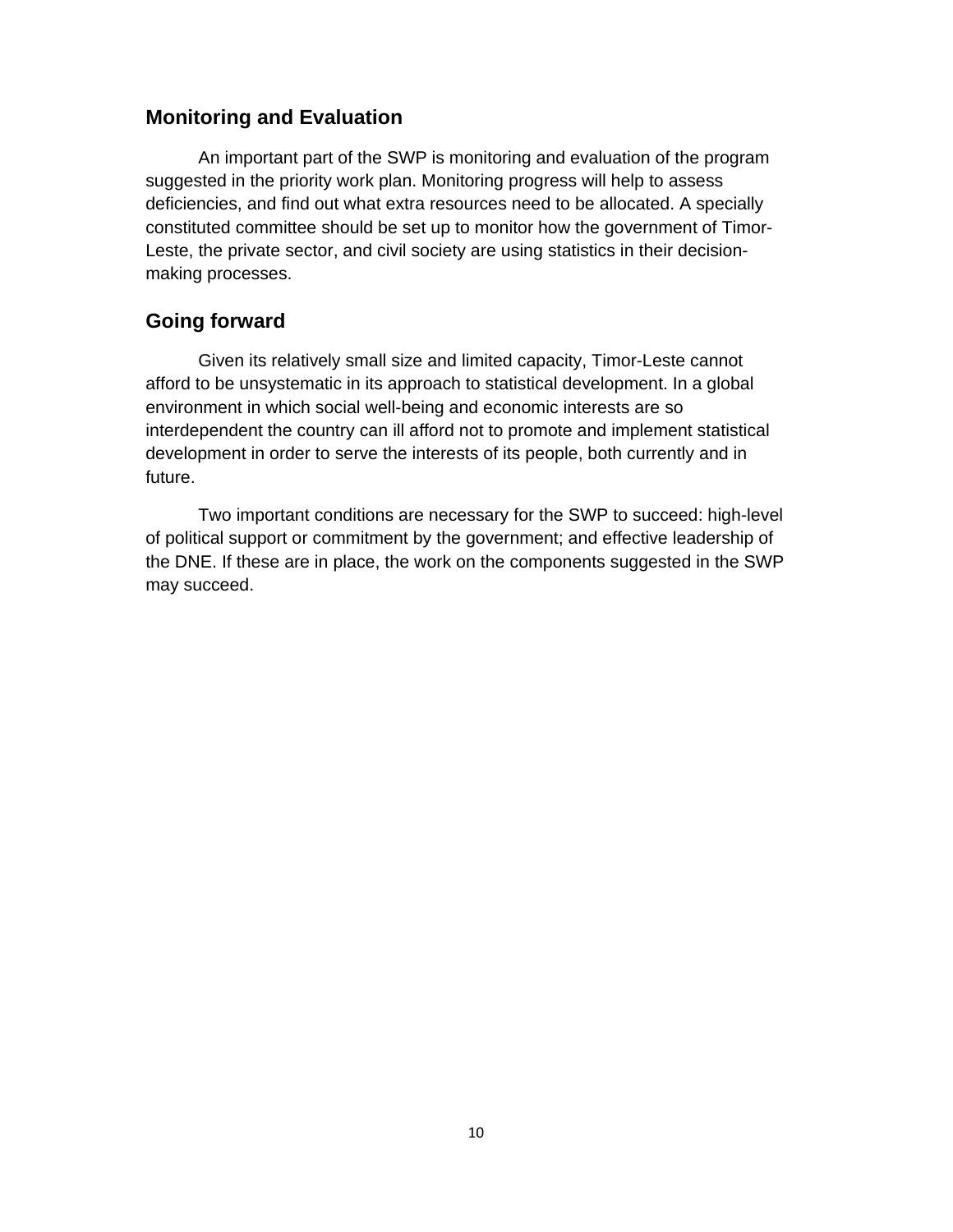## Monitoring and Evaluation

An important part of the SWP is monitoring and evaluation of the program suggested in the priority work plan. Monitoring progress will help to assess deficiencies, and find out what extra resources need to be allocated. A specially constituted committee should be set up to monitor how the government of Timor-Leste, the private sector, and civil society are using statistics in their decision-making processes.

## Going forward

Given its relatively small size and limited capacity, Timor-Leste cannot afford to be unsystematic in its approach to statistical development. In a global environment in which social well-being and economic interests are so interdependent the country can ill afford not to promote and implement statistical development in order to serve the interests of its people, both currently and in future.

Two important conditions are necessary for the SWP to succeed: high-level of political support or commitment by the government; and effective leadership of the DNE. If these are in place, the work on the components suggested in the SWP may succeed.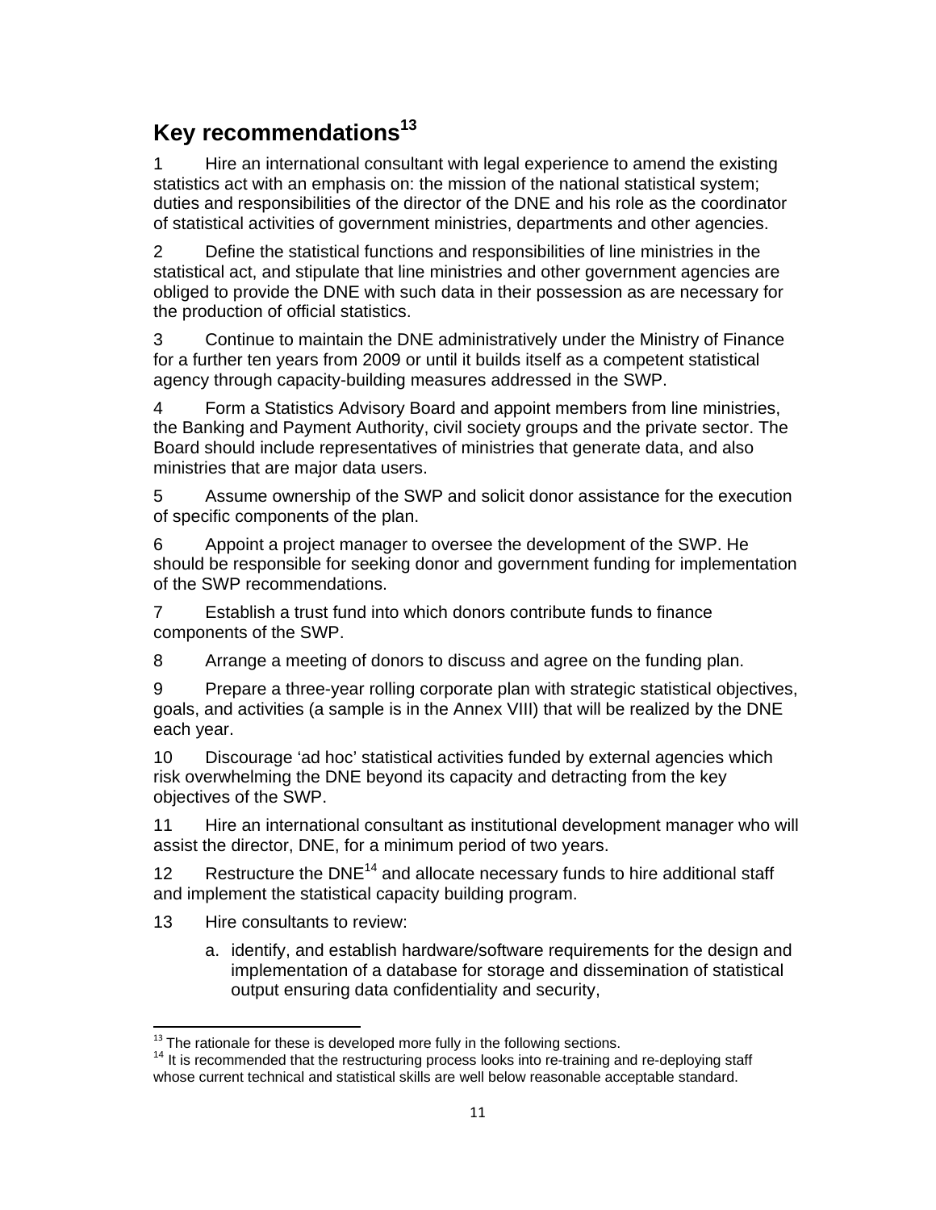## Key recommendations[13]

1 Hire an international consultant with legal experience to amend the existing statistics act with an emphasis on: the mission of the national statistical system; duties and responsibilities of the director of the DNE and his role as the coordinator of statistical activities of government ministries, departments and other agencies.

2 Define the statistical functions and responsibilities of line ministries in the statistical act, and stipulate that line ministries and other government agencies are obliged to provide the DNE with such data in their possession as are necessary for the production of official statistics.

3 Continue to maintain the DNE administratively under the Ministry of Finance for a further ten years from 2009 or until it builds itself as a competent statistical agency through capacity-building measures addressed in the SWP.

4 Form a Statistics Advisory Board and appoint members from line ministries, the Banking and Payment Authority, civil society groups and the private sector. The Board should include representatives of ministries that generate data, and also ministries that are major data users.

5 Assume ownership of the SWP and solicit donor assistance for the execution of specific components of the plan.

6 Appoint a project manager to oversee the development of the SWP. He should be responsible for seeking donor and government funding for implementation of the SWP recommendations.

7 Establish a trust fund into which donors contribute funds to finance components of the SWP.

8 Arrange a meeting of donors to discuss and agree on the funding plan.

9 Prepare a three-year rolling corporate plan with strategic statistical objectives, goals, and activities (a sample is in the Annex VIII) that will be realized by the DNE each year.

10 Discourage 'ad hoc' statistical activities funded by external agencies which risk overwhelming the DNE beyond its capacity and detracting from the key objectives of the SWP.

11 Hire an international consultant as institutional development manager who will assist the director, DNE, for a minimum period of two years.

12 Restructure the DNE[14] and allocate necessary funds to hire additional staff and implement the statistical capacity building program.

13 Hire consultants to review:

a. identify, and establish hardware/software requirements for the design and implementation of a database for storage and dissemination of statistical output ensuring data confidentiality and security,

---

[13] The rationale for these is developed more fully in the following sections.

[14] It is recommended that the restructuring process looks into re-training and re-deploying staff whose current technical and statistical skills are well below reasonable acceptable standard.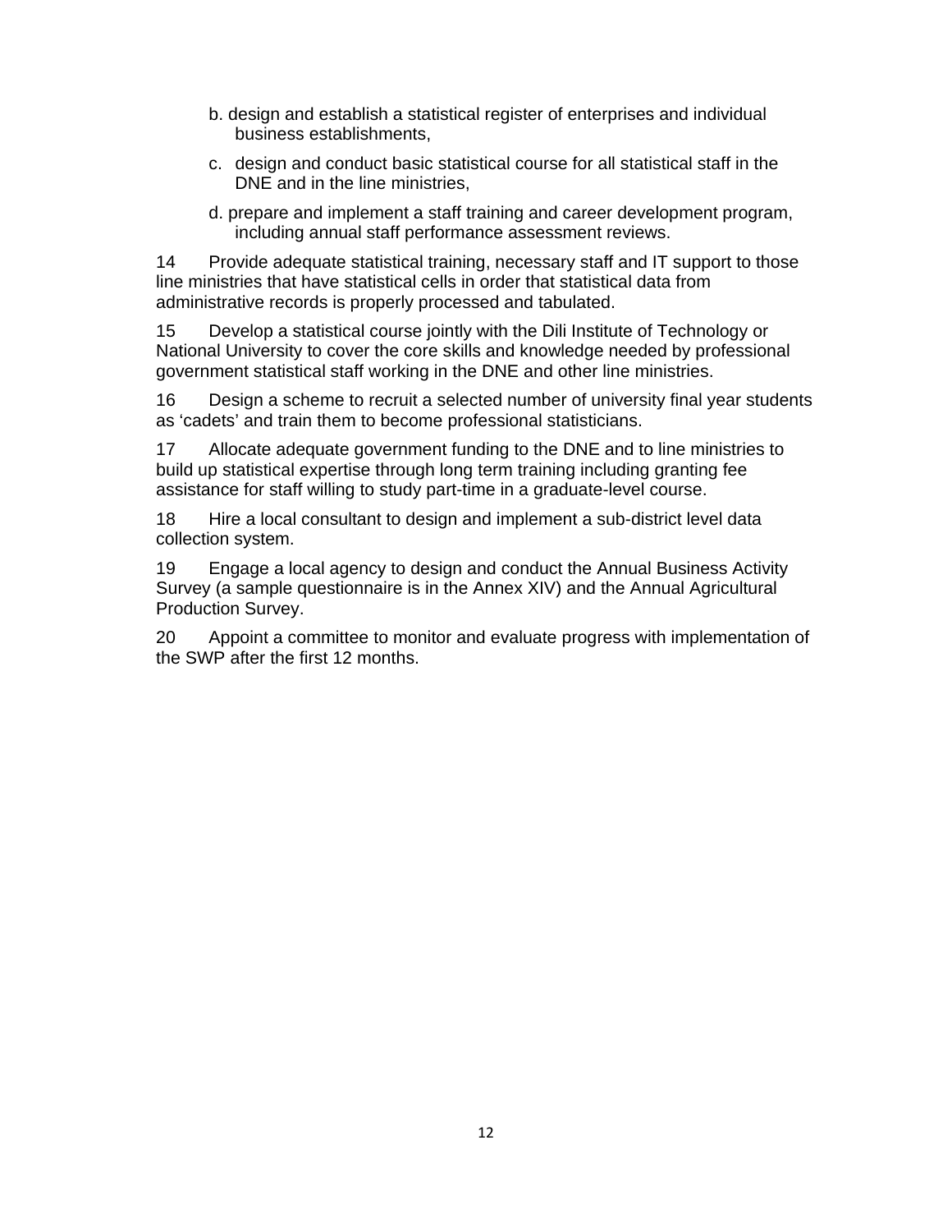b. design and establish a statistical register of enterprises and individual business establishments,

c. design and conduct basic statistical course for all statistical staff in the DNE and in the line ministries,

d. prepare and implement a staff training and career development program, including annual staff performance assessment reviews.

14 Provide adequate statistical training, necessary staff and IT support to those line ministries that have statistical cells in order that statistical data from administrative records is properly processed and tabulated.

15 Develop a statistical course jointly with the Dili Institute of Technology or National University to cover the core skills and knowledge needed by professional government statistical staff working in the DNE and other line ministries.

16 Design a scheme to recruit a selected number of university final year students as 'cadets' and train them to become professional statisticians.

17 Allocate adequate government funding to the DNE and to line ministries to build up statistical expertise through long term training including granting fee assistance for staff willing to study part-time in a graduate-level course.

18 Hire a local consultant to design and implement a sub-district level data collection system.

19 Engage a local agency to design and conduct the Annual Business Activity Survey (a sample questionnaire is in the Annex XIV) and the Annual Agricultural Production Survey.

20 Appoint a committee to monitor and evaluate progress with implementation of the SWP after the first 12 months.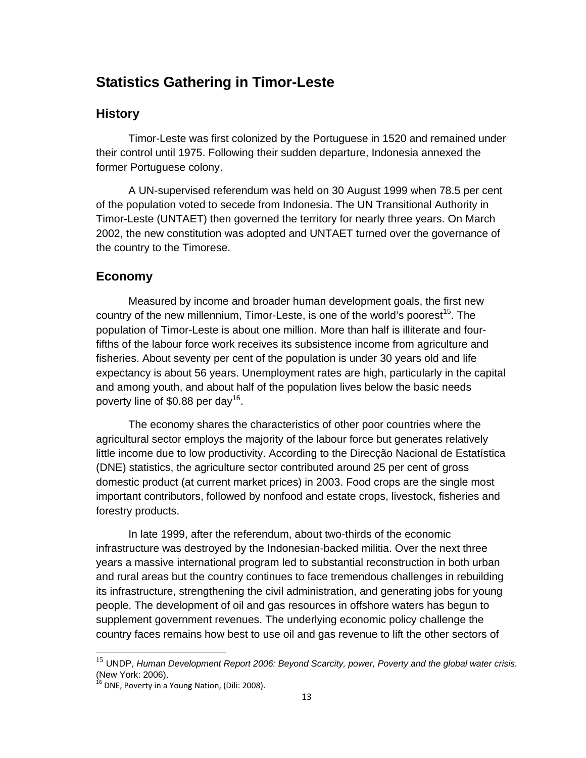## Statistics Gathering in Timor-Leste

### History

Timor-Leste was first colonized by the Portuguese in 1520 and remained under their control until 1975. Following their sudden departure, Indonesia annexed the former Portuguese colony.

A UN-supervised referendum was held on 30 August 1999 when 78.5 per cent of the population voted to secede from Indonesia. The UN Transitional Authority in Timor-Leste (UNTAET) then governed the territory for nearly three years. On March 2002, the new constitution was adopted and UNTAET turned over the governance of the country to the Timorese.

### Economy

Measured by income and broader human development goals, the first new country of the new millennium, Timor-Leste, is one of the world's poorest[15]. The population of Timor-Leste is about one million. More than half is illiterate and four-fifths of the labour force work receives its subsistence income from agriculture and fisheries. About seventy per cent of the population is under 30 years old and life expectancy is about 56 years. Unemployment rates are high, particularly in the capital and among youth, and about half of the population lives below the basic needs poverty line of $0.88 per day[16].

The economy shares the characteristics of other poor countries where the agricultural sector employs the majority of the labour force but generates relatively little income due to low productivity. According to the Direcção Nacional de Estatística (DNE) statistics, the agriculture sector contributed around 25 per cent of gross domestic product (at current market prices) in 2003. Food crops are the single most important contributors, followed by nonfood and estate crops, livestock, fisheries and forestry products.

In late 1999, after the referendum, about two-thirds of the economic infrastructure was destroyed by the Indonesian-backed militia. Over the next three years a massive international program led to substantial reconstruction in both urban and rural areas but the country continues to face tremendous challenges in rebuilding its infrastructure, strengthening the civil administration, and generating jobs for young people. The development of oil and gas resources in offshore waters has begun to supplement government revenues. The underlying economic policy challenge the country faces remains how best to use oil and gas revenue to lift the other sectors of

---

[15] UNDP, *Human Development Report 2006: Beyond Scarcity, power, Poverty and the global water crisis.* (New York: 2006).

[16] DNE, Poverty in a Young Nation, (Dili: 2008).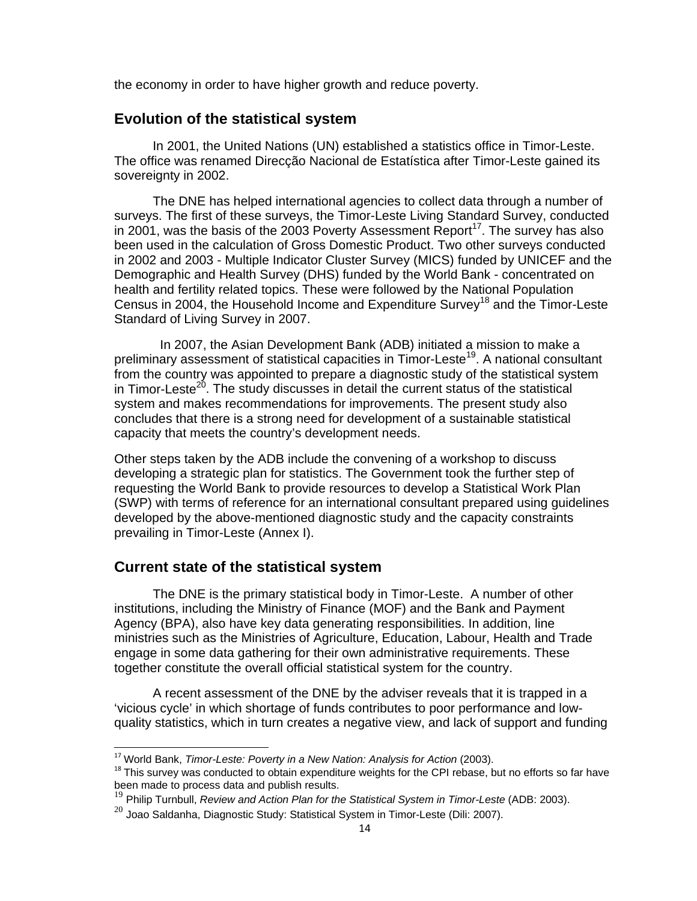the economy in order to have higher growth and reduce poverty.

## Evolution of the statistical system

In 2001, the United Nations (UN) established a statistics office in Timor-Leste. The office was renamed Direcção Nacional de Estatística after Timor-Leste gained its sovereignty in 2002.

The DNE has helped international agencies to collect data through a number of surveys. The first of these surveys, the Timor-Leste Living Standard Survey, conducted in 2001, was the basis of the 2003 Poverty Assessment Report[17]. The survey has also been used in the calculation of Gross Domestic Product. Two other surveys conducted in 2002 and 2003 - Multiple Indicator Cluster Survey (MICS) funded by UNICEF and the Demographic and Health Survey (DHS) funded by the World Bank - concentrated on health and fertility related topics. These were followed by the National Population Census in 2004, the Household Income and Expenditure Survey[18] and the Timor-Leste Standard of Living Survey in 2007.

In 2007, the Asian Development Bank (ADB) initiated a mission to make a preliminary assessment of statistical capacities in Timor-Leste[19]. A national consultant from the country was appointed to prepare a diagnostic study of the statistical system in Timor-Leste[20]. The study discusses in detail the current status of the statistical system and makes recommendations for improvements. The present study also concludes that there is a strong need for development of a sustainable statistical capacity that meets the country's development needs.

Other steps taken by the ADB include the convening of a workshop to discuss developing a strategic plan for statistics. The Government took the further step of requesting the World Bank to provide resources to develop a Statistical Work Plan (SWP) with terms of reference for an international consultant prepared using guidelines developed by the above-mentioned diagnostic study and the capacity constraints prevailing in Timor-Leste (Annex I).

## Current state of the statistical system

The DNE is the primary statistical body in Timor-Leste. A number of other institutions, including the Ministry of Finance (MOF) and the Bank and Payment Agency (BPA), also have key data generating responsibilities. In addition, line ministries such as the Ministries of Agriculture, Education, Labour, Health and Trade engage in some data gathering for their own administrative requirements. These together constitute the overall official statistical system for the country.

A recent assessment of the DNE by the adviser reveals that it is trapped in a 'vicious cycle' in which shortage of funds contributes to poor performance and low-quality statistics, which in turn creates a negative view, and lack of support and funding

---

[17] World Bank, *Timor-Leste: Poverty in a New Nation: Analysis for Action* (2003).

[18] This survey was conducted to obtain expenditure weights for the CPI rebase, but no efforts so far have been made to process data and publish results.

[19] Philip Turnbull, *Review and Action Plan for the Statistical System in Timor-Leste* (ADB: 2003).

[20] Joao Saldanha, Diagnostic Study: Statistical System in Timor-Leste (Dili: 2007).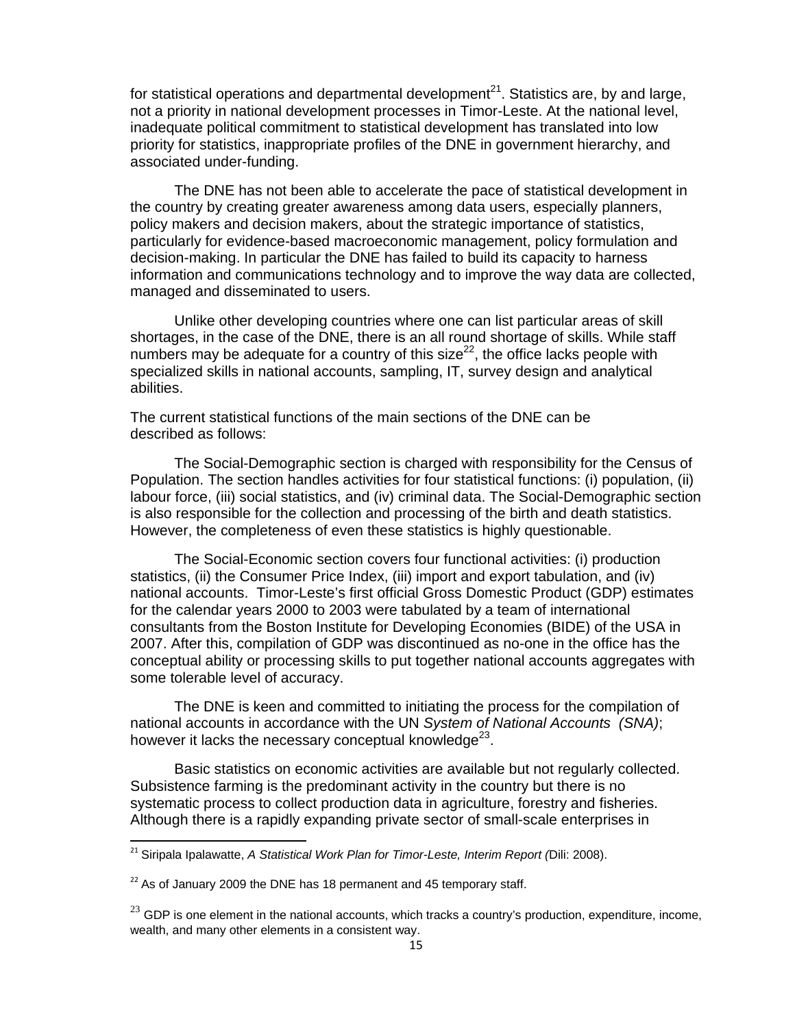for statistical operations and departmental development[21]. Statistics are, by and large, not a priority in national development processes in Timor-Leste. At the national level, inadequate political commitment to statistical development has translated into low priority for statistics, inappropriate profiles of the DNE in government hierarchy, and associated under-funding.

The DNE has not been able to accelerate the pace of statistical development in the country by creating greater awareness among data users, especially planners, policy makers and decision makers, about the strategic importance of statistics, particularly for evidence-based macroeconomic management, policy formulation and decision-making. In particular the DNE has failed to build its capacity to harness information and communications technology and to improve the way data are collected, managed and disseminated to users.

Unlike other developing countries where one can list particular areas of skill shortages, in the case of the DNE, there is an all round shortage of skills. While staff numbers may be adequate for a country of this size[22], the office lacks people with specialized skills in national accounts, sampling, IT, survey design and analytical abilities.

The current statistical functions of the main sections of the DNE can be described as follows:

The Social-Demographic section is charged with responsibility for the Census of Population. The section handles activities for four statistical functions: (i) population, (ii) labour force, (iii) social statistics, and (iv) criminal data. The Social-Demographic section is also responsible for the collection and processing of the birth and death statistics. However, the completeness of even these statistics is highly questionable.

The Social-Economic section covers four functional activities: (i) production statistics, (ii) the Consumer Price Index, (iii) import and export tabulation, and (iv) national accounts. Timor-Leste's first official Gross Domestic Product (GDP) estimates for the calendar years 2000 to 2003 were tabulated by a team of international consultants from the Boston Institute for Developing Economies (BIDE) of the USA in 2007. After this, compilation of GDP was discontinued as no-one in the office has the conceptual ability or processing skills to put together national accounts aggregates with some tolerable level of accuracy.

The DNE is keen and committed to initiating the process for the compilation of national accounts in accordance with the UN *System of National Accounts (SNA)*; however it lacks the necessary conceptual knowledge[23].

Basic statistics on economic activities are available but not regularly collected. Subsistence farming is the predominant activity in the country but there is no systematic process to collect production data in agriculture, forestry and fisheries. Although there is a rapidly expanding private sector of small-scale enterprises in

---

[21] Siripala Ipalawatte, *A Statistical Work Plan for Timor-Leste, Interim Report (*Dili: 2008).

[22] As of January 2009 the DNE has 18 permanent and 45 temporary staff.

[23] GDP is one element in the national accounts, which tracks a country's production, expenditure, income, wealth, and many other elements in a consistent way.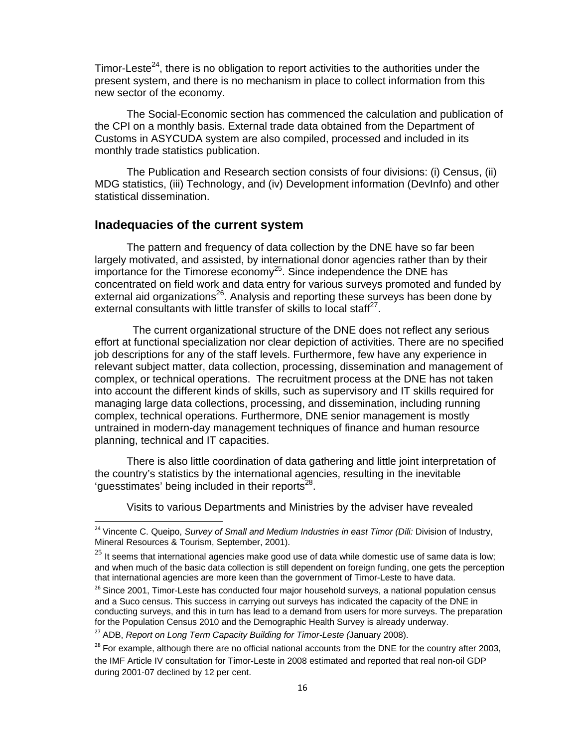Timor-Leste[24], there is no obligation to report activities to the authorities under the present system, and there is no mechanism in place to collect information from this new sector of the economy.

The Social-Economic section has commenced the calculation and publication of the CPI on a monthly basis. External trade data obtained from the Department of Customs in ASYCUDA system are also compiled, processed and included in its monthly trade statistics publication.

The Publication and Research section consists of four divisions: (i) Census, (ii) MDG statistics, (iii) Technology, and (iv) Development information (DevInfo) and other statistical dissemination.

## Inadequacies of the current system

The pattern and frequency of data collection by the DNE have so far been largely motivated, and assisted, by international donor agencies rather than by their importance for the Timorese economy[25]. Since independence the DNE has concentrated on field work and data entry for various surveys promoted and funded by external aid organizations[26]. Analysis and reporting these surveys has been done by external consultants with little transfer of skills to local staff[27].

The current organizational structure of the DNE does not reflect any serious effort at functional specialization nor clear depiction of activities. There are no specified job descriptions for any of the staff levels. Furthermore, few have any experience in relevant subject matter, data collection, processing, dissemination and management of complex, or technical operations. The recruitment process at the DNE has not taken into account the different kinds of skills, such as supervisory and IT skills required for managing large data collections, processing, and dissemination, including running complex, technical operations. Furthermore, DNE senior management is mostly untrained in modern-day management techniques of finance and human resource planning, technical and IT capacities.

There is also little coordination of data gathering and little joint interpretation of the country's statistics by the international agencies, resulting in the inevitable 'guesstimates' being included in their reports[28].

Visits to various Departments and Ministries by the adviser have revealed

---

[24] Vincente C. Queipo, *Survey of Small and Medium Industries in east Timor (Dili:* Division of Industry, Mineral Resources & Tourism, September, 2001).

[25] It seems that international agencies make good use of data while domestic use of same data is low; and when much of the basic data collection is still dependent on foreign funding, one gets the perception that international agencies are more keen than the government of Timor-Leste to have data.

[26] Since 2001, Timor-Leste has conducted four major household surveys, a national population census and a Suco census. This success in carrying out surveys has indicated the capacity of the DNE in conducting surveys, and this in turn has lead to a demand from users for more surveys. The preparation for the Population Census 2010 and the Demographic Health Survey is already underway.

[27] ADB, *Report on Long Term Capacity Building for Timor-Leste (*January 2008).

[28] For example, although there are no official national accounts from the DNE for the country after 2003, the IMF Article IV consultation for Timor-Leste in 2008 estimated and reported that real non-oil GDP during 2001-07 declined by 12 per cent.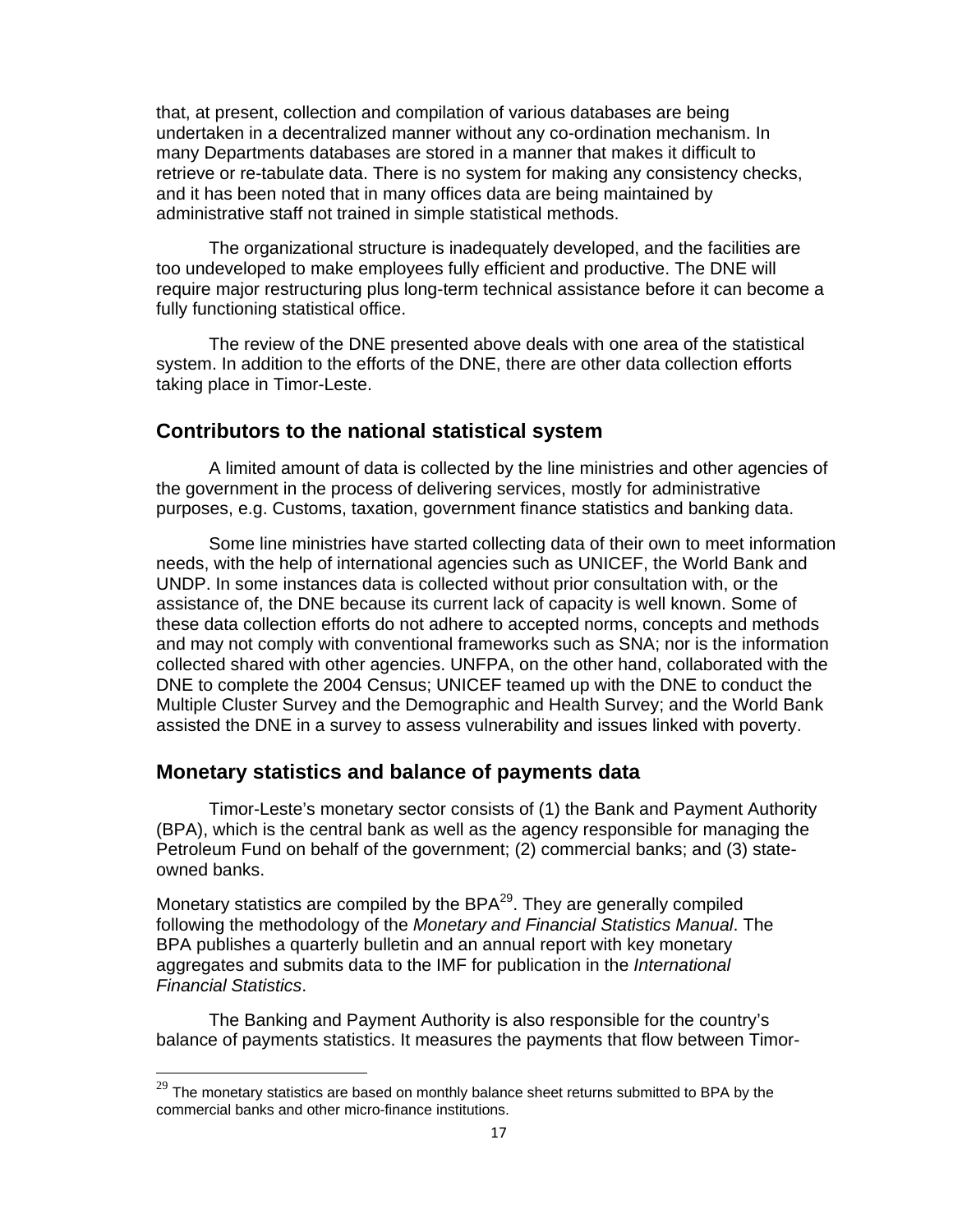that, at present, collection and compilation of various databases are being undertaken in a decentralized manner without any co-ordination mechanism. In many Departments databases are stored in a manner that makes it difficult to retrieve or re-tabulate data. There is no system for making any consistency checks, and it has been noted that in many offices data are being maintained by administrative staff not trained in simple statistical methods.

The organizational structure is inadequately developed, and the facilities are too undeveloped to make employees fully efficient and productive. The DNE will require major restructuring plus long-term technical assistance before it can become a fully functioning statistical office.

The review of the DNE presented above deals with one area of the statistical system. In addition to the efforts of the DNE, there are other data collection efforts taking place in Timor-Leste.

## Contributors to the national statistical system

A limited amount of data is collected by the line ministries and other agencies of the government in the process of delivering services, mostly for administrative purposes, e.g. Customs, taxation, government finance statistics and banking data.

Some line ministries have started collecting data of their own to meet information needs, with the help of international agencies such as UNICEF, the World Bank and UNDP. In some instances data is collected without prior consultation with, or the assistance of, the DNE because its current lack of capacity is well known. Some of these data collection efforts do not adhere to accepted norms, concepts and methods and may not comply with conventional frameworks such as SNA; nor is the information collected shared with other agencies. UNFPA, on the other hand, collaborated with the DNE to complete the 2004 Census; UNICEF teamed up with the DNE to conduct the Multiple Cluster Survey and the Demographic and Health Survey; and the World Bank assisted the DNE in a survey to assess vulnerability and issues linked with poverty.

## Monetary statistics and balance of payments data

Timor-Leste's monetary sector consists of (1) the Bank and Payment Authority (BPA), which is the central bank as well as the agency responsible for managing the Petroleum Fund on behalf of the government; (2) commercial banks; and (3) state-owned banks.

Monetary statistics are compiled by the BPA[29]. They are generally compiled following the methodology of the *Monetary and Financial Statistics Manual*. The BPA publishes a quarterly bulletin and an annual report with key monetary aggregates and submits data to the IMF for publication in the *International Financial Statistics*.

The Banking and Payment Authority is also responsible for the country's balance of payments statistics. It measures the payments that flow between Timor-

[29] The monetary statistics are based on monthly balance sheet returns submitted to BPA by the commercial banks and other micro-finance institutions.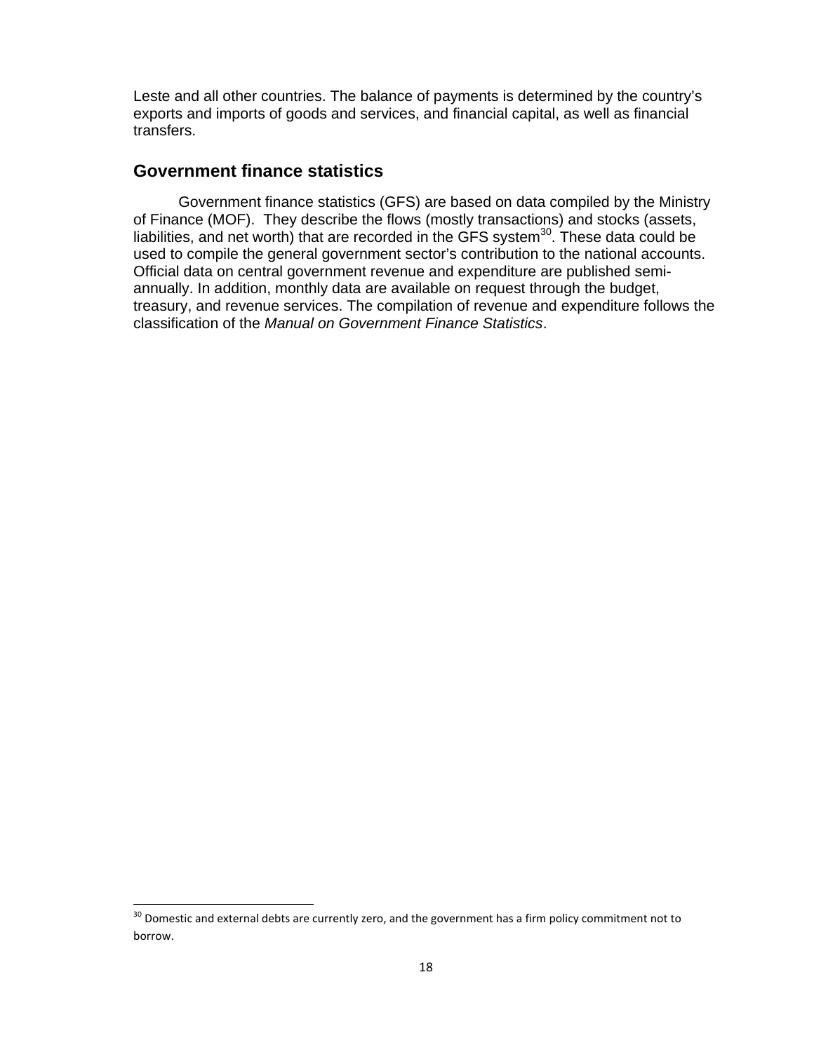Leste and all other countries. The balance of payments is determined by the country's exports and imports of goods and services, and financial capital, as well as financial transfers.

## Government finance statistics

Government finance statistics (GFS) are based on data compiled by the Ministry of Finance (MOF). They describe the flows (mostly transactions) and stocks (assets, liabilities, and net worth) that are recorded in the GFS system[30]. These data could be used to compile the general government sector's contribution to the national accounts. Official data on central government revenue and expenditure are published semi-annually. In addition, monthly data are available on request through the budget, treasury, and revenue services. The compilation of revenue and expenditure follows the classification of the *Manual on Government Finance Statistics*.

[30] Domestic and external debts are currently zero, and the government has a firm policy commitment not to borrow.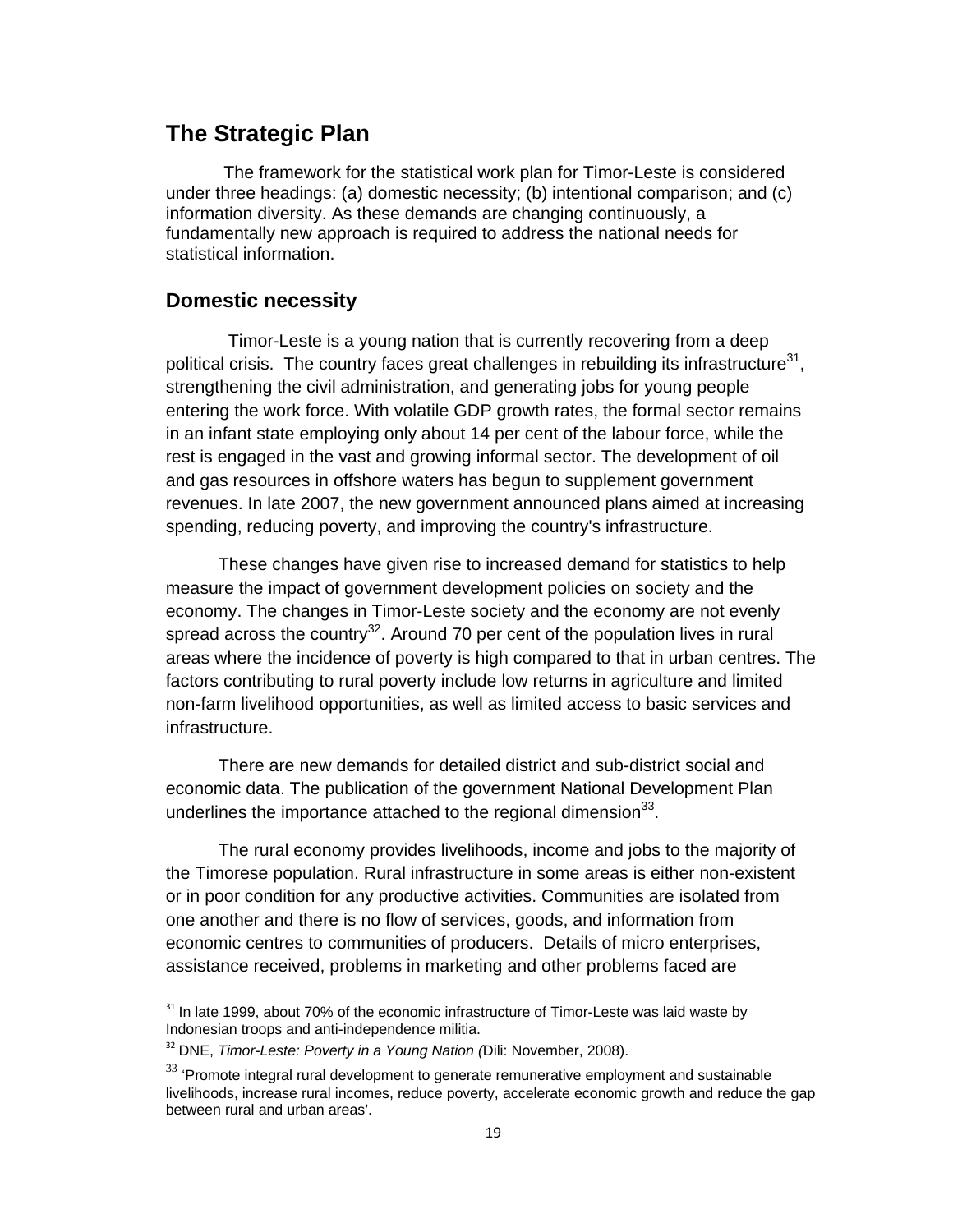## The Strategic Plan

The framework for the statistical work plan for Timor-Leste is considered under three headings: (a) domestic necessity; (b) intentional comparison; and (c) information diversity. As these demands are changing continuously, a fundamentally new approach is required to address the national needs for statistical information.

### Domestic necessity

Timor-Leste is a young nation that is currently recovering from a deep political crisis. The country faces great challenges in rebuilding its infrastructure[31], strengthening the civil administration, and generating jobs for young people entering the work force. With volatile GDP growth rates, the formal sector remains in an infant state employing only about 14 per cent of the labour force, while the rest is engaged in the vast and growing informal sector. The development of oil and gas resources in offshore waters has begun to supplement government revenues. In late 2007, the new government announced plans aimed at increasing spending, reducing poverty, and improving the country's infrastructure.

These changes have given rise to increased demand for statistics to help measure the impact of government development policies on society and the economy. The changes in Timor-Leste society and the economy are not evenly spread across the country[32]. Around 70 per cent of the population lives in rural areas where the incidence of poverty is high compared to that in urban centres. The factors contributing to rural poverty include low returns in agriculture and limited non-farm livelihood opportunities, as well as limited access to basic services and infrastructure.

There are new demands for detailed district and sub-district social and economic data. The publication of the government National Development Plan underlines the importance attached to the regional dimension[33].

The rural economy provides livelihoods, income and jobs to the majority of the Timorese population. Rural infrastructure in some areas is either non-existent or in poor condition for any productive activities. Communities are isolated from one another and there is no flow of services, goods, and information from economic centres to communities of producers. Details of micro enterprises, assistance received, problems in marketing and other problems faced are

---

[31] In late 1999, about 70% of the economic infrastructure of Timor-Leste was laid waste by Indonesian troops and anti-independence militia.

[32] DNE, *Timor-Leste: Poverty in a Young Nation (*Dili: November, 2008).

[33] 'Promote integral rural development to generate remunerative employment and sustainable livelihoods, increase rural incomes, reduce poverty, accelerate economic growth and reduce the gap between rural and urban areas'.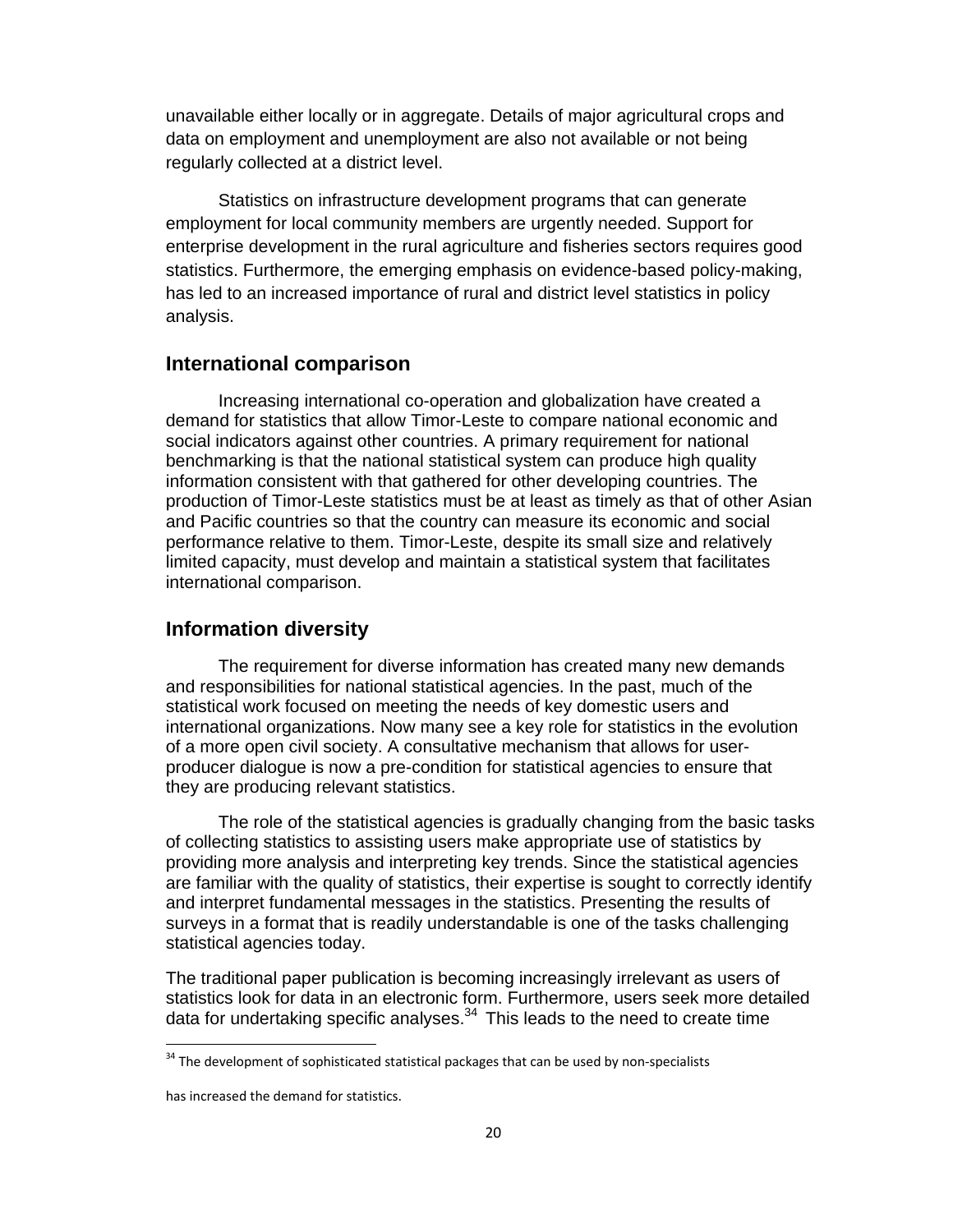unavailable either locally or in aggregate. Details of major agricultural crops and data on employment and unemployment are also not available or not being regularly collected at a district level.

Statistics on infrastructure development programs that can generate employment for local community members are urgently needed. Support for enterprise development in the rural agriculture and fisheries sectors requires good statistics. Furthermore, the emerging emphasis on evidence-based policy-making, has led to an increased importance of rural and district level statistics in policy analysis.

## International comparison

Increasing international co-operation and globalization have created a demand for statistics that allow Timor-Leste to compare national economic and social indicators against other countries. A primary requirement for national benchmarking is that the national statistical system can produce high quality information consistent with that gathered for other developing countries. The production of Timor-Leste statistics must be at least as timely as that of other Asian and Pacific countries so that the country can measure its economic and social performance relative to them. Timor-Leste, despite its small size and relatively limited capacity, must develop and maintain a statistical system that facilitates international comparison.

## Information diversity

The requirement for diverse information has created many new demands and responsibilities for national statistical agencies. In the past, much of the statistical work focused on meeting the needs of key domestic users and international organizations. Now many see a key role for statistics in the evolution of a more open civil society. A consultative mechanism that allows for user-producer dialogue is now a pre-condition for statistical agencies to ensure that they are producing relevant statistics.

The role of the statistical agencies is gradually changing from the basic tasks of collecting statistics to assisting users make appropriate use of statistics by providing more analysis and interpreting key trends. Since the statistical agencies are familiar with the quality of statistics, their expertise is sought to correctly identify and interpret fundamental messages in the statistics. Presenting the results of surveys in a format that is readily understandable is one of the tasks challenging statistical agencies today.

The traditional paper publication is becoming increasingly irrelevant as users of statistics look for data in an electronic form. Furthermore, users seek more detailed data for undertaking specific analyses.[34] This leads to the need to create time

[34] The development of sophisticated statistical packages that can be used by non-specialists has increased the demand for statistics.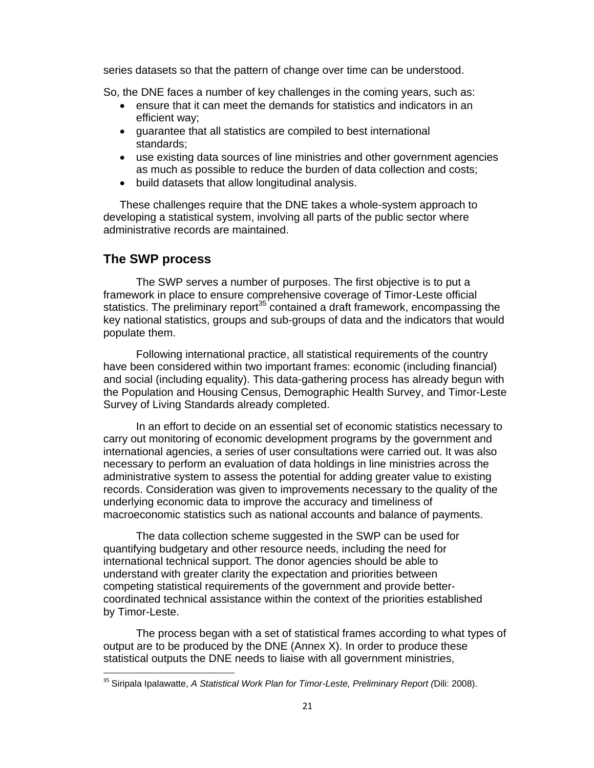series datasets so that the pattern of change over time can be understood.

So, the DNE faces a number of key challenges in the coming years, such as:

- ensure that it can meet the demands for statistics and indicators in an efficient way;
- guarantee that all statistics are compiled to best international standards;
- use existing data sources of line ministries and other government agencies as much as possible to reduce the burden of data collection and costs;
- build datasets that allow longitudinal analysis.

These challenges require that the DNE takes a whole-system approach to developing a statistical system, involving all parts of the public sector where administrative records are maintained.

## The SWP process

The SWP serves a number of purposes. The first objective is to put a framework in place to ensure comprehensive coverage of Timor-Leste official statistics. The preliminary report[35] contained a draft framework, encompassing the key national statistics, groups and sub-groups of data and the indicators that would populate them.

Following international practice, all statistical requirements of the country have been considered within two important frames: economic (including financial) and social (including equality). This data-gathering process has already begun with the Population and Housing Census, Demographic Health Survey, and Timor-Leste Survey of Living Standards already completed.

In an effort to decide on an essential set of economic statistics necessary to carry out monitoring of economic development programs by the government and international agencies, a series of user consultations were carried out. It was also necessary to perform an evaluation of data holdings in line ministries across the administrative system to assess the potential for adding greater value to existing records. Consideration was given to improvements necessary to the quality of the underlying economic data to improve the accuracy and timeliness of macroeconomic statistics such as national accounts and balance of payments.

The data collection scheme suggested in the SWP can be used for quantifying budgetary and other resource needs, including the need for international technical support. The donor agencies should be able to understand with greater clarity the expectation and priorities between competing statistical requirements of the government and provide better-coordinated technical assistance within the context of the priorities established by Timor-Leste.

The process began with a set of statistical frames according to what types of output are to be produced by the DNE (Annex X). In order to produce these statistical outputs the DNE needs to liaise with all government ministries,

[35] Siripala Ipalawatte, *A Statistical Work Plan for Timor-Leste, Preliminary Report (*Dili: 2008).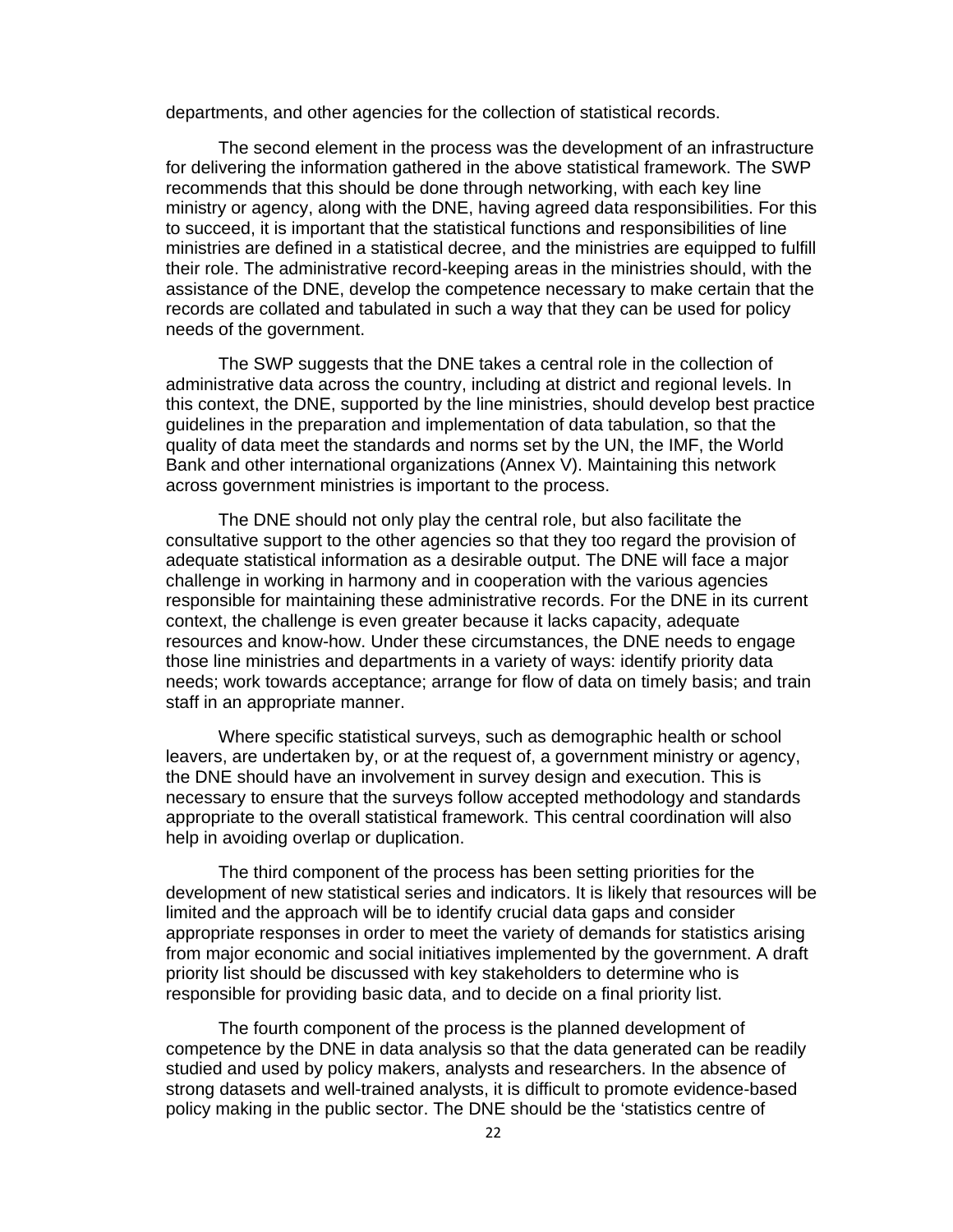departments, and other agencies for the collection of statistical records.

The second element in the process was the development of an infrastructure for delivering the information gathered in the above statistical framework. The SWP recommends that this should be done through networking, with each key line ministry or agency, along with the DNE, having agreed data responsibilities. For this to succeed, it is important that the statistical functions and responsibilities of line ministries are defined in a statistical decree, and the ministries are equipped to fulfill their role. The administrative record-keeping areas in the ministries should, with the assistance of the DNE, develop the competence necessary to make certain that the records are collated and tabulated in such a way that they can be used for policy needs of the government.

The SWP suggests that the DNE takes a central role in the collection of administrative data across the country, including at district and regional levels. In this context, the DNE, supported by the line ministries, should develop best practice guidelines in the preparation and implementation of data tabulation, so that the quality of data meet the standards and norms set by the UN, the IMF, the World Bank and other international organizations (Annex V). Maintaining this network across government ministries is important to the process.

The DNE should not only play the central role, but also facilitate the consultative support to the other agencies so that they too regard the provision of adequate statistical information as a desirable output. The DNE will face a major challenge in working in harmony and in cooperation with the various agencies responsible for maintaining these administrative records. For the DNE in its current context, the challenge is even greater because it lacks capacity, adequate resources and know-how. Under these circumstances, the DNE needs to engage those line ministries and departments in a variety of ways: identify priority data needs; work towards acceptance; arrange for flow of data on timely basis; and train staff in an appropriate manner.

Where specific statistical surveys, such as demographic health or school leavers, are undertaken by, or at the request of, a government ministry or agency, the DNE should have an involvement in survey design and execution. This is necessary to ensure that the surveys follow accepted methodology and standards appropriate to the overall statistical framework. This central coordination will also help in avoiding overlap or duplication.

The third component of the process has been setting priorities for the development of new statistical series and indicators. It is likely that resources will be limited and the approach will be to identify crucial data gaps and consider appropriate responses in order to meet the variety of demands for statistics arising from major economic and social initiatives implemented by the government. A draft priority list should be discussed with key stakeholders to determine who is responsible for providing basic data, and to decide on a final priority list.

The fourth component of the process is the planned development of competence by the DNE in data analysis so that the data generated can be readily studied and used by policy makers, analysts and researchers. In the absence of strong datasets and well-trained analysts, it is difficult to promote evidence-based policy making in the public sector. The DNE should be the 'statistics centre of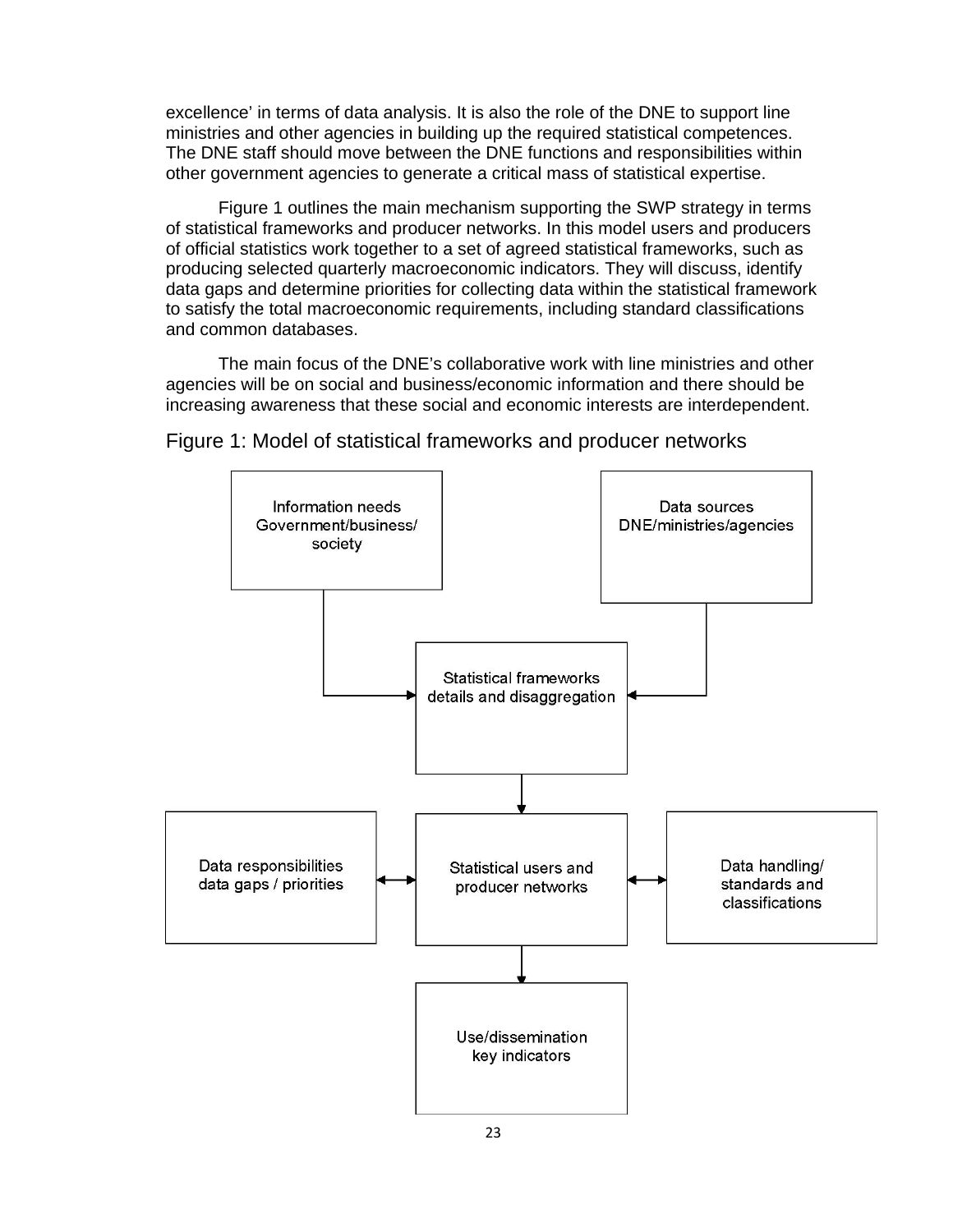excellence' in terms of data analysis. It is also the role of the DNE to support line ministries and other agencies in building up the required statistical competences. The DNE staff should move between the DNE functions and responsibilities within other government agencies to generate a critical mass of statistical expertise.

Figure 1 outlines the main mechanism supporting the SWP strategy in terms of statistical frameworks and producer networks. In this model users and producers of official statistics work together to a set of agreed statistical frameworks, such as producing selected quarterly macroeconomic indicators. They will discuss, identify data gaps and determine priorities for collecting data within the statistical framework to satisfy the total macroeconomic requirements, including standard classifications and common databases.

The main focus of the DNE's collaborative work with line ministries and other agencies will be on social and business/economic information and there should be increasing awareness that these social and economic interests are interdependent.

Figure 1: Model of statistical frameworks and producer networks

Information needs Government/business/ society

Data sources DNE/ministries/agencies

Statistical frameworks details and disaggregation

Data responsibilities data gaps / priorities

Statistical users and producer networks

Data handling/ standards and classifications

Use/dissemination key indicators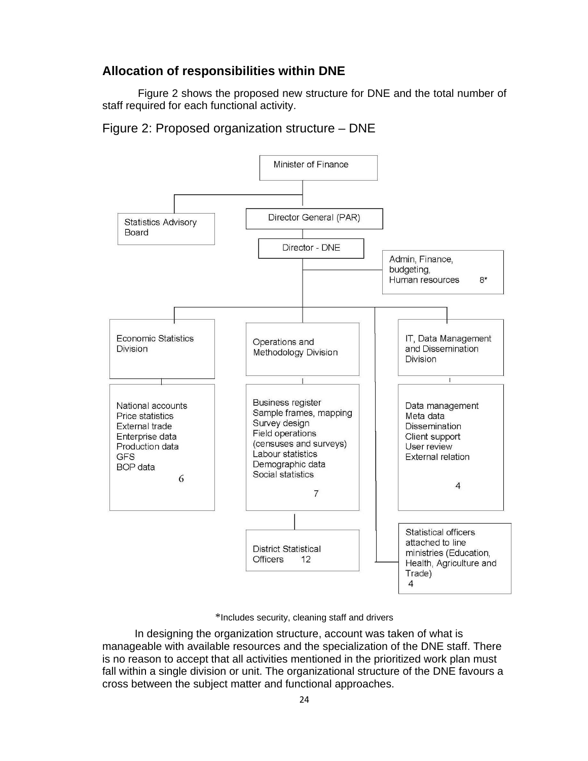## Allocation of responsibilities within DNE

Figure 2 shows the proposed new structure for DNE and the total number of staff required for each functional activity.

Figure 2: Proposed organization structure – DNE

Minister of Finance

Statistics Advisory Board

Director General (PAR)

Director - DNE

Admin, Finance, budgeting, Human resources 8*

Economic Statistics Division

- National accounts
- Price statistics
- External trade
- Enterprise data
- Production data
- GFS
- BOP data

6

Operations and Methodology Division

- Business register
- Sample frames, mapping
- Survey design
- Field operations (censuses and surveys)
- Labour statistics
- Demographic data
- Social statistics

7

District Statistical Officers 12

IT, Data Management and Dissemination Division

- Data management
- Meta data
- Dissemination
- Client support
- User review
- External relation

4

Statistical officers attached to line ministries (Education, Health, Agriculture and Trade) 4

*Includes security, cleaning staff and drivers

In designing the organization structure, account was taken of what is manageable with available resources and the specialization of the DNE staff. There is no reason to accept that all activities mentioned in the prioritized work plan must fall within a single division or unit. The organizational structure of the DNE favours a cross between the subject matter and functional approaches.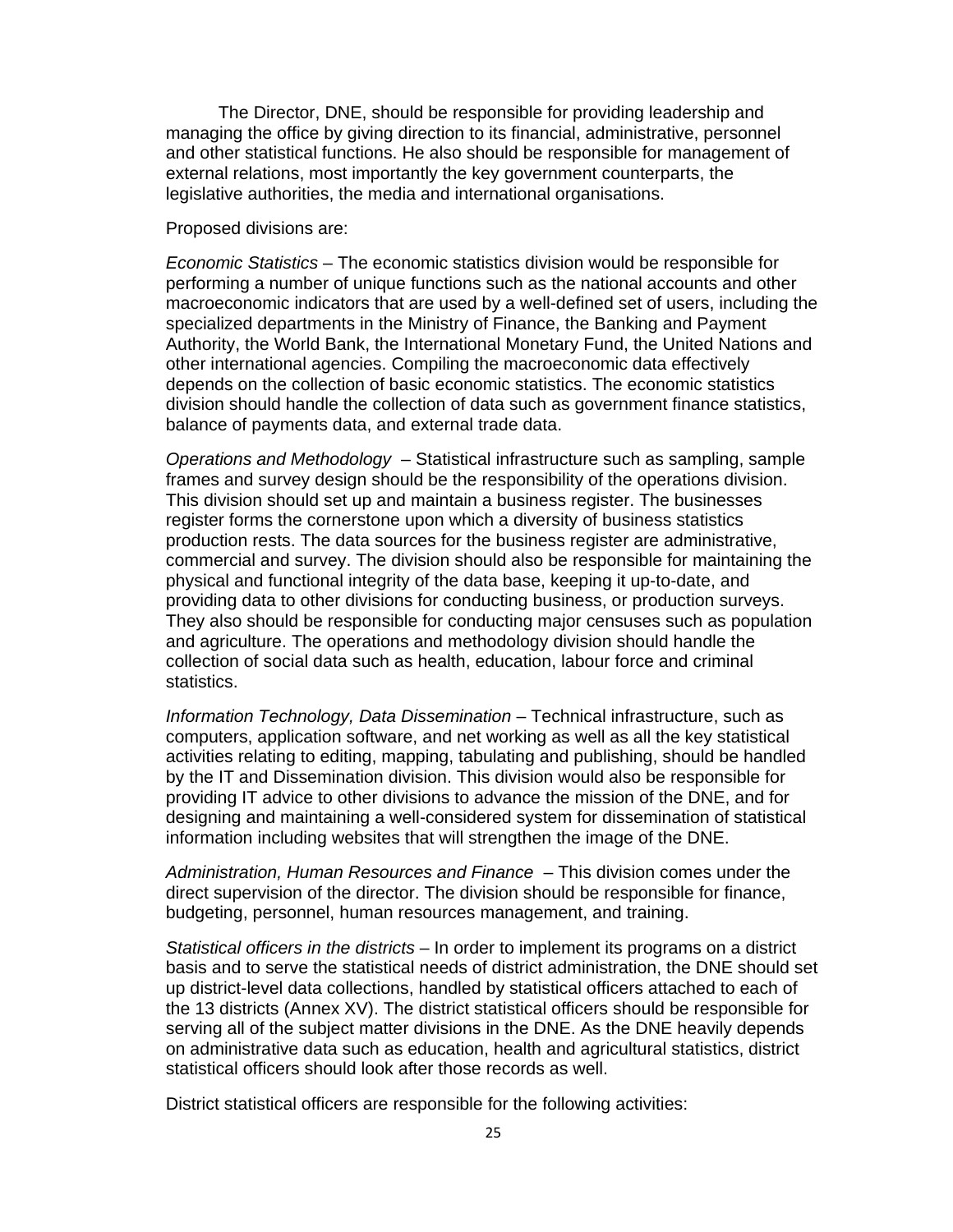The Director, DNE, should be responsible for providing leadership and managing the office by giving direction to its financial, administrative, personnel and other statistical functions. He also should be responsible for management of external relations, most importantly the key government counterparts, the legislative authorities, the media and international organisations.

Proposed divisions are:

*Economic Statistics* – The economic statistics division would be responsible for performing a number of unique functions such as the national accounts and other macroeconomic indicators that are used by a well-defined set of users, including the specialized departments in the Ministry of Finance, the Banking and Payment Authority, the World Bank, the International Monetary Fund, the United Nations and other international agencies. Compiling the macroeconomic data effectively depends on the collection of basic economic statistics. The economic statistics division should handle the collection of data such as government finance statistics, balance of payments data, and external trade data.

*Operations and Methodology* – Statistical infrastructure such as sampling, sample frames and survey design should be the responsibility of the operations division. This division should set up and maintain a business register. The businesses register forms the cornerstone upon which a diversity of business statistics production rests. The data sources for the business register are administrative, commercial and survey. The division should also be responsible for maintaining the physical and functional integrity of the data base, keeping it up-to-date, and providing data to other divisions for conducting business, or production surveys. They also should be responsible for conducting major censuses such as population and agriculture. The operations and methodology division should handle the collection of social data such as health, education, labour force and criminal statistics.

*Information Technology, Data Dissemination* – Technical infrastructure, such as computers, application software, and net working as well as all the key statistical activities relating to editing, mapping, tabulating and publishing, should be handled by the IT and Dissemination division. This division would also be responsible for providing IT advice to other divisions to advance the mission of the DNE, and for designing and maintaining a well-considered system for dissemination of statistical information including websites that will strengthen the image of the DNE.

*Administration, Human Resources and Finance* – This division comes under the direct supervision of the director. The division should be responsible for finance, budgeting, personnel, human resources management, and training.

*Statistical officers in the districts* – In order to implement its programs on a district basis and to serve the statistical needs of district administration, the DNE should set up district-level data collections, handled by statistical officers attached to each of the 13 districts (Annex XV). The district statistical officers should be responsible for serving all of the subject matter divisions in the DNE. As the DNE heavily depends on administrative data such as education, health and agricultural statistics, district statistical officers should look after those records as well.

District statistical officers are responsible for the following activities: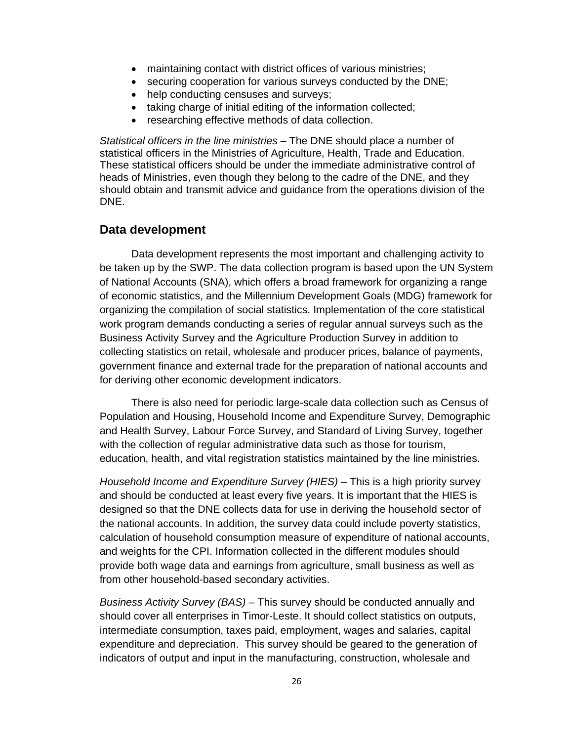- maintaining contact with district offices of various ministries;
- securing cooperation for various surveys conducted by the DNE;
- help conducting censuses and surveys;
- taking charge of initial editing of the information collected;
- researching effective methods of data collection.

*Statistical officers in the line ministries* – The DNE should place a number of statistical officers in the Ministries of Agriculture, Health, Trade and Education. These statistical officers should be under the immediate administrative control of heads of Ministries, even though they belong to the cadre of the DNE, and they should obtain and transmit advice and guidance from the operations division of the DNE.

## Data development

Data development represents the most important and challenging activity to be taken up by the SWP. The data collection program is based upon the UN System of National Accounts (SNA), which offers a broad framework for organizing a range of economic statistics, and the Millennium Development Goals (MDG) framework for organizing the compilation of social statistics. Implementation of the core statistical work program demands conducting a series of regular annual surveys such as the Business Activity Survey and the Agriculture Production Survey in addition to collecting statistics on retail, wholesale and producer prices, balance of payments, government finance and external trade for the preparation of national accounts and for deriving other economic development indicators.

There is also need for periodic large-scale data collection such as Census of Population and Housing, Household Income and Expenditure Survey, Demographic and Health Survey, Labour Force Survey, and Standard of Living Survey, together with the collection of regular administrative data such as those for tourism, education, health, and vital registration statistics maintained by the line ministries.

*Household Income and Expenditure Survey (HIES)* – This is a high priority survey and should be conducted at least every five years. It is important that the HIES is designed so that the DNE collects data for use in deriving the household sector of the national accounts. In addition, the survey data could include poverty statistics, calculation of household consumption measure of expenditure of national accounts, and weights for the CPI. Information collected in the different modules should provide both wage data and earnings from agriculture, small business as well as from other household-based secondary activities.

*Business Activity Survey (BAS)* – This survey should be conducted annually and should cover all enterprises in Timor-Leste. It should collect statistics on outputs, intermediate consumption, taxes paid, employment, wages and salaries, capital expenditure and depreciation. This survey should be geared to the generation of indicators of output and input in the manufacturing, construction, wholesale and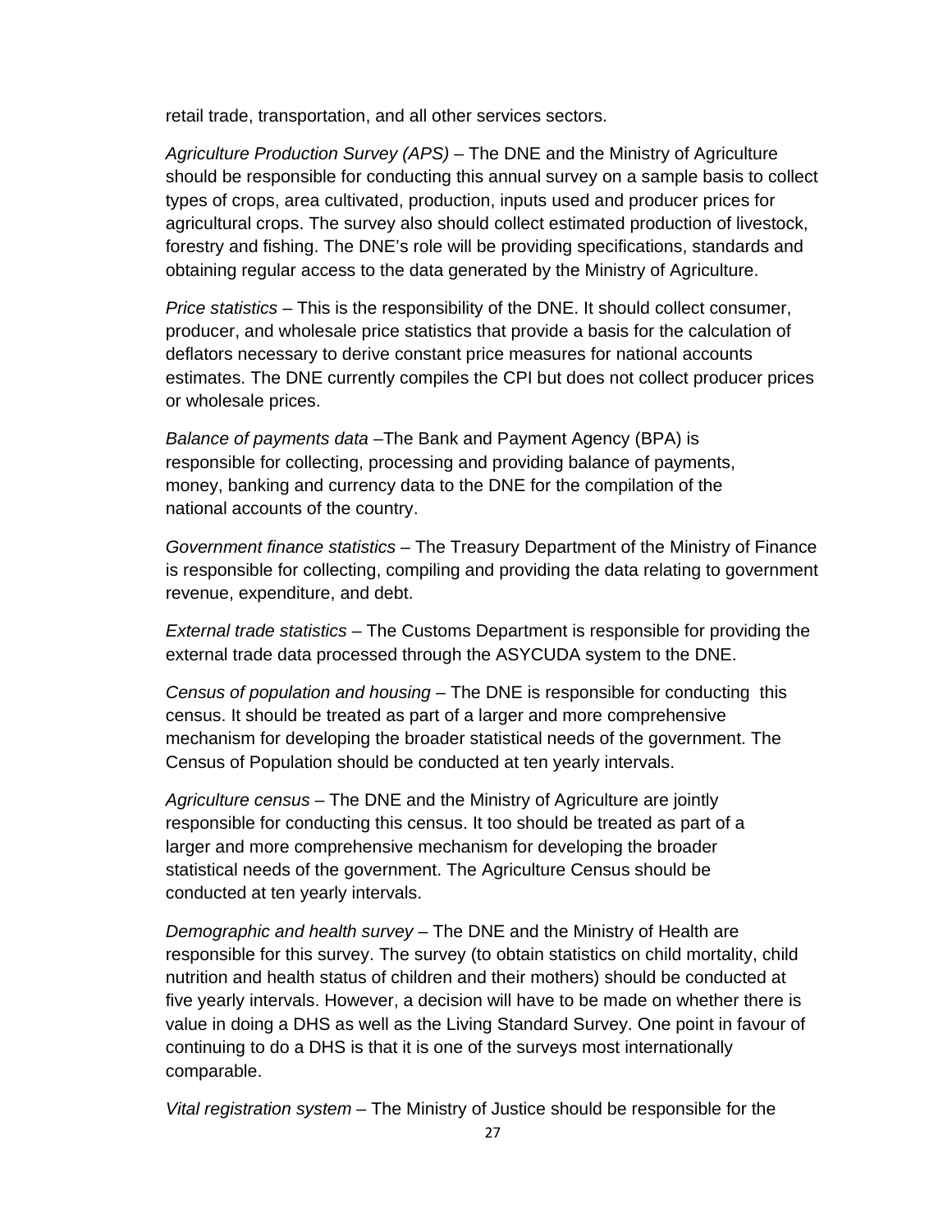retail trade, transportation, and all other services sectors.

*Agriculture Production Survey (APS)* – The DNE and the Ministry of Agriculture should be responsible for conducting this annual survey on a sample basis to collect types of crops, area cultivated, production, inputs used and producer prices for agricultural crops. The survey also should collect estimated production of livestock, forestry and fishing. The DNE's role will be providing specifications, standards and obtaining regular access to the data generated by the Ministry of Agriculture.

*Price statistics* – This is the responsibility of the DNE. It should collect consumer, producer, and wholesale price statistics that provide a basis for the calculation of deflators necessary to derive constant price measures for national accounts estimates. The DNE currently compiles the CPI but does not collect producer prices or wholesale prices.

*Balance of payments data* –The Bank and Payment Agency (BPA) is responsible for collecting, processing and providing balance of payments, money, banking and currency data to the DNE for the compilation of the national accounts of the country.

*Government finance statistics* – The Treasury Department of the Ministry of Finance is responsible for collecting, compiling and providing the data relating to government revenue, expenditure, and debt.

*External trade statistics* – The Customs Department is responsible for providing the external trade data processed through the ASYCUDA system to the DNE.

*Census of population and housing* – The DNE is responsible for conducting this census. It should be treated as part of a larger and more comprehensive mechanism for developing the broader statistical needs of the government. The Census of Population should be conducted at ten yearly intervals.

*Agriculture census* – The DNE and the Ministry of Agriculture are jointly responsible for conducting this census. It too should be treated as part of a larger and more comprehensive mechanism for developing the broader statistical needs of the government. The Agriculture Census should be conducted at ten yearly intervals.

*Demographic and health survey* – The DNE and the Ministry of Health are responsible for this survey. The survey (to obtain statistics on child mortality, child nutrition and health status of children and their mothers) should be conducted at five yearly intervals. However, a decision will have to be made on whether there is value in doing a DHS as well as the Living Standard Survey. One point in favour of continuing to do a DHS is that it is one of the surveys most internationally comparable.

*Vital registration system* – The Ministry of Justice should be responsible for the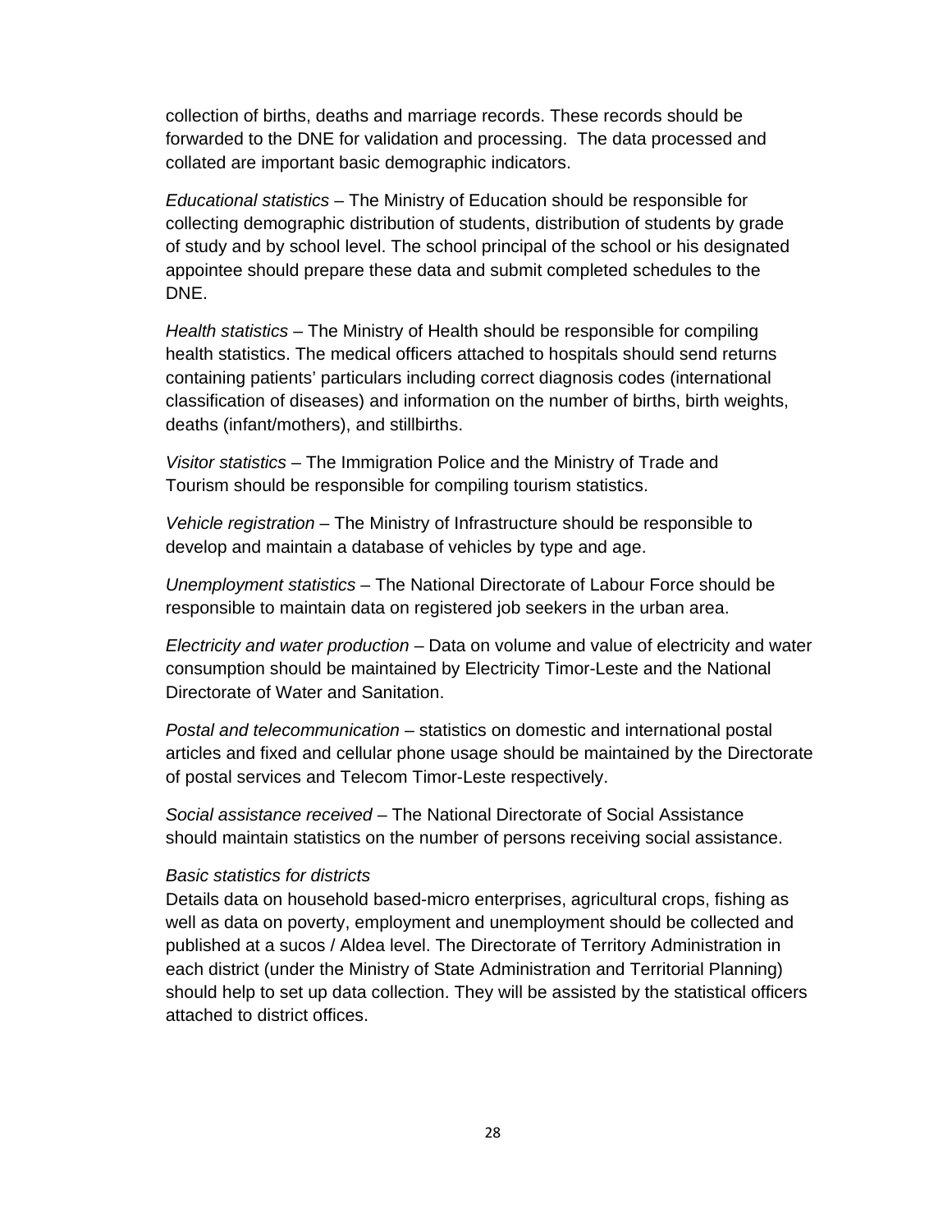collection of births, deaths and marriage records. These records should be forwarded to the DNE for validation and processing. The data processed and collated are important basic demographic indicators.

*Educational statistics* – The Ministry of Education should be responsible for collecting demographic distribution of students, distribution of students by grade of study and by school level. The school principal of the school or his designated appointee should prepare these data and submit completed schedules to the DNE.

*Health statistics* – The Ministry of Health should be responsible for compiling health statistics. The medical officers attached to hospitals should send returns containing patients' particulars including correct diagnosis codes (international classification of diseases) and information on the number of births, birth weights, deaths (infant/mothers), and stillbirths.

*Visitor statistics* – The Immigration Police and the Ministry of Trade and Tourism should be responsible for compiling tourism statistics.

*Vehicle registration* – The Ministry of Infrastructure should be responsible to develop and maintain a database of vehicles by type and age.

*Unemployment statistics* – The National Directorate of Labour Force should be responsible to maintain data on registered job seekers in the urban area.

*Electricity and water production* – Data on volume and value of electricity and water consumption should be maintained by Electricity Timor-Leste and the National Directorate of Water and Sanitation.

*Postal and telecommunication* – statistics on domestic and international postal articles and fixed and cellular phone usage should be maintained by the Directorate of postal services and Telecom Timor-Leste respectively.

*Social assistance received* – The National Directorate of Social Assistance should maintain statistics on the number of persons receiving social assistance.

*Basic statistics for districts*

Details data on household based-micro enterprises, agricultural crops, fishing as well as data on poverty, employment and unemployment should be collected and published at a sucos / Aldea level. The Directorate of Territory Administration in each district (under the Ministry of State Administration and Territorial Planning) should help to set up data collection. They will be assisted by the statistical officers attached to district offices.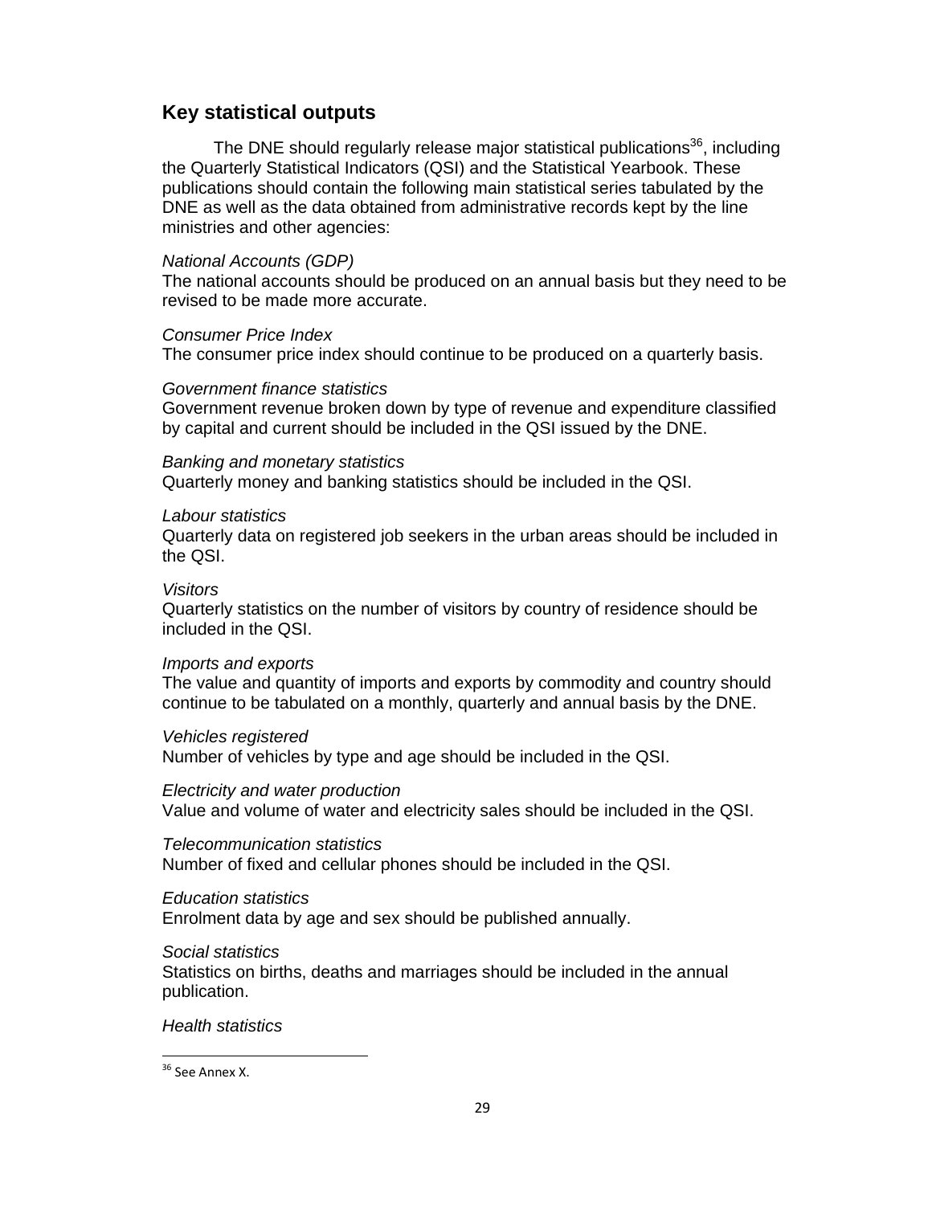## Key statistical outputs

The DNE should regularly release major statistical publications[36], including the Quarterly Statistical Indicators (QSI) and the Statistical Yearbook. These publications should contain the following main statistical series tabulated by the DNE as well as the data obtained from administrative records kept by the line ministries and other agencies:

*National Accounts (GDP)*
The national accounts should be produced on an annual basis but they need to be revised to be made more accurate.

*Consumer Price Index*
The consumer price index should continue to be produced on a quarterly basis.

*Government finance statistics*
Government revenue broken down by type of revenue and expenditure classified by capital and current should be included in the QSI issued by the DNE.

*Banking and monetary statistics*
Quarterly money and banking statistics should be included in the QSI.

*Labour statistics*
Quarterly data on registered job seekers in the urban areas should be included in the QSI.

*Visitors*
Quarterly statistics on the number of visitors by country of residence should be included in the QSI.

*Imports and exports*
The value and quantity of imports and exports by commodity and country should continue to be tabulated on a monthly, quarterly and annual basis by the DNE.

*Vehicles registered*
Number of vehicles by type and age should be included in the QSI.

*Electricity and water production*
Value and volume of water and electricity sales should be included in the QSI.

*Telecommunication statistics*
Number of fixed and cellular phones should be included in the QSI.

*Education statistics*
Enrolment data by age and sex should be published annually.

*Social statistics*
Statistics on births, deaths and marriages should be included in the annual publication.

*Health statistics*

[36] See Annex X.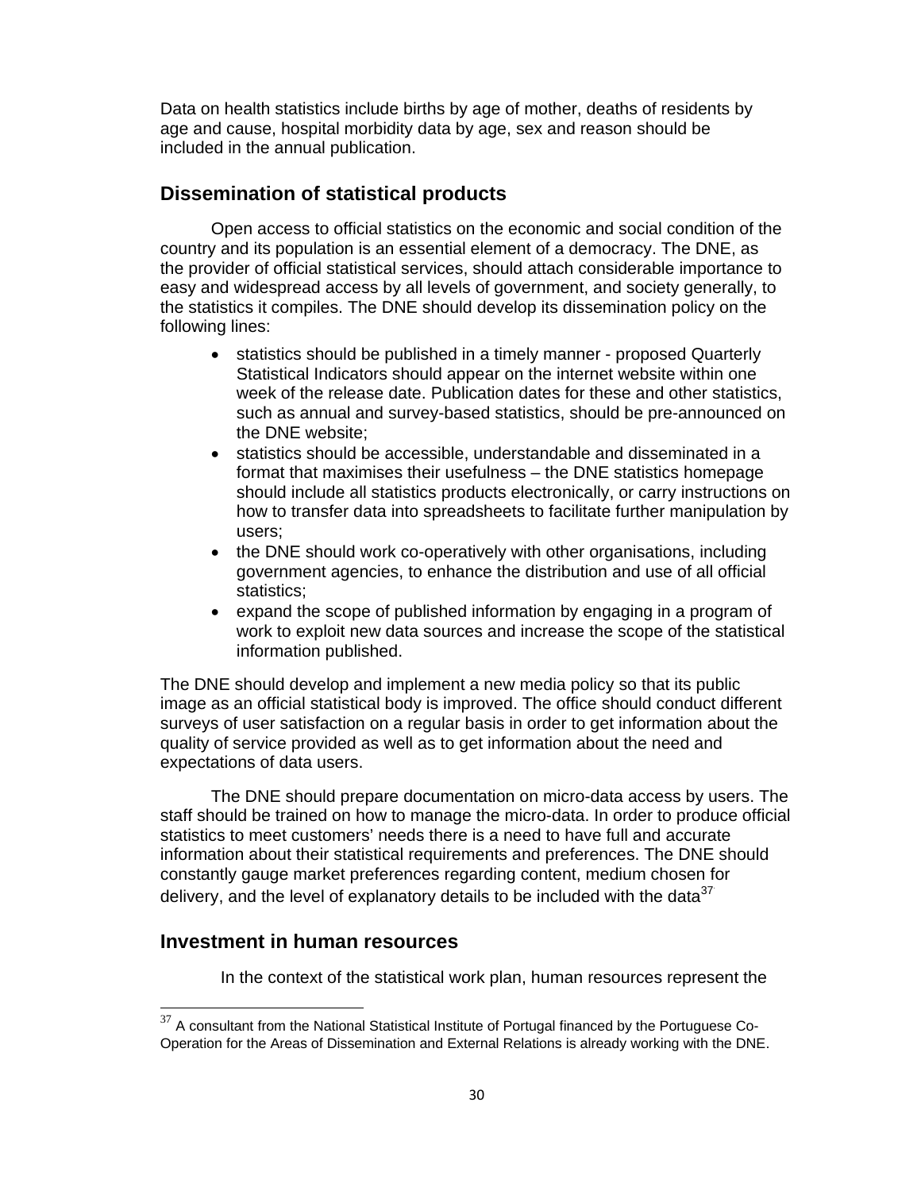Data on health statistics include births by age of mother, deaths of residents by age and cause, hospital morbidity data by age, sex and reason should be included in the annual publication.

## Dissemination of statistical products

Open access to official statistics on the economic and social condition of the country and its population is an essential element of a democracy. The DNE, as the provider of official statistical services, should attach considerable importance to easy and widespread access by all levels of government, and society generally, to the statistics it compiles. The DNE should develop its dissemination policy on the following lines:

- statistics should be published in a timely manner - proposed Quarterly Statistical Indicators should appear on the internet website within one week of the release date. Publication dates for these and other statistics, such as annual and survey-based statistics, should be pre-announced on the DNE website;
- statistics should be accessible, understandable and disseminated in a format that maximises their usefulness – the DNE statistics homepage should include all statistics products electronically, or carry instructions on how to transfer data into spreadsheets to facilitate further manipulation by users;
- the DNE should work co-operatively with other organisations, including government agencies, to enhance the distribution and use of all official statistics;
- expand the scope of published information by engaging in a program of work to exploit new data sources and increase the scope of the statistical information published.

The DNE should develop and implement a new media policy so that its public image as an official statistical body is improved. The office should conduct different surveys of user satisfaction on a regular basis in order to get information about the quality of service provided as well as to get information about the need and expectations of data users.

The DNE should prepare documentation on micro-data access by users. The staff should be trained on how to manage the micro-data. In order to produce official statistics to meet customers' needs there is a need to have full and accurate information about their statistical requirements and preferences. The DNE should constantly gauge market preferences regarding content, medium chosen for delivery, and the level of explanatory details to be included with the data[37]

## Investment in human resources

In the context of the statistical work plan, human resources represent the

[37] A consultant from the National Statistical Institute of Portugal financed by the Portuguese Co-Operation for the Areas of Dissemination and External Relations is already working with the DNE.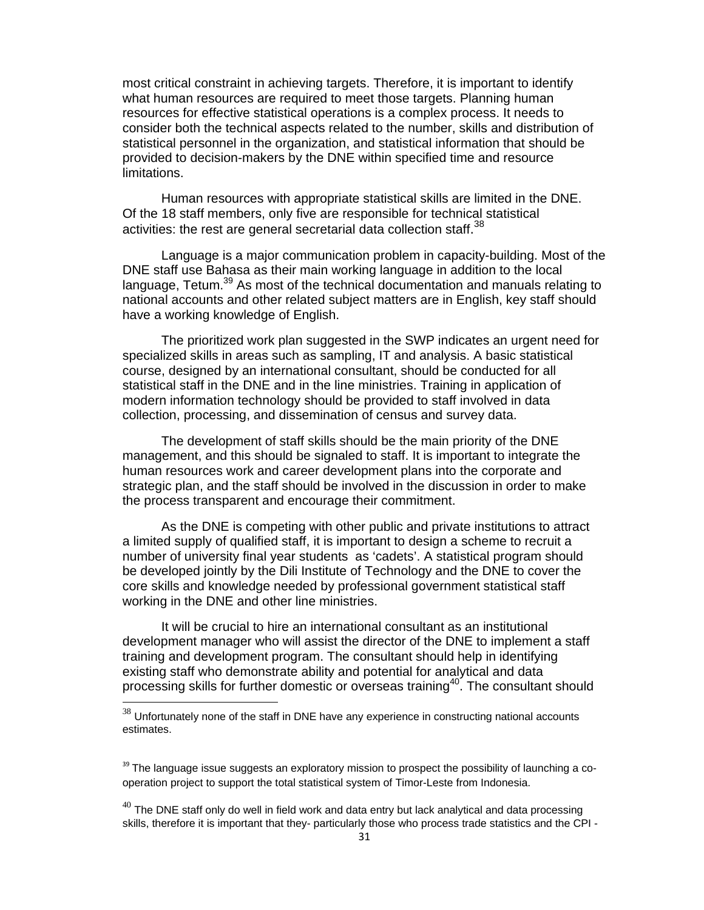most critical constraint in achieving targets. Therefore, it is important to identify what human resources are required to meet those targets. Planning human resources for effective statistical operations is a complex process. It needs to consider both the technical aspects related to the number, skills and distribution of statistical personnel in the organization, and statistical information that should be provided to decision-makers by the DNE within specified time and resource limitations.

Human resources with appropriate statistical skills are limited in the DNE. Of the 18 staff members, only five are responsible for technical statistical activities: the rest are general secretarial data collection staff.[38]

Language is a major communication problem in capacity-building. Most of the DNE staff use Bahasa as their main working language in addition to the local language, Tetum.[39] As most of the technical documentation and manuals relating to national accounts and other related subject matters are in English, key staff should have a working knowledge of English.

The prioritized work plan suggested in the SWP indicates an urgent need for specialized skills in areas such as sampling, IT and analysis. A basic statistical course, designed by an international consultant, should be conducted for all statistical staff in the DNE and in the line ministries. Training in application of modern information technology should be provided to staff involved in data collection, processing, and dissemination of census and survey data.

The development of staff skills should be the main priority of the DNE management, and this should be signaled to staff. It is important to integrate the human resources work and career development plans into the corporate and strategic plan, and the staff should be involved in the discussion in order to make the process transparent and encourage their commitment.

As the DNE is competing with other public and private institutions to attract a limited supply of qualified staff, it is important to design a scheme to recruit a number of university final year students as 'cadets'. A statistical program should be developed jointly by the Dili Institute of Technology and the DNE to cover the core skills and knowledge needed by professional government statistical staff working in the DNE and other line ministries.

It will be crucial to hire an international consultant as an institutional development manager who will assist the director of the DNE to implement a staff training and development program. The consultant should help in identifying existing staff who demonstrate ability and potential for analytical and data processing skills for further domestic or overseas training[40]. The consultant should

---

[38] Unfortunately none of the staff in DNE have any experience in constructing national accounts estimates.

[39] The language issue suggests an exploratory mission to prospect the possibility of launching a co-operation project to support the total statistical system of Timor-Leste from Indonesia.

[40] The DNE staff only do well in field work and data entry but lack analytical and data processing skills, therefore it is important that they- particularly those who process trade statistics and the CPI -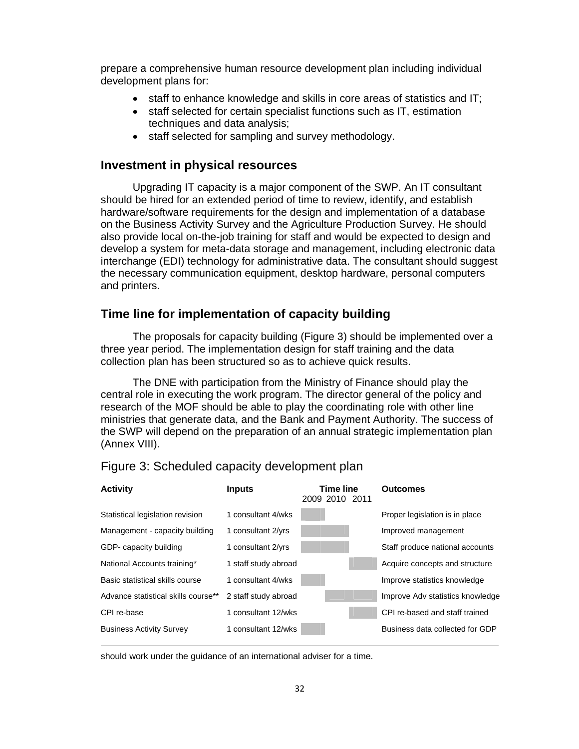prepare a comprehensive human resource development plan including individual development plans for:

- staff to enhance knowledge and skills in core areas of statistics and IT;
- staff selected for certain specialist functions such as IT, estimation techniques and data analysis;
- staff selected for sampling and survey methodology.

## Investment in physical resources

Upgrading IT capacity is a major component of the SWP. An IT consultant should be hired for an extended period of time to review, identify, and establish hardware/software requirements for the design and implementation of a database on the Business Activity Survey and the Agriculture Production Survey. He should also provide local on-the-job training for staff and would be expected to design and develop a system for meta-data storage and management, including electronic data interchange (EDI) technology for administrative data. The consultant should suggest the necessary communication equipment, desktop hardware, personal computers and printers.

## Time line for implementation of capacity building

The proposals for capacity building (Figure 3) should be implemented over a three year period. The implementation design for staff training and the data collection plan has been structured so as to achieve quick results.

The DNE with participation from the Ministry of Finance should play the central role in executing the work program. The director general of the policy and research of the MOF should be able to play the coordinating role with other line ministries that generate data, and the Bank and Payment Authority. The success of the SWP will depend on the preparation of an annual strategic implementation plan (Annex VIII).

Figure 3: Scheduled capacity development plan

| Activity | Inputs | Time line 2009 | 2010 | 2011 | Outcomes |
|---|---|---|---|---|---|
| Statistical legislation revision | 1 consultant 4/wks | ■ | | | Proper legislation is in place |
| Management - capacity building | 1 consultant 2/yrs | ■ | ■ | | Improved management |
| GDP- capacity building | 1 consultant 2/yrs | ■ | ■ | | Staff produce national accounts |
| National Accounts training* | 1 staff study abroad | | | ■ | Acquire concepts and structure |
| Basic statistical skills course | 1 consultant 4/wks | ■ | | | Improve statistics knowledge |
| Advance statistical skills course** | 2 staff study abroad | | ■ | ■ | Improve Adv statistics knowledge |
| CPI re-base | 1 consultant 12/wks | | | ■ | CPI re-based and staff trained |
| Business Activity Survey | 1 consultant 12/wks | ■ | | | Business data collected for GDP |

should work under the guidance of an international adviser for a time.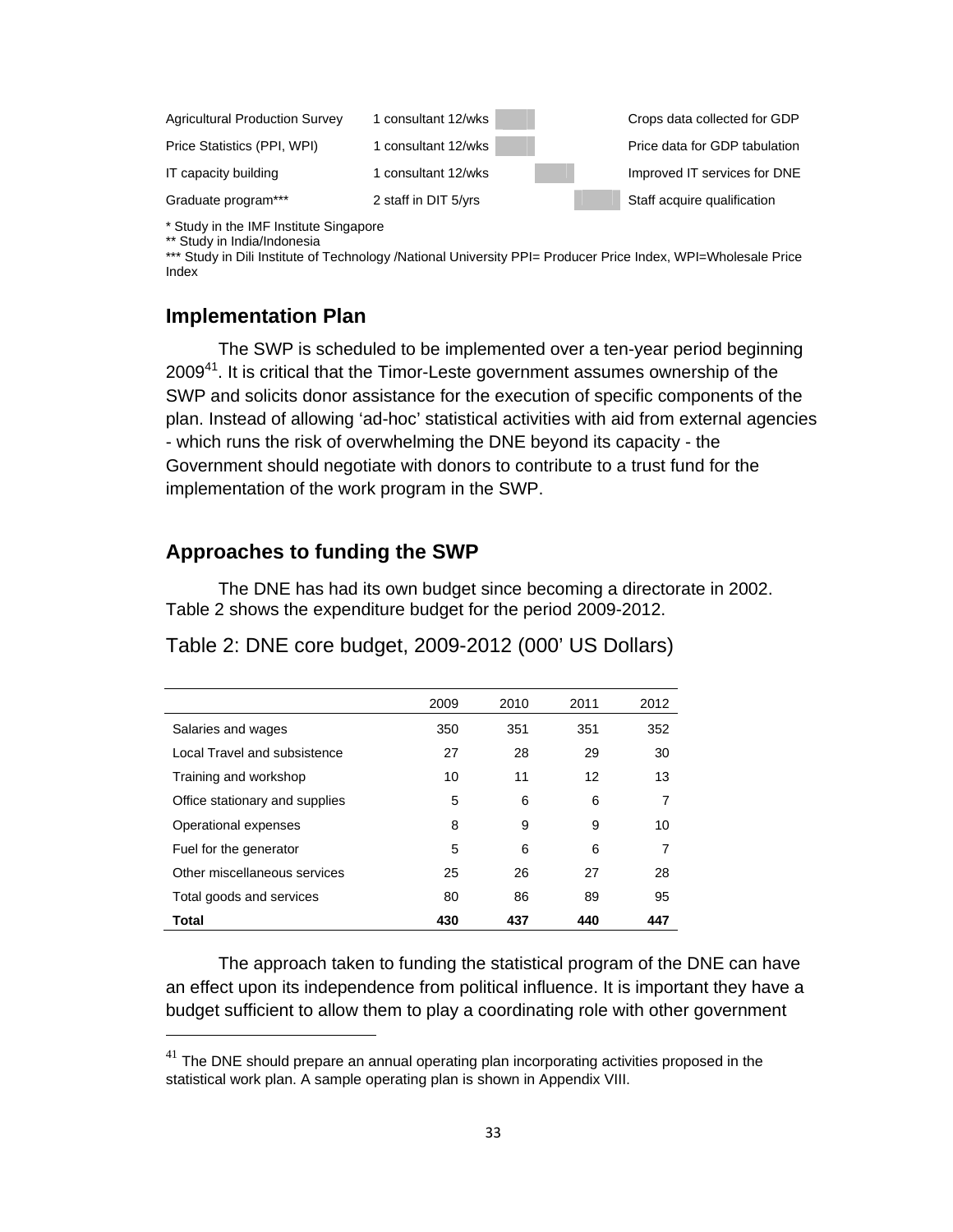| | | | | |
|---|---|---|---|---|
| Agricultural Production Survey | 1 consultant 12/wks | | | Crops data collected for GDP |
| Price Statistics (PPI, WPI) | 1 consultant 12/wks | | | Price data for GDP tabulation |
| IT capacity building | 1 consultant 12/wks | | | Improved IT services for DNE |
| Graduate program*** | 2 staff in DIT 5/yrs | | | Staff acquire qualification |

* Study in the IMF Institute Singapore
** Study in India/Indonesia
*** Study in Dili Institute of Technology /National University PPI= Producer Price Index, WPI=Wholesale Price Index

## Implementation Plan

The SWP is scheduled to be implemented over a ten-year period beginning 2009[41]. It is critical that the Timor-Leste government assumes ownership of the SWP and solicits donor assistance for the execution of specific components of the plan. Instead of allowing 'ad-hoc' statistical activities with aid from external agencies - which runs the risk of overwhelming the DNE beyond its capacity - the Government should negotiate with donors to contribute to a trust fund for the implementation of the work program in the SWP.

## Approaches to funding the SWP

The DNE has had its own budget since becoming a directorate in 2002. Table 2 shows the expenditure budget for the period 2009-2012.

Table 2: DNE core budget, 2009-2012 (000' US Dollars)

| | 2009 | 2010 | 2011 | 2012 |
|---|---|---|---|---|
| Salaries and wages | 350 | 351 | 351 | 352 |
| Local Travel and subsistence | 27 | 28 | 29 | 30 |
| Training and workshop | 10 | 11 | 12 | 13 |
| Office stationary and supplies | 5 | 6 | 6 | 7 |
| Operational expenses | 8 | 9 | 9 | 10 |
| Fuel for the generator | 5 | 6 | 6 | 7 |
| Other miscellaneous services | 25 | 26 | 27 | 28 |
| Total goods and services | 80 | 86 | 89 | 95 |
| **Total** | **430** | **437** | **440** | **447** |

The approach taken to funding the statistical program of the DNE can have an effect upon its independence from political influence. It is important they have a budget sufficient to allow them to play a coordinating role with other government

[41] The DNE should prepare an annual operating plan incorporating activities proposed in the statistical work plan. A sample operating plan is shown in Appendix VIII.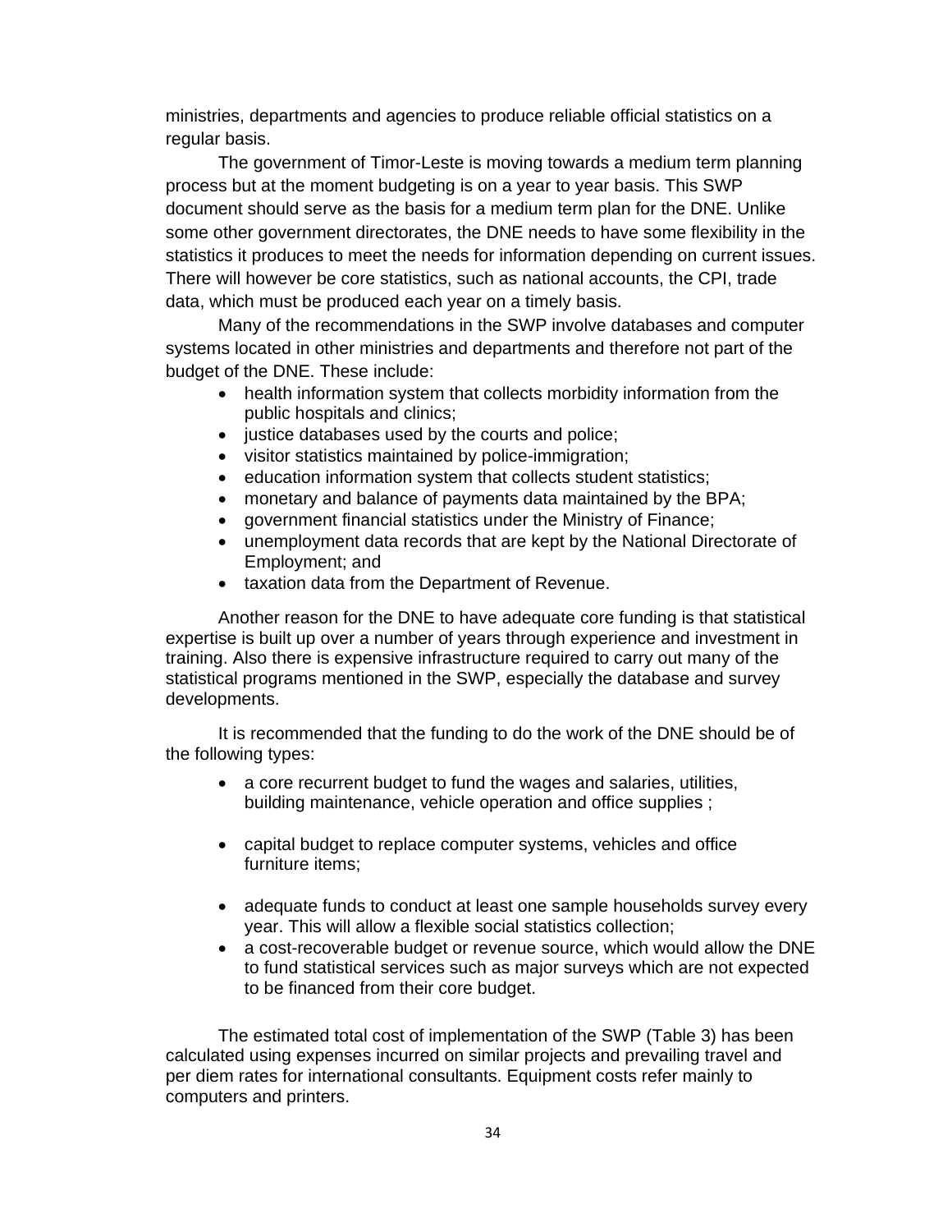ministries, departments and agencies to produce reliable official statistics on a regular basis.

The government of Timor-Leste is moving towards a medium term planning process but at the moment budgeting is on a year to year basis. This SWP document should serve as the basis for a medium term plan for the DNE. Unlike some other government directorates, the DNE needs to have some flexibility in the statistics it produces to meet the needs for information depending on current issues. There will however be core statistics, such as national accounts, the CPI, trade data, which must be produced each year on a timely basis.

Many of the recommendations in the SWP involve databases and computer systems located in other ministries and departments and therefore not part of the budget of the DNE. These include:

- health information system that collects morbidity information from the public hospitals and clinics;
- justice databases used by the courts and police;
- visitor statistics maintained by police-immigration;
- education information system that collects student statistics;
- monetary and balance of payments data maintained by the BPA;
- government financial statistics under the Ministry of Finance;
- unemployment data records that are kept by the National Directorate of Employment; and
- taxation data from the Department of Revenue.

Another reason for the DNE to have adequate core funding is that statistical expertise is built up over a number of years through experience and investment in training. Also there is expensive infrastructure required to carry out many of the statistical programs mentioned in the SWP, especially the database and survey developments.

It is recommended that the funding to do the work of the DNE should be of the following types:

- a core recurrent budget to fund the wages and salaries, utilities, building maintenance, vehicle operation and office supplies ;
- capital budget to replace computer systems, vehicles and office furniture items;
- adequate funds to conduct at least one sample households survey every year. This will allow a flexible social statistics collection;
- a cost-recoverable budget or revenue source, which would allow the DNE to fund statistical services such as major surveys which are not expected to be financed from their core budget.

The estimated total cost of implementation of the SWP (Table 3) has been calculated using expenses incurred on similar projects and prevailing travel and per diem rates for international consultants. Equipment costs refer mainly to computers and printers.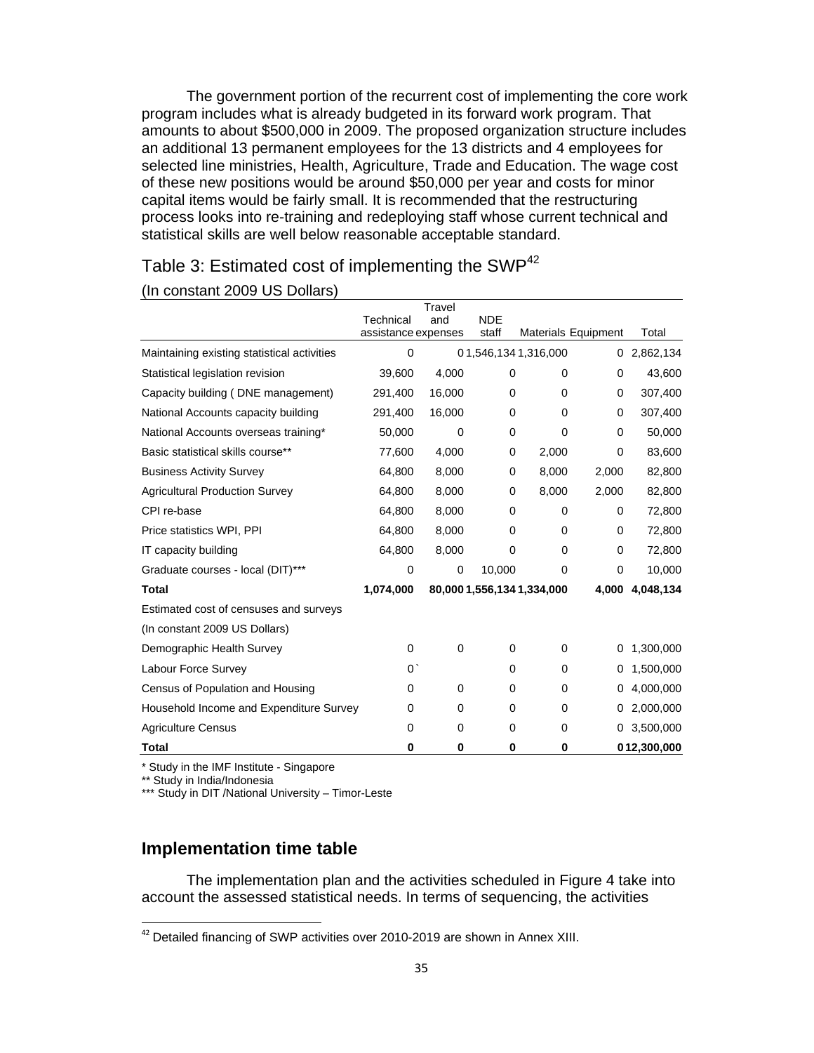The government portion of the recurrent cost of implementing the core work program includes what is already budgeted in its forward work program. That amounts to about $500,000 in 2009. The proposed organization structure includes an additional 13 permanent employees for the 13 districts and 4 employees for selected line ministries, Health, Agriculture, Trade and Education. The wage cost of these new positions would be around $50,000 per year and costs for minor capital items would be fairly small. It is recommended that the restructuring process looks into re-training and redeploying staff whose current technical and statistical skills are well below reasonable acceptable standard.

## Table 3: Estimated cost of implementing the SWP[42]

(In constant 2009 US Dollars)

| | Technical assistance | Travel and expenses | NDE staff | Materials | Equipment | Total |
|---|---|---|---|---|---|---|
| Maintaining existing statistical activities | 0 | 0 | 1,546,134 | 1,316,000 | 0 | 2,862,134 |
| Statistical legislation revision | 39,600 | 4,000 | 0 | 0 | 0 | 43,600 |
| Capacity building ( DNE management) | 291,400 | 16,000 | 0 | 0 | 0 | 307,400 |
| National Accounts capacity building | 291,400 | 16,000 | 0 | 0 | 0 | 307,400 |
| National Accounts overseas training* | 50,000 | 0 | 0 | 0 | 0 | 50,000 |
| Basic statistical skills course** | 77,600 | 4,000 | 0 | 2,000 | 0 | 83,600 |
| Business Activity Survey | 64,800 | 8,000 | 0 | 8,000 | 2,000 | 82,800 |
| Agricultural Production Survey | 64,800 | 8,000 | 0 | 8,000 | 2,000 | 82,800 |
| CPI re-base | 64,800 | 8,000 | 0 | 0 | 0 | 72,800 |
| Price statistics WPI, PPI | 64,800 | 8,000 | 0 | 0 | 0 | 72,800 |
| IT capacity building | 64,800 | 8,000 | 0 | 0 | 0 | 72,800 |
| Graduate courses - local (DIT)*** | 0 | 0 | 10,000 | 0 | 0 | 10,000 |
| **Total** | **1,074,000** | **80,000** | **1,556,134** | **1,334,000** | **4,000** | **4,048,134** |
| Estimated cost of censuses and surveys | | | | | | |
| (In constant 2009 US Dollars) | | | | | | |
| Demographic Health Survey | 0 | 0 | 0 | 0 | 0 | 1,300,000 |
| Labour Force Survey | 0` | | 0 | 0 | 0 | 1,500,000 |
| Census of Population and Housing | 0 | 0 | 0 | 0 | 0 | 4,000,000 |
| Household Income and Expenditure Survey | 0 | 0 | 0 | 0 | 0 | 2,000,000 |
| Agriculture Census | 0 | 0 | 0 | 0 | 0 | 3,500,000 |
| **Total** | **0** | **0** | **0** | **0** | **0** | **12,300,000** |

\* Study in the IMF Institute - Singapore

\** Study in India/Indonesia

\*** Study in DIT /National University – Timor-Leste

## Implementation time table

The implementation plan and the activities scheduled in Figure 4 take into account the assessed statistical needs. In terms of sequencing, the activities

[42] Detailed financing of SWP activities over 2010-2019 are shown in Annex XIII.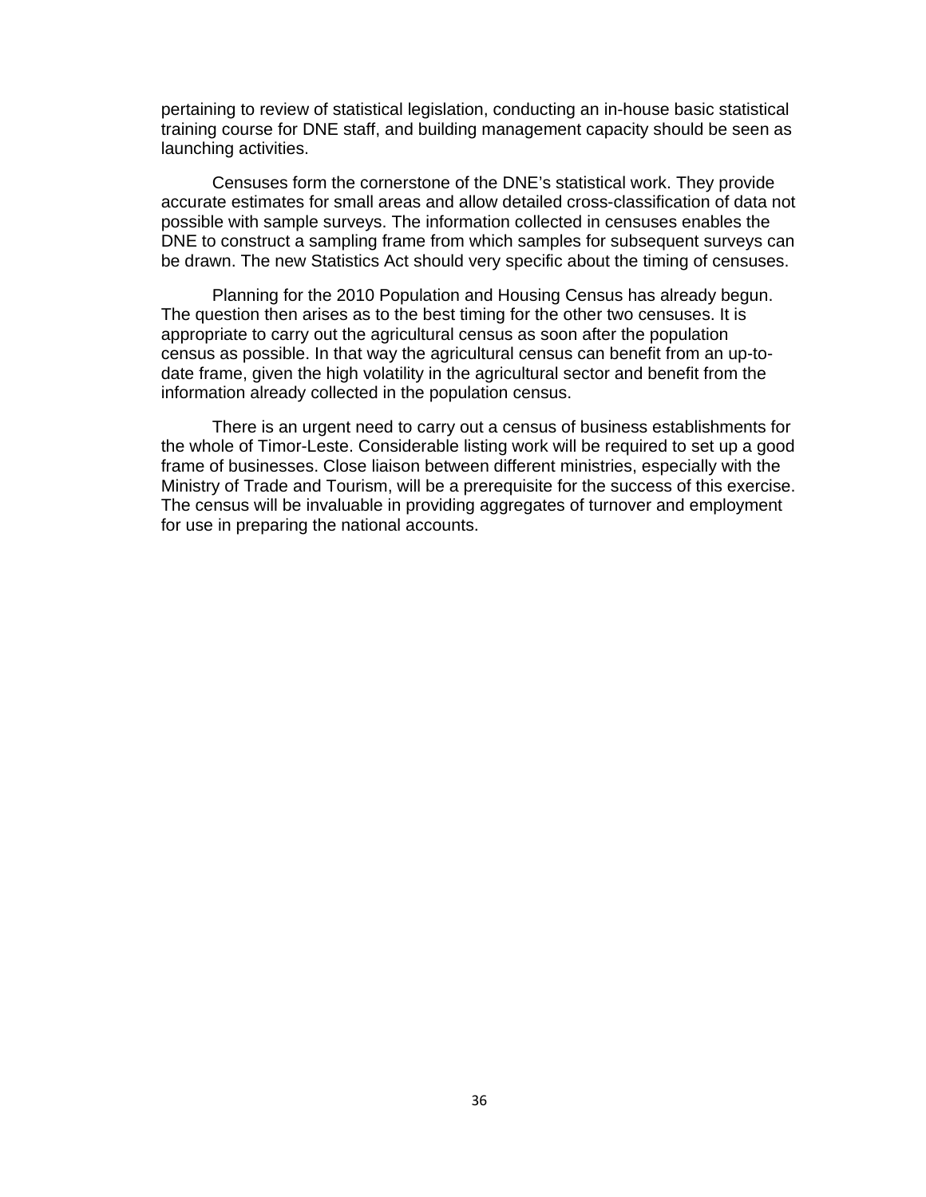pertaining to review of statistical legislation, conducting an in-house basic statistical training course for DNE staff, and building management capacity should be seen as launching activities.

Censuses form the cornerstone of the DNE's statistical work. They provide accurate estimates for small areas and allow detailed cross-classification of data not possible with sample surveys. The information collected in censuses enables the DNE to construct a sampling frame from which samples for subsequent surveys can be drawn. The new Statistics Act should very specific about the timing of censuses.

Planning for the 2010 Population and Housing Census has already begun. The question then arises as to the best timing for the other two censuses. It is appropriate to carry out the agricultural census as soon after the population census as possible. In that way the agricultural census can benefit from an up-to-date frame, given the high volatility in the agricultural sector and benefit from the information already collected in the population census.

There is an urgent need to carry out a census of business establishments for the whole of Timor-Leste. Considerable listing work will be required to set up a good frame of businesses. Close liaison between different ministries, especially with the Ministry of Trade and Tourism, will be a prerequisite for the success of this exercise. The census will be invaluable in providing aggregates of turnover and employment for use in preparing the national accounts.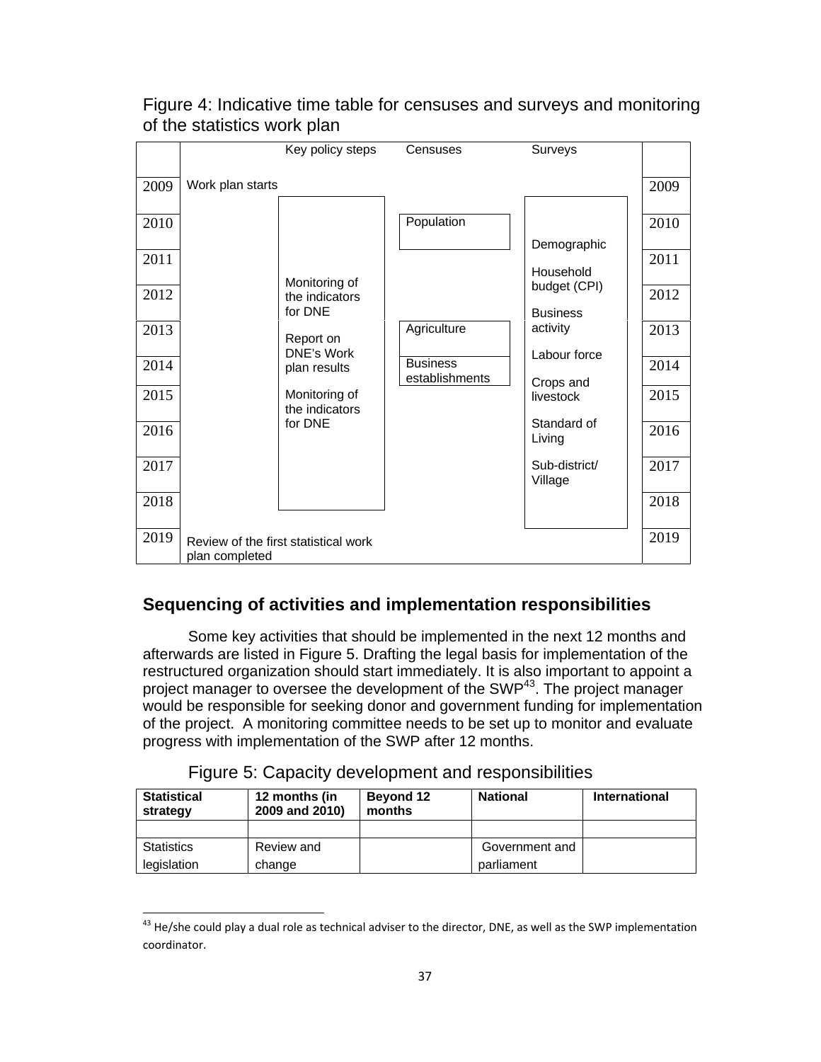Figure 4: Indicative time table for censuses and surveys and monitoring of the statistics work plan

| | Key policy steps | | Censuses | Surveys | |
|---|---|---|---|---|---|
| 2009 | Work plan starts | | | | 2009 |
| 2010 | | Monitoring of the indicators for DNE | Population | Demographic | 2010 |
| 2011 | | | | Household budget (CPI) | 2011 |
| 2012 | | | | Business activity | 2012 |
| 2013 | | Report on DNE's Work plan results | Agriculture | Labour force | 2013 |
| 2014 | | | Business establishments | Crops and livestock | 2014 |
| 2015 | | Monitoring of the indicators for DNE | | Standard of Living | 2015 |
| 2016 | | | | Sub-district/ Village | 2016 |
| 2017 | | | | | 2017 |
| 2018 | | | | | 2018 |
| 2019 | Review of the first statistical work plan completed | | | | 2019 |

## Sequencing of activities and implementation responsibilities

Some key activities that should be implemented in the next 12 months and afterwards are listed in Figure 5. Drafting the legal basis for implementation of the restructured organization should start immediately. It is also important to appoint a project manager to oversee the development of the SWP[43]. The project manager would be responsible for seeking donor and government funding for implementation of the project. A monitoring committee needs to be set up to monitor and evaluate progress with implementation of the SWP after 12 months.

Figure 5: Capacity development and responsibilities

| **Statistical strategy** | **12 months (in 2009 and 2010)** | **Beyond 12 months** | **National** | **International** |
|---|---|---|---|---|
| | | | | |
| Statistics legislation | Review and change | | Government and parliament | |

[43] He/she could play a dual role as technical adviser to the director, DNE, as well as the SWP implementation coordinator.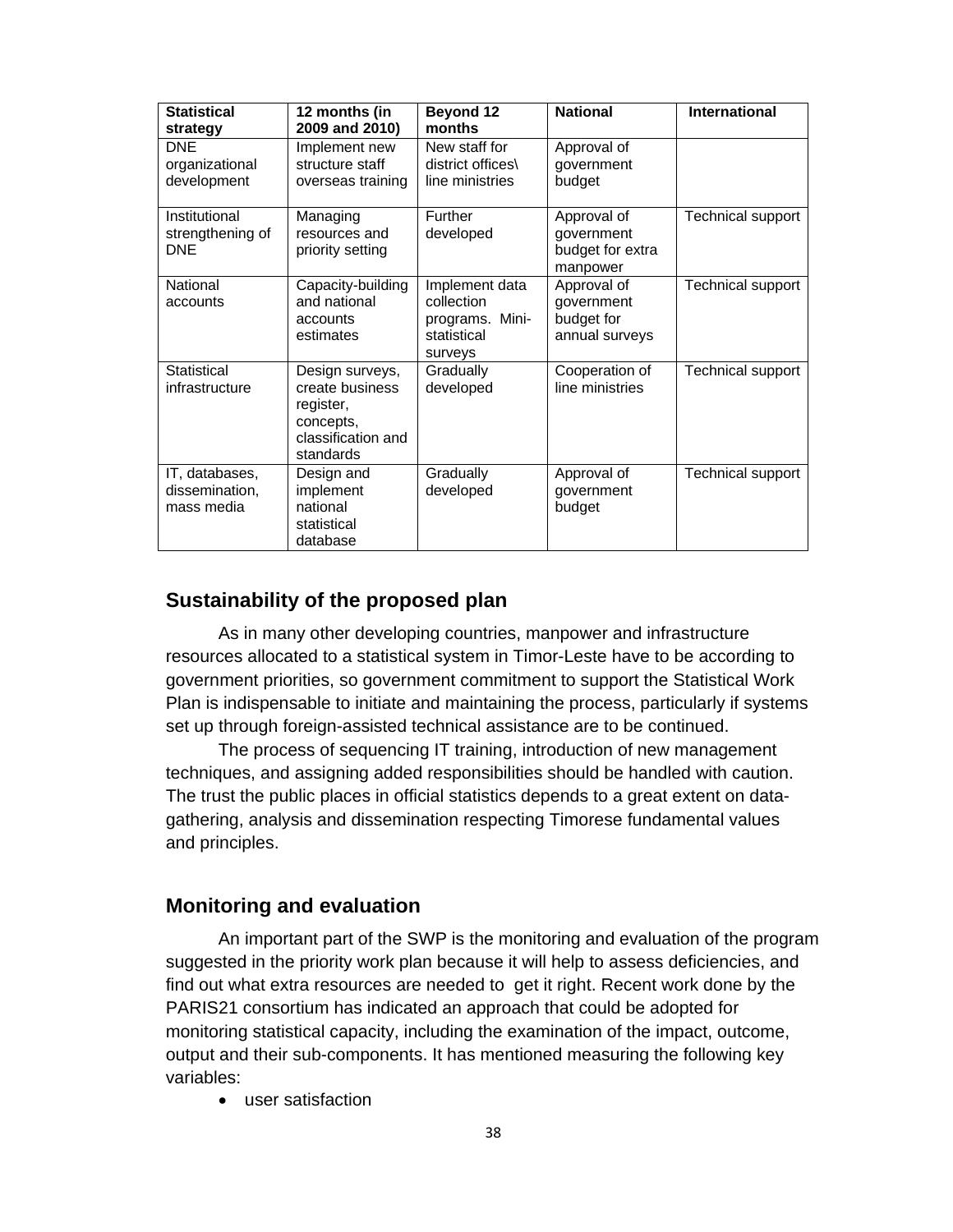| Statistical strategy | 12 months (in 2009 and 2010) | Beyond 12 months | National | International |
|---|---|---|---|---|
| DNE organizational development | Implement new structure staff overseas training | New staff for district offices\ line ministries | Approval of government budget | |
| Institutional strengthening of DNE | Managing resources and priority setting | Further developed | Approval of government budget for extra manpower | Technical support |
| National accounts | Capacity-building and national accounts estimates | Implement data collection programs. Mini-statistical surveys | Approval of government budget for annual surveys | Technical support |
| Statistical infrastructure | Design surveys, create business register, concepts, classification and standards | Gradually developed | Cooperation of line ministries | Technical support |
| IT, databases, dissemination, mass media | Design and implement national statistical database | Gradually developed | Approval of government budget | Technical support |

## Sustainability of the proposed plan

As in many other developing countries, manpower and infrastructure resources allocated to a statistical system in Timor-Leste have to be according to government priorities, so government commitment to support the Statistical Work Plan is indispensable to initiate and maintaining the process, particularly if systems set up through foreign-assisted technical assistance are to be continued.

The process of sequencing IT training, introduction of new management techniques, and assigning added responsibilities should be handled with caution. The trust the public places in official statistics depends to a great extent on data-gathering, analysis and dissemination respecting Timorese fundamental values and principles.

## Monitoring and evaluation

An important part of the SWP is the monitoring and evaluation of the program suggested in the priority work plan because it will help to assess deficiencies, and find out what extra resources are needed to get it right. Recent work done by the PARIS21 consortium has indicated an approach that could be adopted for monitoring statistical capacity, including the examination of the impact, outcome, output and their sub-components. It has mentioned measuring the following key variables:

- user satisfaction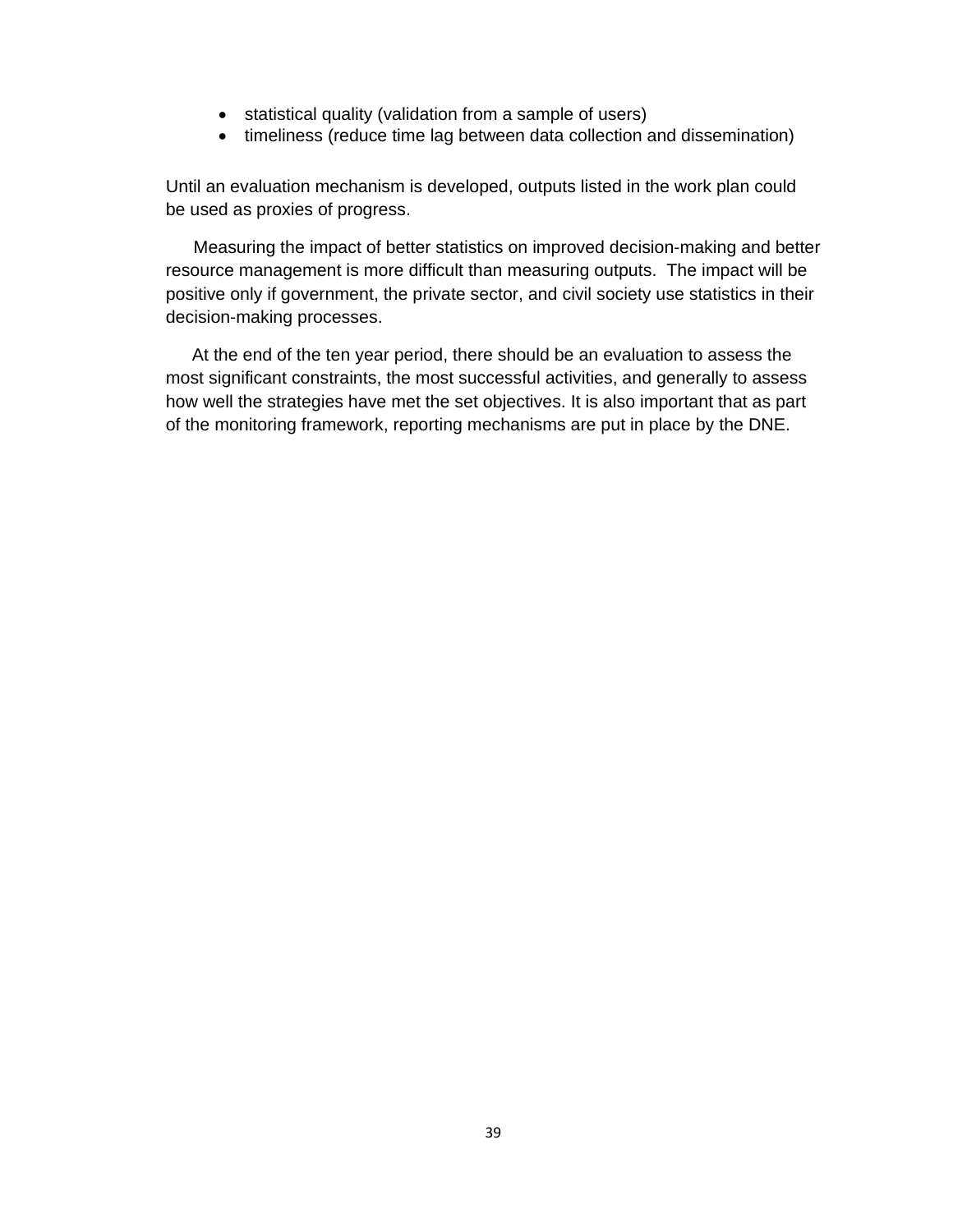- statistical quality (validation from a sample of users)
- timeliness (reduce time lag between data collection and dissemination)

Until an evaluation mechanism is developed, outputs listed in the work plan could be used as proxies of progress.

Measuring the impact of better statistics on improved decision-making and better resource management is more difficult than measuring outputs. The impact will be positive only if government, the private sector, and civil society use statistics in their decision-making processes.

At the end of the ten year period, there should be an evaluation to assess the most significant constraints, the most successful activities, and generally to assess how well the strategies have met the set objectives. It is also important that as part of the monitoring framework, reporting mechanisms are put in place by the DNE.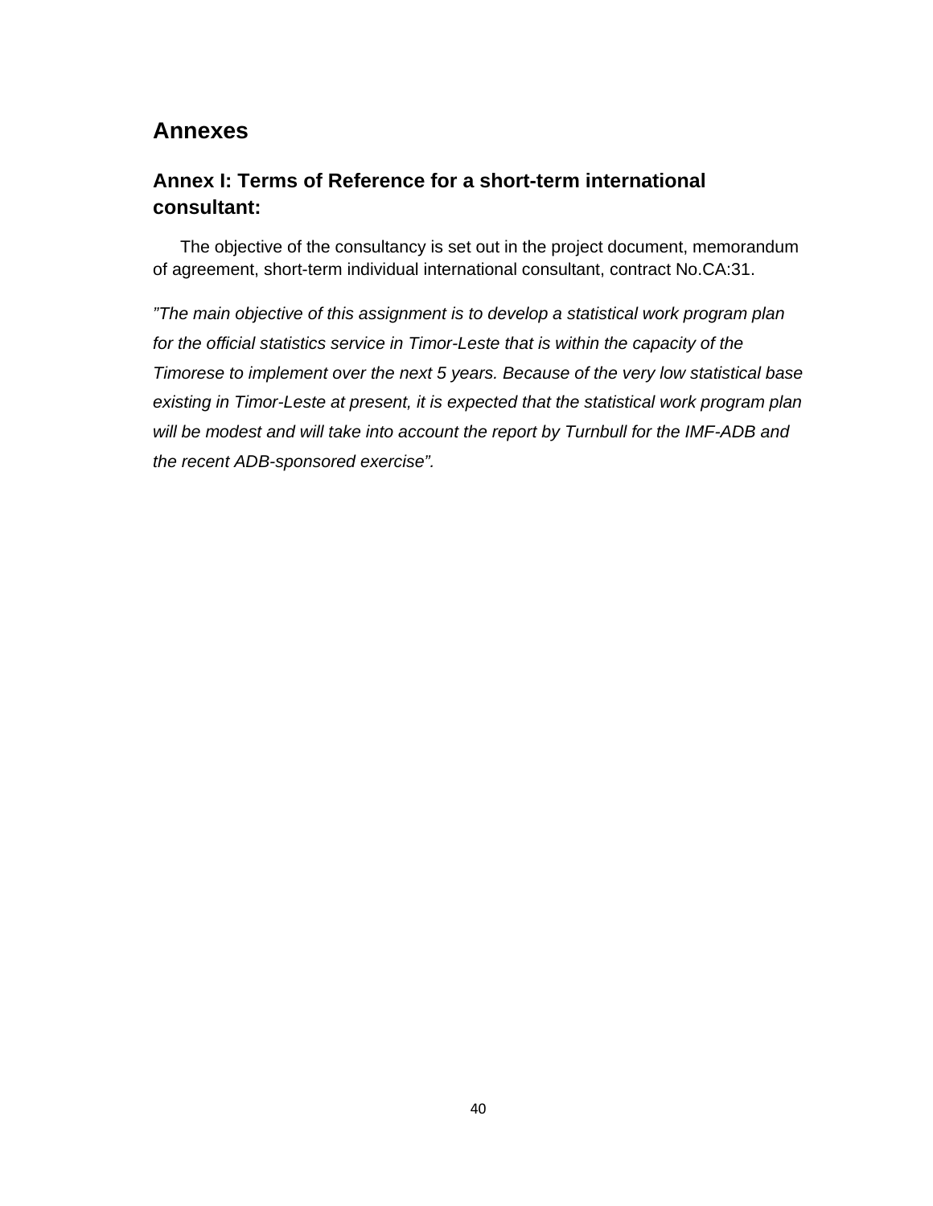# Annexes

## Annex I: Terms of Reference for a short-term international consultant:

The objective of the consultancy is set out in the project document, memorandum of agreement, short-term individual international consultant, contract No.CA:31.

*"The main objective of this assignment is to develop a statistical work program plan for the official statistics service in Timor-Leste that is within the capacity of the Timorese to implement over the next 5 years. Because of the very low statistical base existing in Timor-Leste at present, it is expected that the statistical work program plan will be modest and will take into account the report by Turnbull for the IMF-ADB and the recent ADB-sponsored exercise".*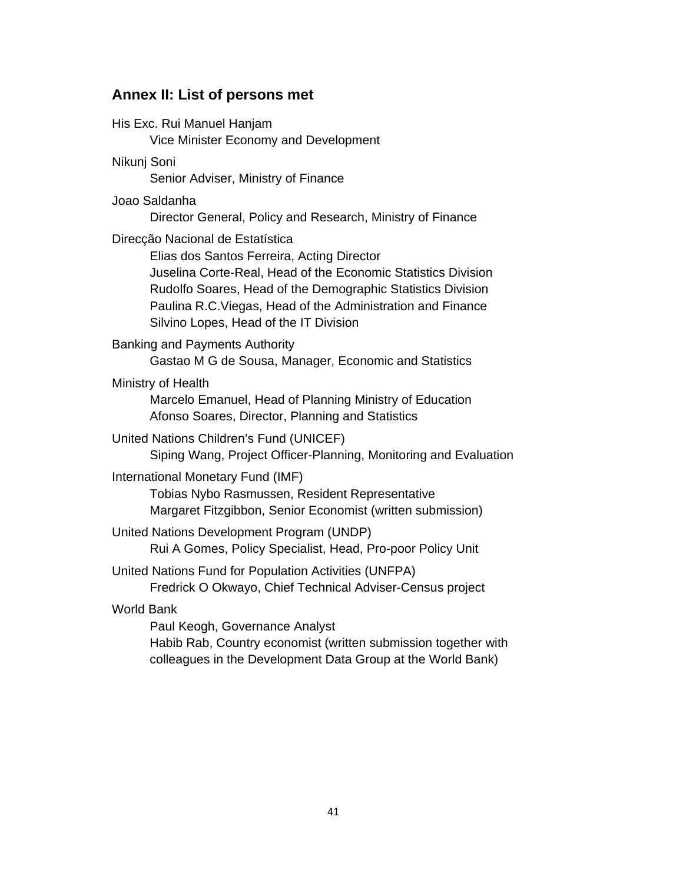## Annex II: List of persons met

His Exc. Rui Manuel Hanjam
    Vice Minister Economy and Development

Nikunj Soni
    Senior Adviser, Ministry of Finance

Joao Saldanha
    Director General, Policy and Research, Ministry of Finance

Direcção Nacional de Estatística
    Elias dos Santos Ferreira, Acting Director
    Juselina Corte-Real, Head of the Economic Statistics Division
    Rudolfo Soares, Head of the Demographic Statistics Division
    Paulina R.C.Viegas, Head of the Administration and Finance
    Silvino Lopes, Head of the IT Division

Banking and Payments Authority
    Gastao M G de Sousa, Manager, Economic and Statistics

Ministry of Health
    Marcelo Emanuel, Head of Planning Ministry of Education
    Afonso Soares, Director, Planning and Statistics

United Nations Children's Fund (UNICEF)
    Siping Wang, Project Officer-Planning, Monitoring and Evaluation

International Monetary Fund (IMF)
    Tobias Nybo Rasmussen, Resident Representative
    Margaret Fitzgibbon, Senior Economist (written submission)

United Nations Development Program (UNDP)
    Rui A Gomes, Policy Specialist, Head, Pro-poor Policy Unit

United Nations Fund for Population Activities (UNFPA)
    Fredrick O Okwayo, Chief Technical Adviser-Census project

World Bank
    Paul Keogh, Governance Analyst
    Habib Rab, Country economist (written submission together with colleagues in the Development Data Group at the World Bank)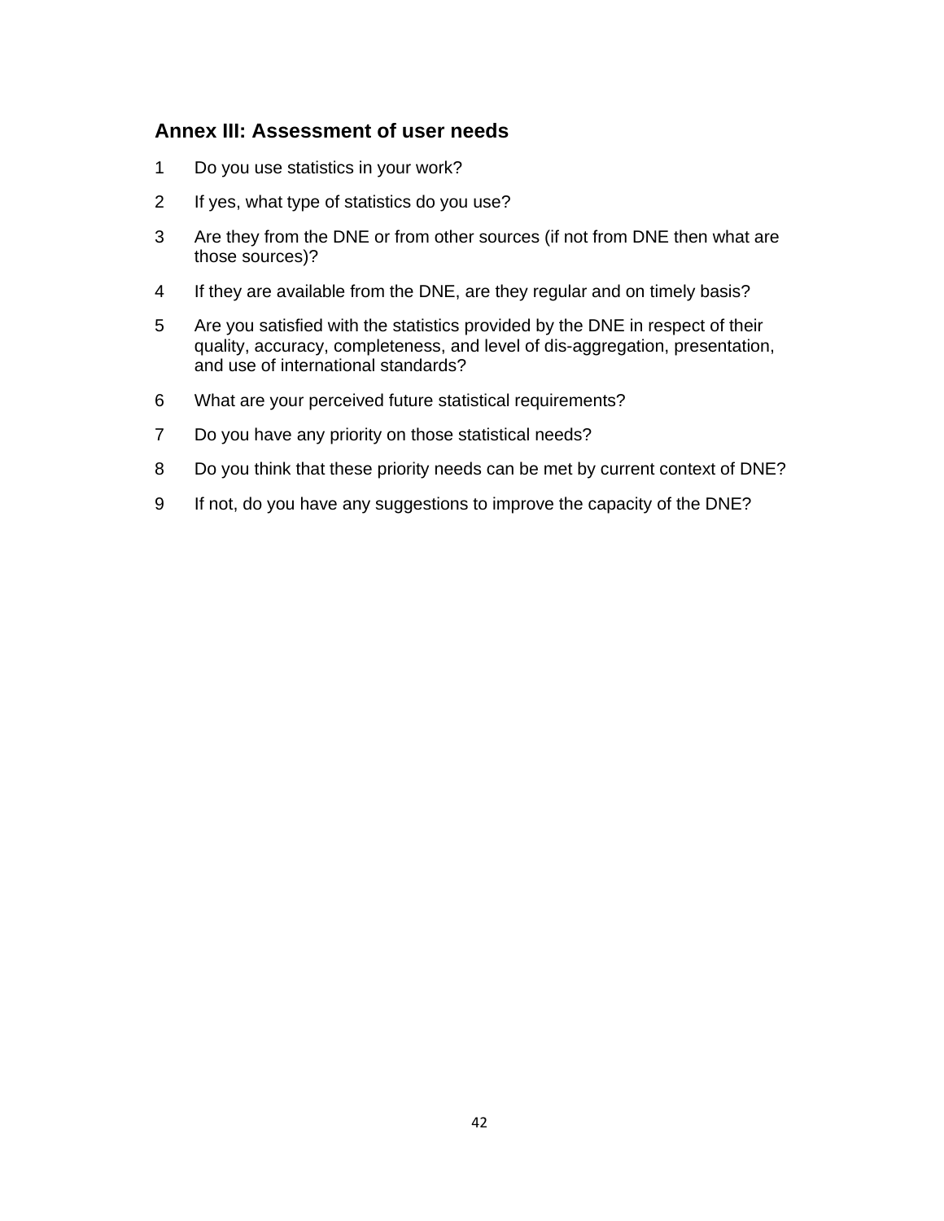## Annex III: Assessment of user needs

1. Do you use statistics in your work?
2. If yes, what type of statistics do you use?
3. Are they from the DNE or from other sources (if not from DNE then what are those sources)?
4. If they are available from the DNE, are they regular and on timely basis?
5. Are you satisfied with the statistics provided by the DNE in respect of their quality, accuracy, completeness, and level of dis-aggregation, presentation, and use of international standards?
6. What are your perceived future statistical requirements?
7. Do you have any priority on those statistical needs?
8. Do you think that these priority needs can be met by current context of DNE?
9. If not, do you have any suggestions to improve the capacity of the DNE?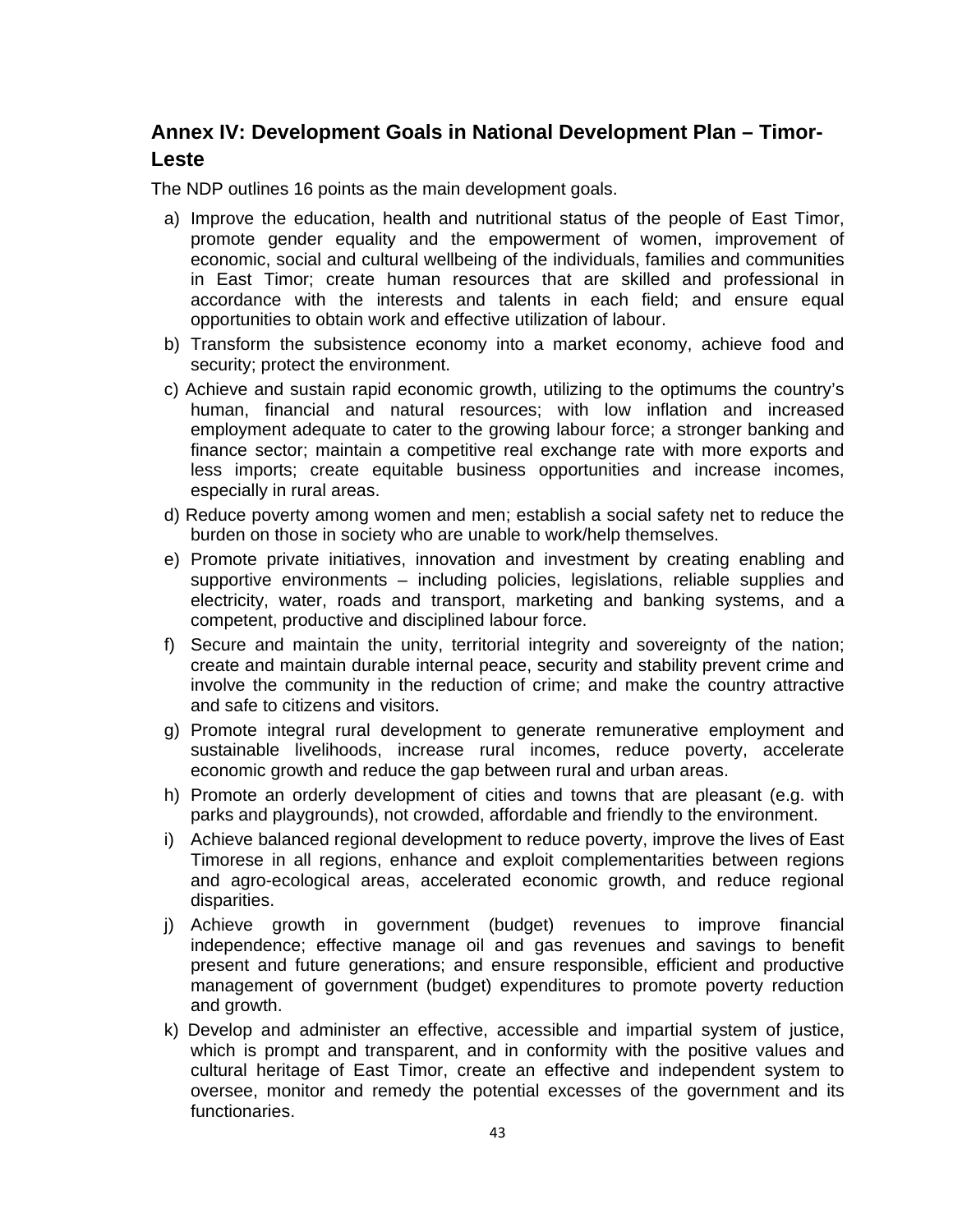## Annex IV: Development Goals in National Development Plan – Timor-Leste

The NDP outlines 16 points as the main development goals.

a) Improve the education, health and nutritional status of the people of East Timor, promote gender equality and the empowerment of women, improvement of economic, social and cultural wellbeing of the individuals, families and communities in East Timor; create human resources that are skilled and professional in accordance with the interests and talents in each field; and ensure equal opportunities to obtain work and effective utilization of labour.

b) Transform the subsistence economy into a market economy, achieve food and security; protect the environment.

c) Achieve and sustain rapid economic growth, utilizing to the optimums the country's human, financial and natural resources; with low inflation and increased employment adequate to cater to the growing labour force; a stronger banking and finance sector; maintain a competitive real exchange rate with more exports and less imports; create equitable business opportunities and increase incomes, especially in rural areas.

d) Reduce poverty among women and men; establish a social safety net to reduce the burden on those in society who are unable to work/help themselves.

e) Promote private initiatives, innovation and investment by creating enabling and supportive environments – including policies, legislations, reliable supplies and electricity, water, roads and transport, marketing and banking systems, and a competent, productive and disciplined labour force.

f) Secure and maintain the unity, territorial integrity and sovereignty of the nation; create and maintain durable internal peace, security and stability prevent crime and involve the community in the reduction of crime; and make the country attractive and safe to citizens and visitors.

g) Promote integral rural development to generate remunerative employment and sustainable livelihoods, increase rural incomes, reduce poverty, accelerate economic growth and reduce the gap between rural and urban areas.

h) Promote an orderly development of cities and towns that are pleasant (e.g. with parks and playgrounds), not crowded, affordable and friendly to the environment.

i) Achieve balanced regional development to reduce poverty, improve the lives of East Timorese in all regions, enhance and exploit complementarities between regions and agro-ecological areas, accelerated economic growth, and reduce regional disparities.

j) Achieve growth in government (budget) revenues to improve financial independence; effective manage oil and gas revenues and savings to benefit present and future generations; and ensure responsible, efficient and productive management of government (budget) expenditures to promote poverty reduction and growth.

k) Develop and administer an effective, accessible and impartial system of justice, which is prompt and transparent, and in conformity with the positive values and cultural heritage of East Timor, create an effective and independent system to oversee, monitor and remedy the potential excesses of the government and its functionaries.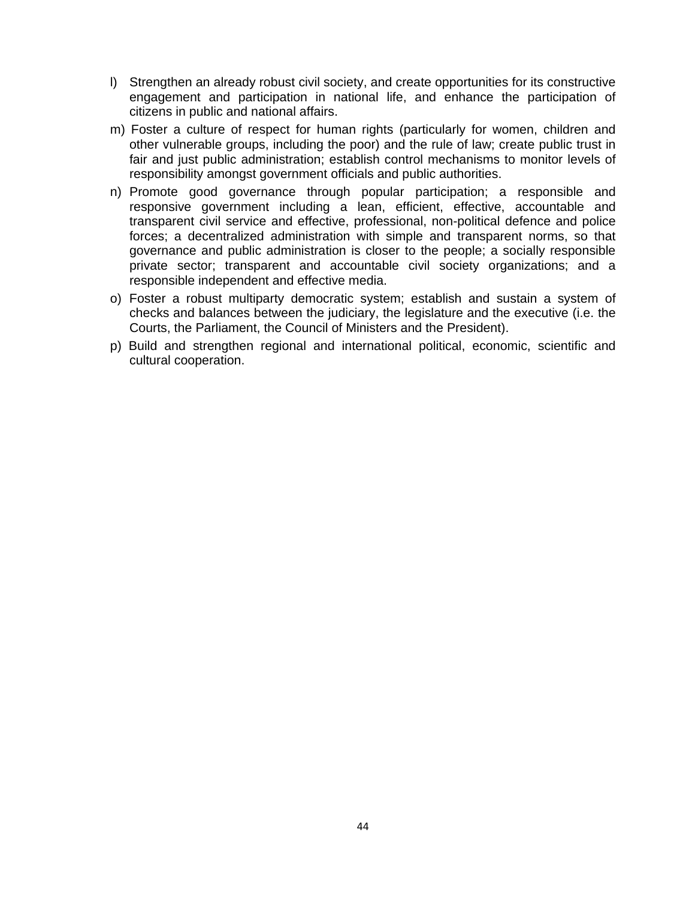l) Strengthen an already robust civil society, and create opportunities for its constructive engagement and participation in national life, and enhance the participation of citizens in public and national affairs.

m) Foster a culture of respect for human rights (particularly for women, children and other vulnerable groups, including the poor) and the rule of law; create public trust in fair and just public administration; establish control mechanisms to monitor levels of responsibility amongst government officials and public authorities.

n) Promote good governance through popular participation; a responsible and responsive government including a lean, efficient, effective, accountable and transparent civil service and effective, professional, non-political defence and police forces; a decentralized administration with simple and transparent norms, so that governance and public administration is closer to the people; a socially responsible private sector; transparent and accountable civil society organizations; and a responsible independent and effective media.

o) Foster a robust multiparty democratic system; establish and sustain a system of checks and balances between the judiciary, the legislature and the executive (i.e. the Courts, the Parliament, the Council of Ministers and the President).

p) Build and strengthen regional and international political, economic, scientific and cultural cooperation.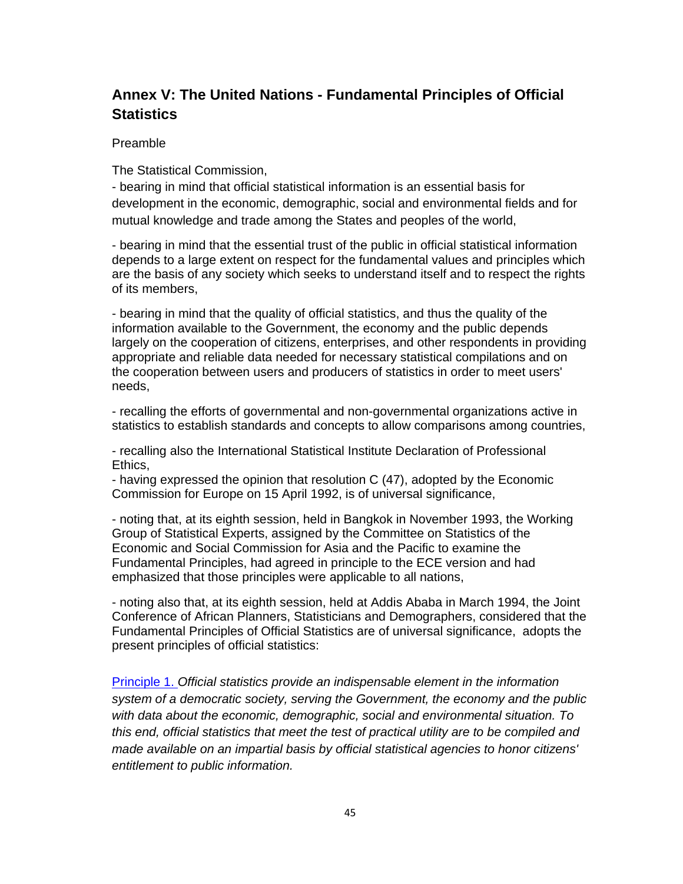## Annex V: The United Nations - Fundamental Principles of Official Statistics

Preamble

The Statistical Commission,

- bearing in mind that official statistical information is an essential basis for development in the economic, demographic, social and environmental fields and for mutual knowledge and trade among the States and peoples of the world,

- bearing in mind that the essential trust of the public in official statistical information depends to a large extent on respect for the fundamental values and principles which are the basis of any society which seeks to understand itself and to respect the rights of its members,

- bearing in mind that the quality of official statistics, and thus the quality of the information available to the Government, the economy and the public depends largely on the cooperation of citizens, enterprises, and other respondents in providing appropriate and reliable data needed for necessary statistical compilations and on the cooperation between users and producers of statistics in order to meet users' needs,

- recalling the efforts of governmental and non-governmental organizations active in statistics to establish standards and concepts to allow comparisons among countries,

- recalling also the International Statistical Institute Declaration of Professional Ethics,

- having expressed the opinion that resolution C (47), adopted by the Economic Commission for Europe on 15 April 1992, is of universal significance,

- noting that, at its eighth session, held in Bangkok in November 1993, the Working Group of Statistical Experts, assigned by the Committee on Statistics of the Economic and Social Commission for Asia and the Pacific to examine the Fundamental Principles, had agreed in principle to the ECE version and had emphasized that those principles were applicable to all nations,

- noting also that, at its eighth session, held at Addis Ababa in March 1994, the Joint Conference of African Planners, Statisticians and Demographers, considered that the Fundamental Principles of Official Statistics are of universal significance, adopts the present principles of official statistics:

Principle 1. *Official statistics provide an indispensable element in the information system of a democratic society, serving the Government, the economy and the public with data about the economic, demographic, social and environmental situation. To this end, official statistics that meet the test of practical utility are to be compiled and made available on an impartial basis by official statistical agencies to honor citizens' entitlement to public information.*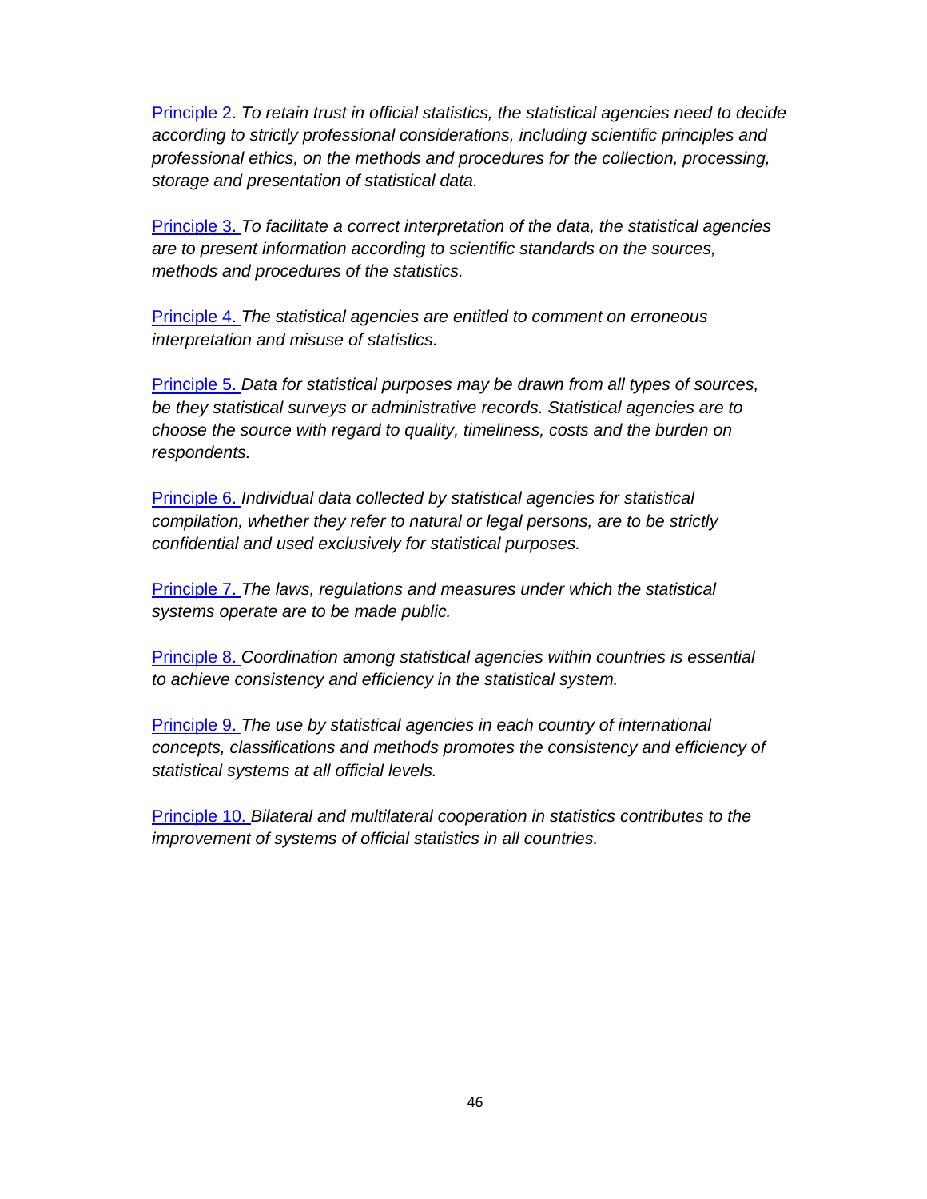Principle 2. *To retain trust in official statistics, the statistical agencies need to decide according to strictly professional considerations, including scientific principles and professional ethics, on the methods and procedures for the collection, processing, storage and presentation of statistical data.*

Principle 3. *To facilitate a correct interpretation of the data, the statistical agencies are to present information according to scientific standards on the sources, methods and procedures of the statistics.*

Principle 4. *The statistical agencies are entitled to comment on erroneous interpretation and misuse of statistics.*

Principle 5. *Data for statistical purposes may be drawn from all types of sources, be they statistical surveys or administrative records. Statistical agencies are to choose the source with regard to quality, timeliness, costs and the burden on respondents.*

Principle 6. *Individual data collected by statistical agencies for statistical compilation, whether they refer to natural or legal persons, are to be strictly confidential and used exclusively for statistical purposes.*

Principle 7. *The laws, regulations and measures under which the statistical systems operate are to be made public.*

Principle 8. *Coordination among statistical agencies within countries is essential to achieve consistency and efficiency in the statistical system.*

Principle 9. *The use by statistical agencies in each country of international concepts, classifications and methods promotes the consistency and efficiency of statistical systems at all official levels.*

Principle 10. *Bilateral and multilateral cooperation in statistics contributes to the improvement of systems of official statistics in all countries.*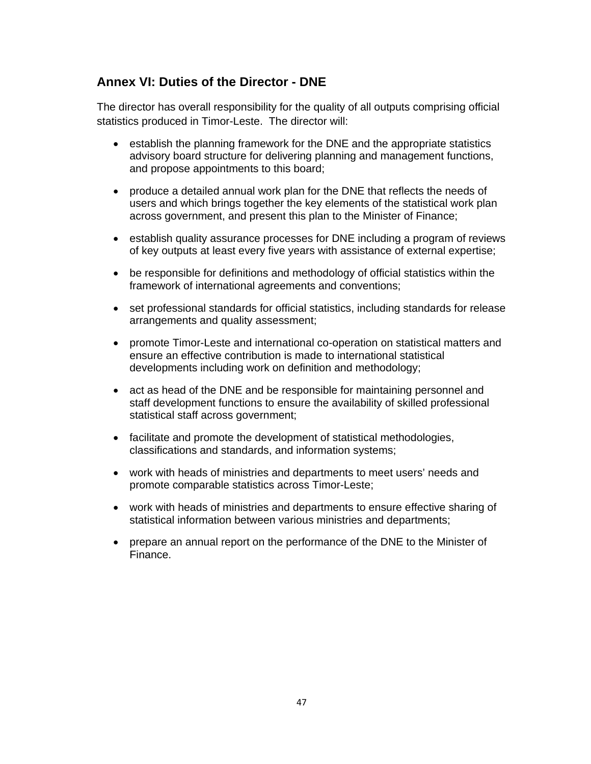## Annex VI: Duties of the Director - DNE

The director has overall responsibility for the quality of all outputs comprising official statistics produced in Timor-Leste. The director will:

- establish the planning framework for the DNE and the appropriate statistics advisory board structure for delivering planning and management functions, and propose appointments to this board;
- produce a detailed annual work plan for the DNE that reflects the needs of users and which brings together the key elements of the statistical work plan across government, and present this plan to the Minister of Finance;
- establish quality assurance processes for DNE including a program of reviews of key outputs at least every five years with assistance of external expertise;
- be responsible for definitions and methodology of official statistics within the framework of international agreements and conventions;
- set professional standards for official statistics, including standards for release arrangements and quality assessment;
- promote Timor-Leste and international co-operation on statistical matters and ensure an effective contribution is made to international statistical developments including work on definition and methodology;
- act as head of the DNE and be responsible for maintaining personnel and staff development functions to ensure the availability of skilled professional statistical staff across government;
- facilitate and promote the development of statistical methodologies, classifications and standards, and information systems;
- work with heads of ministries and departments to meet users' needs and promote comparable statistics across Timor-Leste;
- work with heads of ministries and departments to ensure effective sharing of statistical information between various ministries and departments;
- prepare an annual report on the performance of the DNE to the Minister of Finance.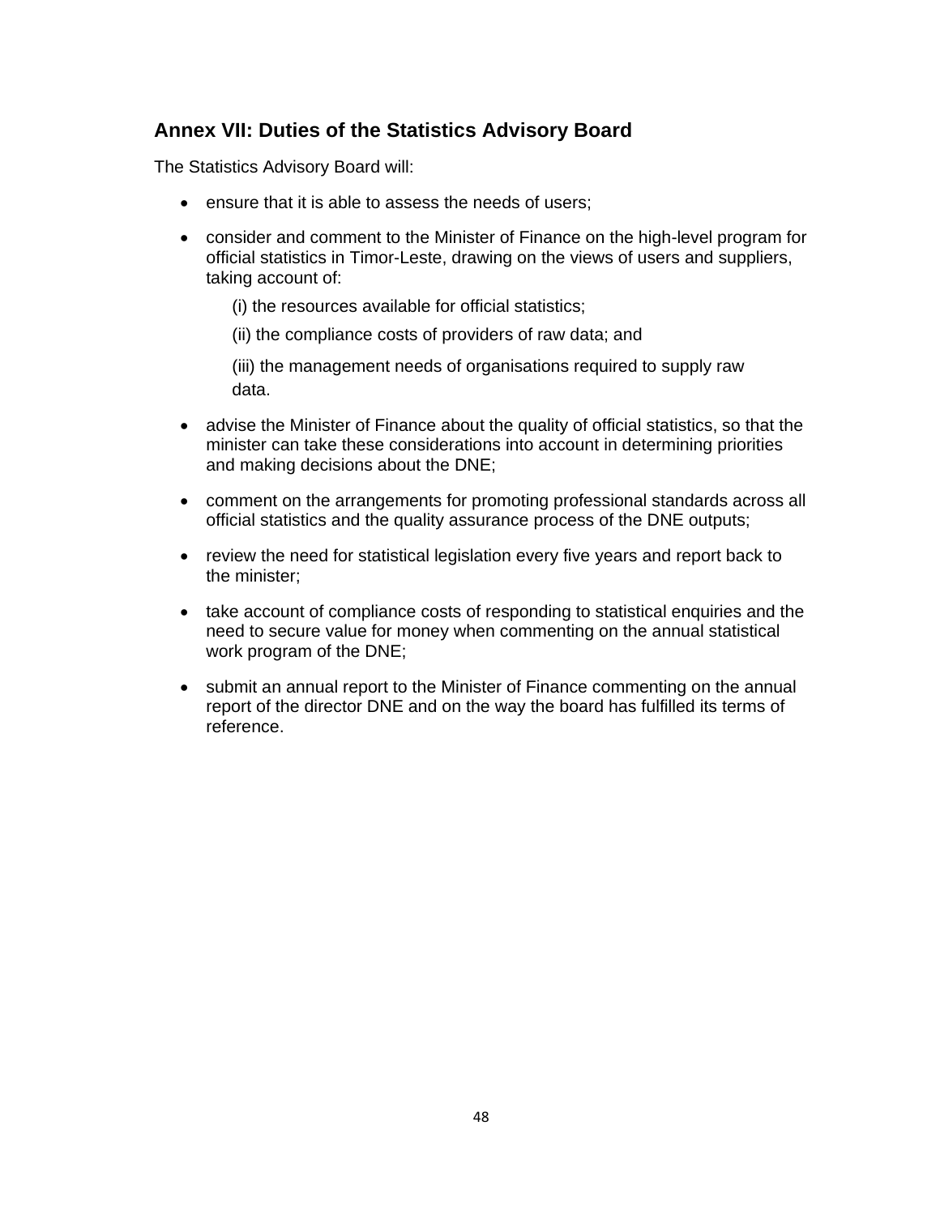## Annex VII: Duties of the Statistics Advisory Board

The Statistics Advisory Board will:

- ensure that it is able to assess the needs of users;
- consider and comment to the Minister of Finance on the high-level program for official statistics in Timor-Leste, drawing on the views of users and suppliers, taking account of:

  (i) the resources available for official statistics;

  (ii) the compliance costs of providers of raw data; and

  (iii) the management needs of organisations required to supply raw data.
- advise the Minister of Finance about the quality of official statistics, so that the minister can take these considerations into account in determining priorities and making decisions about the DNE;
- comment on the arrangements for promoting professional standards across all official statistics and the quality assurance process of the DNE outputs;
- review the need for statistical legislation every five years and report back to the minister;
- take account of compliance costs of responding to statistical enquiries and the need to secure value for money when commenting on the annual statistical work program of the DNE;
- submit an annual report to the Minister of Finance commenting on the annual report of the director DNE and on the way the board has fulfilled its terms of reference.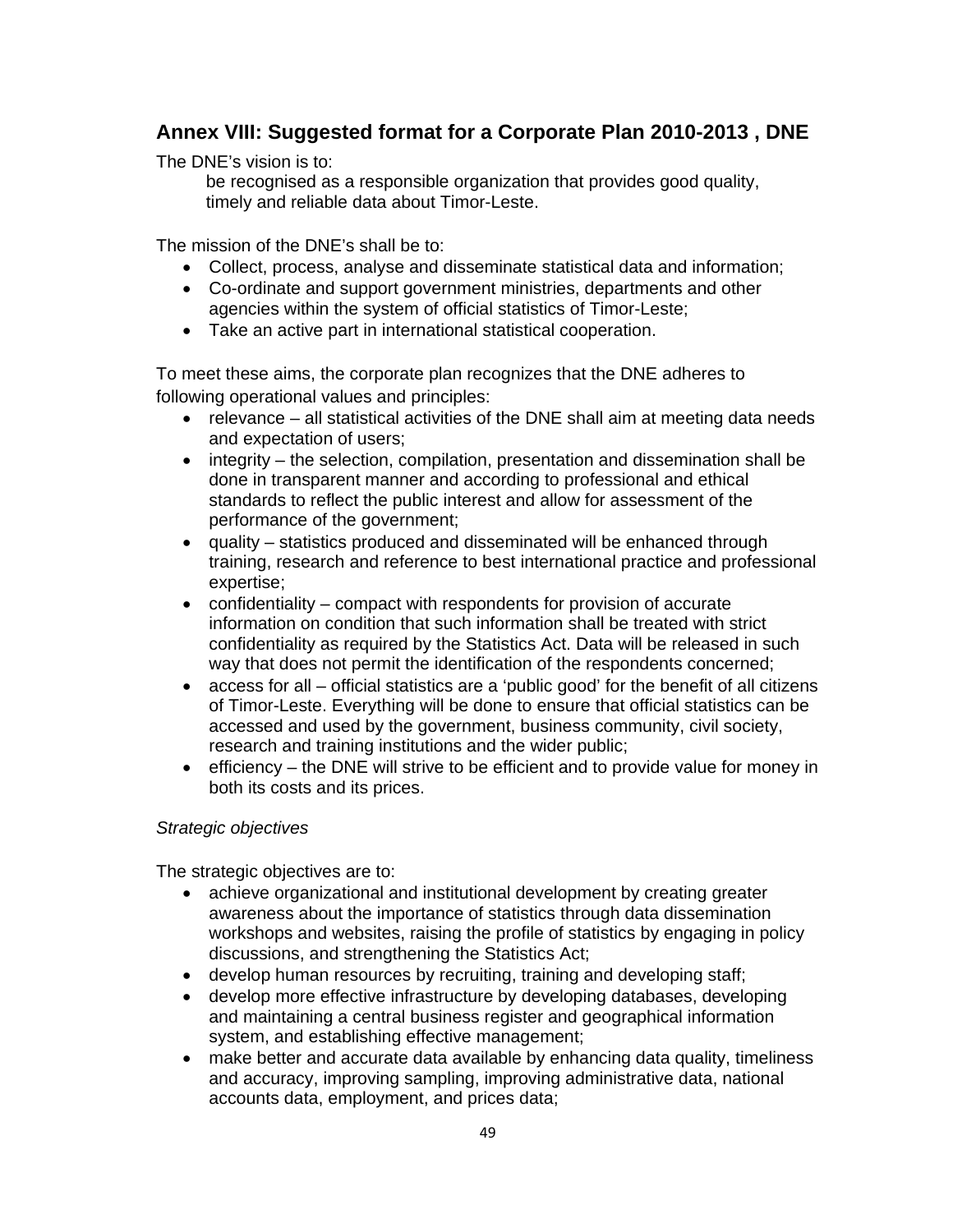## Annex VIII: Suggested format for a Corporate Plan 2010-2013 , DNE

The DNE's vision is to:

> be recognised as a responsible organization that provides good quality, timely and reliable data about Timor-Leste.

The mission of the DNE's shall be to:

- Collect, process, analyse and disseminate statistical data and information;
- Co-ordinate and support government ministries, departments and other agencies within the system of official statistics of Timor-Leste;
- Take an active part in international statistical cooperation.

To meet these aims, the corporate plan recognizes that the DNE adheres to following operational values and principles:

- relevance – all statistical activities of the DNE shall aim at meeting data needs and expectation of users;
- integrity – the selection, compilation, presentation and dissemination shall be done in transparent manner and according to professional and ethical standards to reflect the public interest and allow for assessment of the performance of the government;
- quality – statistics produced and disseminated will be enhanced through training, research and reference to best international practice and professional expertise;
- confidentiality – compact with respondents for provision of accurate information on condition that such information shall be treated with strict confidentiality as required by the Statistics Act. Data will be released in such way that does not permit the identification of the respondents concerned;
- access for all – official statistics are a 'public good' for the benefit of all citizens of Timor-Leste. Everything will be done to ensure that official statistics can be accessed and used by the government, business community, civil society, research and training institutions and the wider public;
- efficiency – the DNE will strive to be efficient and to provide value for money in both its costs and its prices.

*Strategic objectives*

The strategic objectives are to:

- achieve organizational and institutional development by creating greater awareness about the importance of statistics through data dissemination workshops and websites, raising the profile of statistics by engaging in policy discussions, and strengthening the Statistics Act;
- develop human resources by recruiting, training and developing staff;
- develop more effective infrastructure by developing databases, developing and maintaining a central business register and geographical information system, and establishing effective management;
- make better and accurate data available by enhancing data quality, timeliness and accuracy, improving sampling, improving administrative data, national accounts data, employment, and prices data;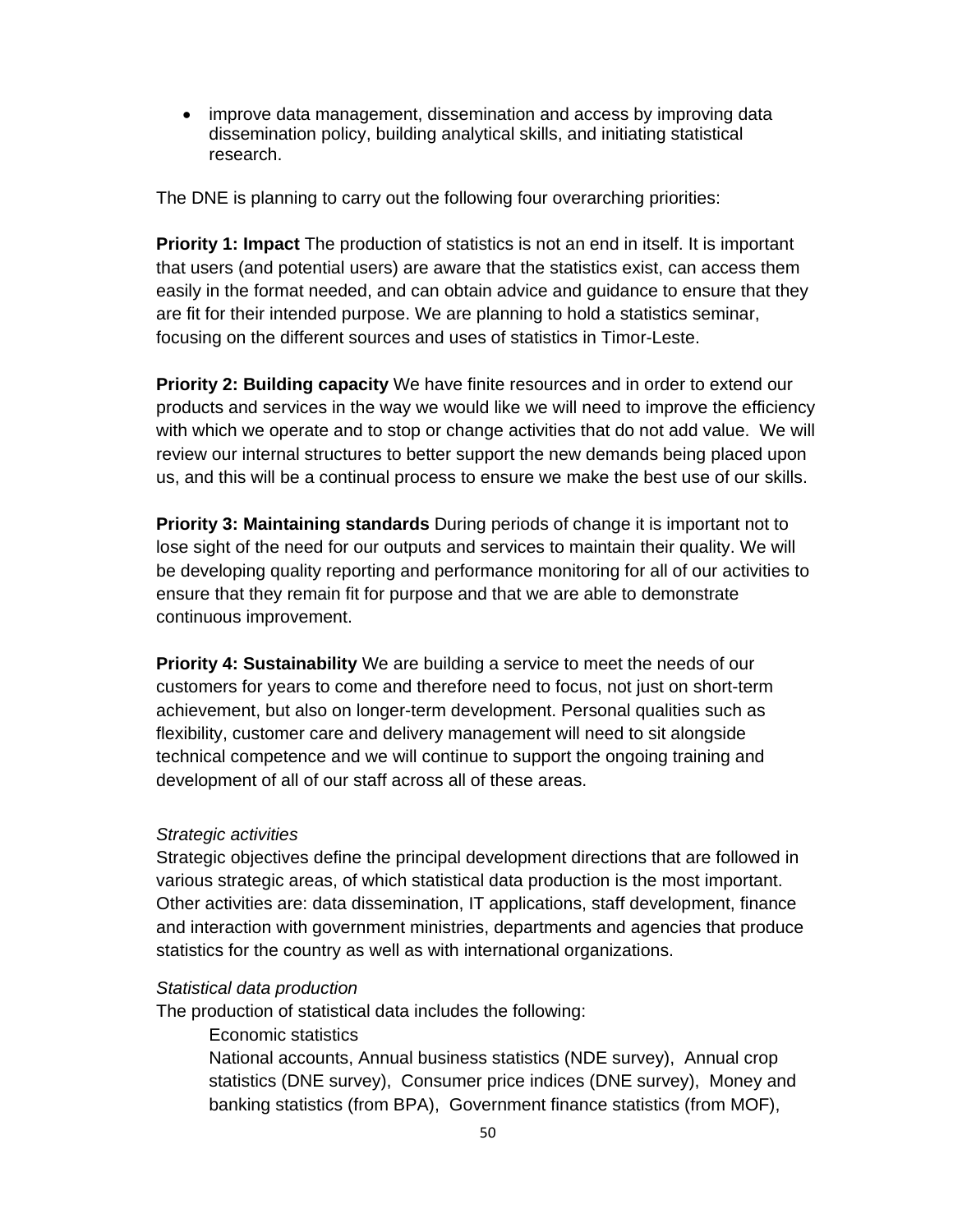- improve data management, dissemination and access by improving data dissemination policy, building analytical skills, and initiating statistical research.

The DNE is planning to carry out the following four overarching priorities:

**Priority 1: Impact** The production of statistics is not an end in itself. It is important that users (and potential users) are aware that the statistics exist, can access them easily in the format needed, and can obtain advice and guidance to ensure that they are fit for their intended purpose. We are planning to hold a statistics seminar, focusing on the different sources and uses of statistics in Timor-Leste.

**Priority 2: Building capacity** We have finite resources and in order to extend our products and services in the way we would like we will need to improve the efficiency with which we operate and to stop or change activities that do not add value. We will review our internal structures to better support the new demands being placed upon us, and this will be a continual process to ensure we make the best use of our skills.

**Priority 3: Maintaining standards** During periods of change it is important not to lose sight of the need for our outputs and services to maintain their quality. We will be developing quality reporting and performance monitoring for all of our activities to ensure that they remain fit for purpose and that we are able to demonstrate continuous improvement.

**Priority 4: Sustainability** We are building a service to meet the needs of our customers for years to come and therefore need to focus, not just on short-term achievement, but also on longer-term development. Personal qualities such as flexibility, customer care and delivery management will need to sit alongside technical competence and we will continue to support the ongoing training and development of all of our staff across all of these areas.

*Strategic activities*
Strategic objectives define the principal development directions that are followed in various strategic areas, of which statistical data production is the most important. Other activities are: data dissemination, IT applications, staff development, finance and interaction with government ministries, departments and agencies that produce statistics for the country as well as with international organizations.

*Statistical data production*
The production of statistical data includes the following:

Economic statistics

National accounts, Annual business statistics (NDE survey), Annual crop statistics (DNE survey), Consumer price indices (DNE survey), Money and banking statistics (from BPA), Government finance statistics (from MOF),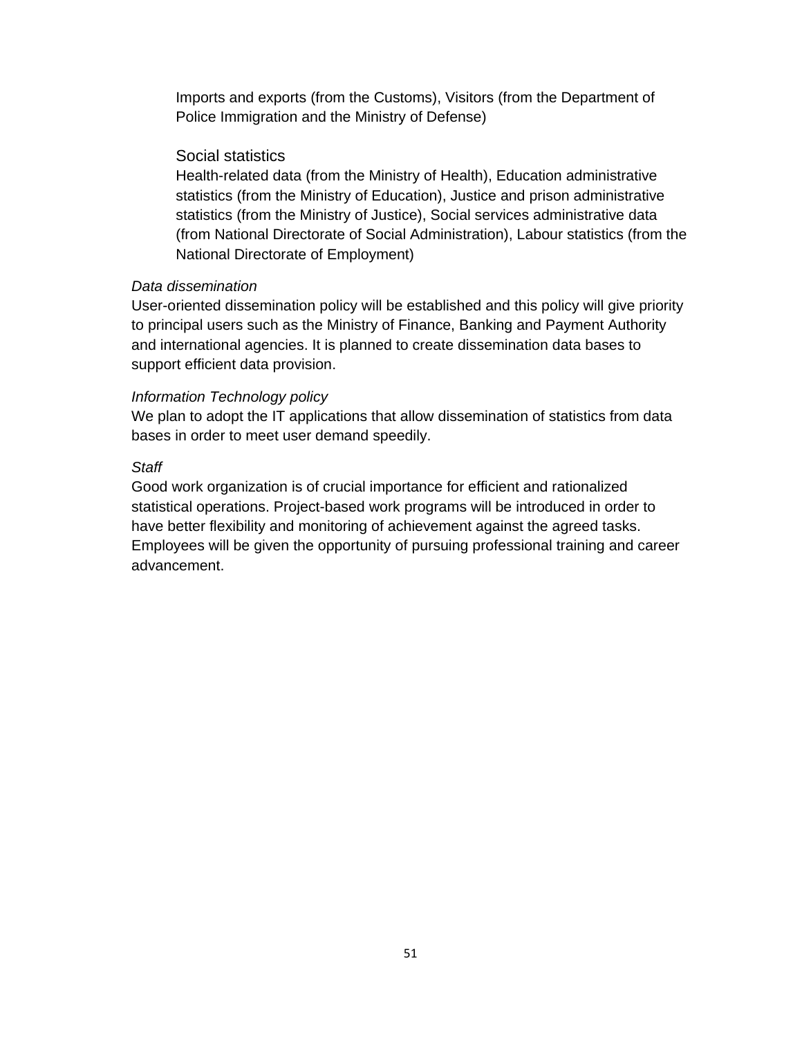Imports and exports (from the Customs), Visitors (from the Department of Police Immigration and the Ministry of Defense)

Social statistics

Health-related data (from the Ministry of Health), Education administrative statistics (from the Ministry of Education), Justice and prison administrative statistics (from the Ministry of Justice), Social services administrative data (from National Directorate of Social Administration), Labour statistics (from the National Directorate of Employment)

*Data dissemination*

User-oriented dissemination policy will be established and this policy will give priority to principal users such as the Ministry of Finance, Banking and Payment Authority and international agencies. It is planned to create dissemination data bases to support efficient data provision.

*Information Technology policy*

We plan to adopt the IT applications that allow dissemination of statistics from data bases in order to meet user demand speedily.

*Staff*

Good work organization is of crucial importance for efficient and rationalized statistical operations. Project-based work programs will be introduced in order to have better flexibility and monitoring of achievement against the agreed tasks. Employees will be given the opportunity of pursuing professional training and career advancement.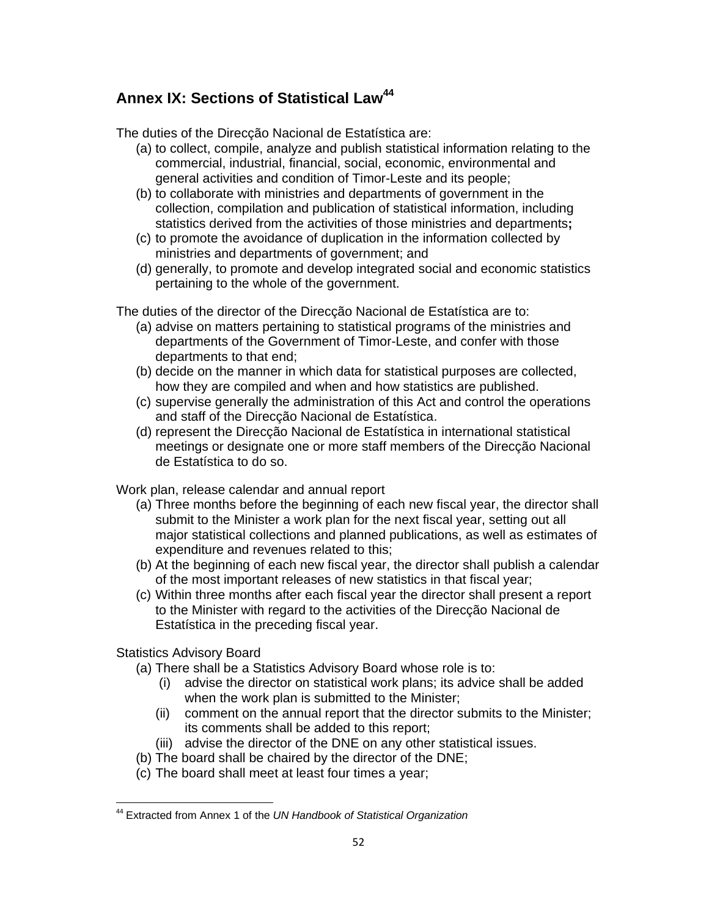## Annex IX: Sections of Statistical Law[44]

The duties of the Direcção Nacional de Estatística are:

(a) to collect, compile, analyze and publish statistical information relating to the commercial, industrial, financial, social, economic, environmental and general activities and condition of Timor-Leste and its people;
(b) to collaborate with ministries and departments of government in the collection, compilation and publication of statistical information, including statistics derived from the activities of those ministries and departments**;**
(c) to promote the avoidance of duplication in the information collected by ministries and departments of government; and
(d) generally, to promote and develop integrated social and economic statistics pertaining to the whole of the government.

The duties of the director of the Direcção Nacional de Estatística are to:

(a) advise on matters pertaining to statistical programs of the ministries and departments of the Government of Timor-Leste, and confer with those departments to that end;
(b) decide on the manner in which data for statistical purposes are collected, how they are compiled and when and how statistics are published.
(c) supervise generally the administration of this Act and control the operations and staff of the Direcção Nacional de Estatística.
(d) represent the Direcção Nacional de Estatística in international statistical meetings or designate one or more staff members of the Direcção Nacional de Estatística to do so.

Work plan, release calendar and annual report

(a) Three months before the beginning of each new fiscal year, the director shall submit to the Minister a work plan for the next fiscal year, setting out all major statistical collections and planned publications, as well as estimates of expenditure and revenues related to this;
(b) At the beginning of each new fiscal year, the director shall publish a calendar of the most important releases of new statistics in that fiscal year;
(c) Within three months after each fiscal year the director shall present a report to the Minister with regard to the activities of the Direcção Nacional de Estatística in the preceding fiscal year.

Statistics Advisory Board

(a) There shall be a Statistics Advisory Board whose role is to:
    (i) advise the director on statistical work plans; its advice shall be added when the work plan is submitted to the Minister;
    (ii) comment on the annual report that the director submits to the Minister; its comments shall be added to this report;
    (iii) advise the director of the DNE on any other statistical issues.
(b) The board shall be chaired by the director of the DNE;
(c) The board shall meet at least four times a year;

[44] Extracted from Annex 1 of the *UN Handbook of Statistical Organization*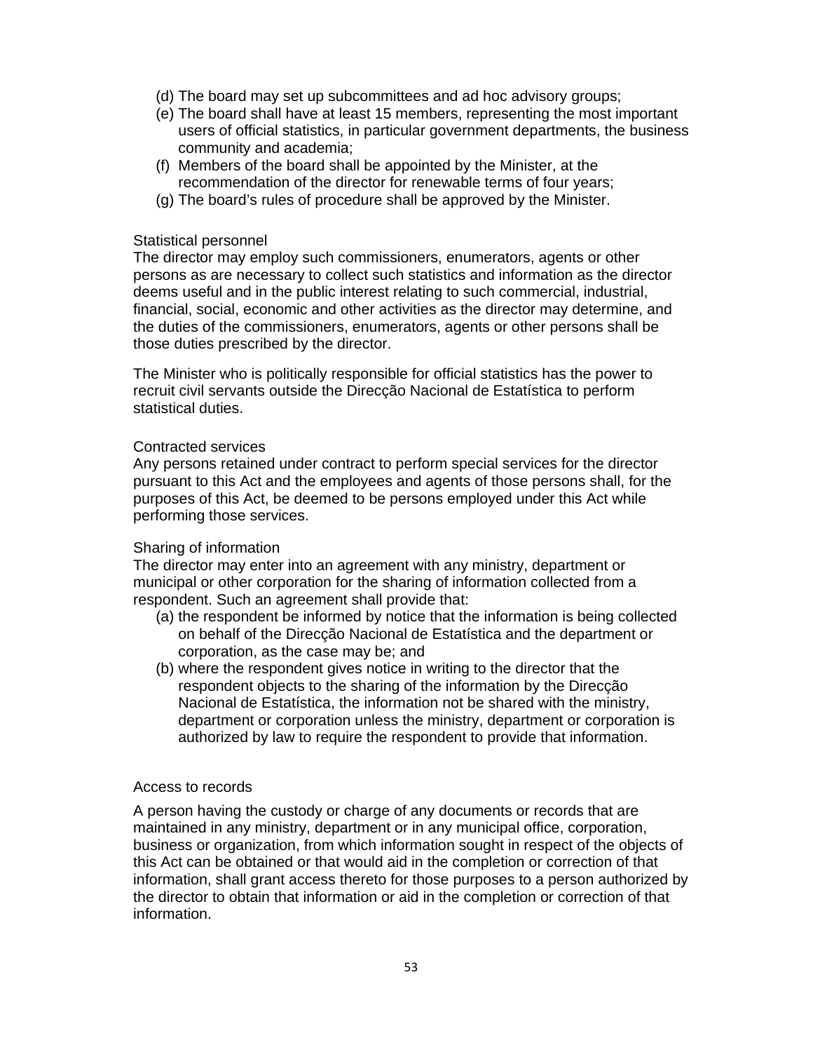(d) The board may set up subcommittees and ad hoc advisory groups;
(e) The board shall have at least 15 members, representing the most important users of official statistics, in particular government departments, the business community and academia;
(f) Members of the board shall be appointed by the Minister, at the recommendation of the director for renewable terms of four years;
(g) The board's rules of procedure shall be approved by the Minister.

Statistical personnel

The director may employ such commissioners, enumerators, agents or other persons as are necessary to collect such statistics and information as the director deems useful and in the public interest relating to such commercial, industrial, financial, social, economic and other activities as the director may determine, and the duties of the commissioners, enumerators, agents or other persons shall be those duties prescribed by the director.

The Minister who is politically responsible for official statistics has the power to recruit civil servants outside the Direcção Nacional de Estatística to perform statistical duties.

Contracted services

Any persons retained under contract to perform special services for the director pursuant to this Act and the employees and agents of those persons shall, for the purposes of this Act, be deemed to be persons employed under this Act while performing those services.

Sharing of information

The director may enter into an agreement with any ministry, department or municipal or other corporation for the sharing of information collected from a respondent. Such an agreement shall provide that:

(a) the respondent be informed by notice that the information is being collected on behalf of the Direcção Nacional de Estatística and the department or corporation, as the case may be; and
(b) where the respondent gives notice in writing to the director that the respondent objects to the sharing of the information by the Direcção Nacional de Estatística, the information not be shared with the ministry, department or corporation unless the ministry, department or corporation is authorized by law to require the respondent to provide that information.

Access to records

A person having the custody or charge of any documents or records that are maintained in any ministry, department or in any municipal office, corporation, business or organization, from which information sought in respect of the objects of this Act can be obtained or that would aid in the completion or correction of that information, shall grant access thereto for those purposes to a person authorized by the director to obtain that information or aid in the completion or correction of that information.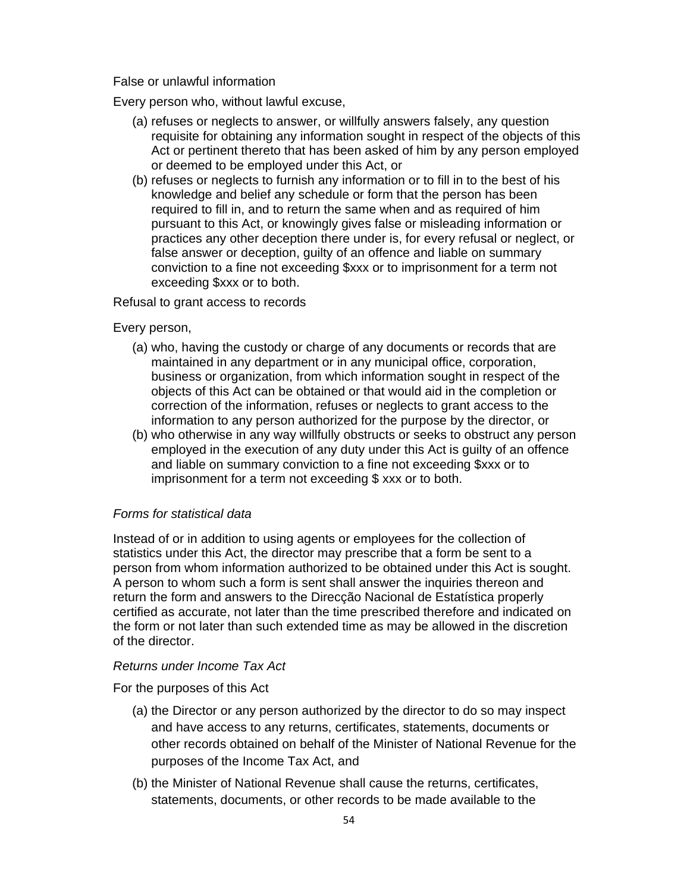False or unlawful information

Every person who, without lawful excuse,

(a) refuses or neglects to answer, or willfully answers falsely, any question requisite for obtaining any information sought in respect of the objects of this Act or pertinent thereto that has been asked of him by any person employed or deemed to be employed under this Act, or

(b) refuses or neglects to furnish any information or to fill in to the best of his knowledge and belief any schedule or form that the person has been required to fill in, and to return the same when and as required of him pursuant to this Act, or knowingly gives false or misleading information or practices any other deception there under is, for every refusal or neglect, or false answer or deception, guilty of an offence and liable on summary conviction to a fine not exceeding $xxx or to imprisonment for a term not exceeding $xxx or to both.

Refusal to grant access to records

Every person,

(a) who, having the custody or charge of any documents or records that are maintained in any department or in any municipal office, corporation, business or organization, from which information sought in respect of the objects of this Act can be obtained or that would aid in the completion or correction of the information, refuses or neglects to grant access to the information to any person authorized for the purpose by the director, or

(b) who otherwise in any way willfully obstructs or seeks to obstruct any person employed in the execution of any duty under this Act is guilty of an offence and liable on summary conviction to a fine not exceeding $xxx or to imprisonment for a term not exceeding $ xxx or to both.

*Forms for statistical data*

Instead of or in addition to using agents or employees for the collection of statistics under this Act, the director may prescribe that a form be sent to a person from whom information authorized to be obtained under this Act is sought. A person to whom such a form is sent shall answer the inquiries thereon and return the form and answers to the Direcção Nacional de Estatística properly certified as accurate, not later than the time prescribed therefore and indicated on the form or not later than such extended time as may be allowed in the discretion of the director.

*Returns under Income Tax Act*

For the purposes of this Act

(a) the Director or any person authorized by the director to do so may inspect and have access to any returns, certificates, statements, documents or other records obtained on behalf of the Minister of National Revenue for the purposes of the Income Tax Act, and

(b) the Minister of National Revenue shall cause the returns, certificates, statements, documents, or other records to be made available to the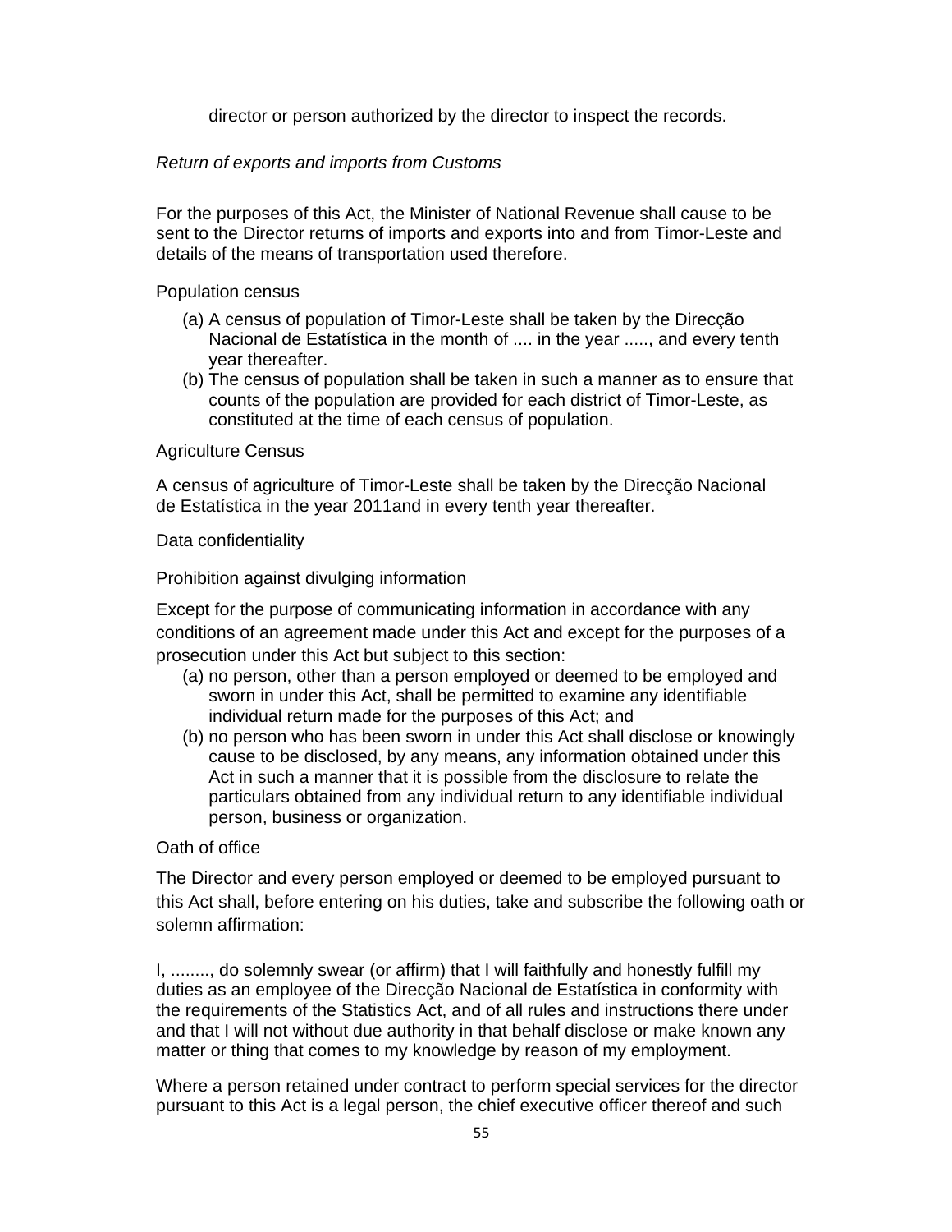director or person authorized by the director to inspect the records.

*Return of exports and imports from Customs*

For the purposes of this Act, the Minister of National Revenue shall cause to be sent to the Director returns of imports and exports into and from Timor-Leste and details of the means of transportation used therefore.

Population census

(a) A census of population of Timor-Leste shall be taken by the Direcção Nacional de Estatística in the month of .... in the year ....., and every tenth year thereafter.
(b) The census of population shall be taken in such a manner as to ensure that counts of the population are provided for each district of Timor-Leste, as constituted at the time of each census of population.

Agriculture Census

A census of agriculture of Timor-Leste shall be taken by the Direcção Nacional de Estatística in the year 2011and in every tenth year thereafter.

Data confidentiality

Prohibition against divulging information

Except for the purpose of communicating information in accordance with any conditions of an agreement made under this Act and except for the purposes of a prosecution under this Act but subject to this section:

(a) no person, other than a person employed or deemed to be employed and sworn in under this Act, shall be permitted to examine any identifiable individual return made for the purposes of this Act; and
(b) no person who has been sworn in under this Act shall disclose or knowingly cause to be disclosed, by any means, any information obtained under this Act in such a manner that it is possible from the disclosure to relate the particulars obtained from any individual return to any identifiable individual person, business or organization.

Oath of office

The Director and every person employed or deemed to be employed pursuant to this Act shall, before entering on his duties, take and subscribe the following oath or solemn affirmation:

I, ........, do solemnly swear (or affirm) that I will faithfully and honestly fulfill my duties as an employee of the Direcção Nacional de Estatística in conformity with the requirements of the Statistics Act, and of all rules and instructions there under and that I will not without due authority in that behalf disclose or make known any matter or thing that comes to my knowledge by reason of my employment.

Where a person retained under contract to perform special services for the director pursuant to this Act is a legal person, the chief executive officer thereof and such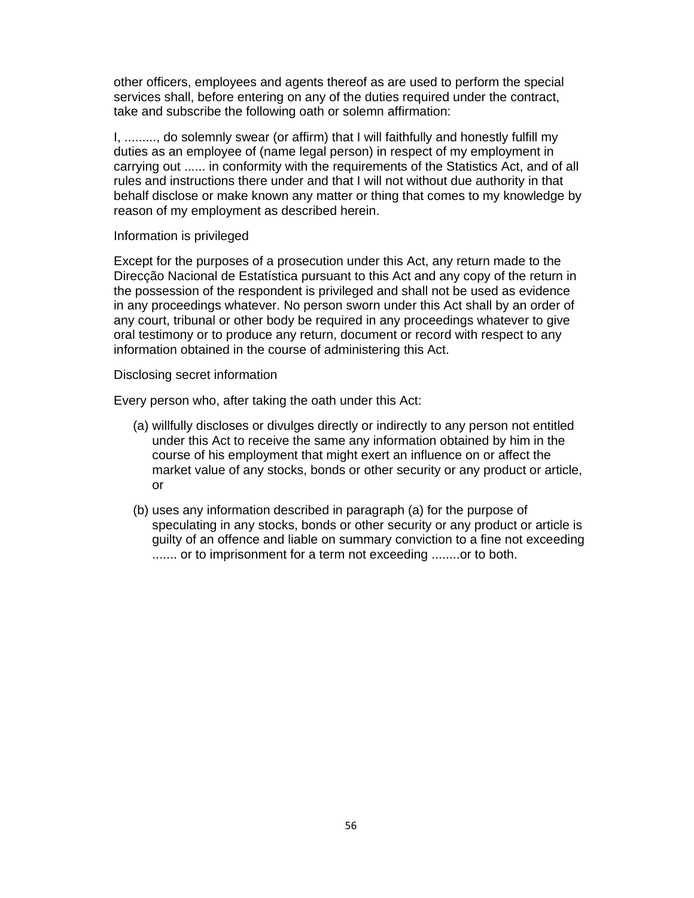other officers, employees and agents thereof as are used to perform the special services shall, before entering on any of the duties required under the contract, take and subscribe the following oath or solemn affirmation:

I, ........, do solemnly swear (or affirm) that I will faithfully and honestly fulfill my duties as an employee of (name legal person) in respect of my employment in carrying out ...... in conformity with the requirements of the Statistics Act, and of all rules and instructions there under and that I will not without due authority in that behalf disclose or make known any matter or thing that comes to my knowledge by reason of my employment as described herein.

Information is privileged

Except for the purposes of a prosecution under this Act, any return made to the Direcçāo Nacional de Estatística pursuant to this Act and any copy of the return in the possession of the respondent is privileged and shall not be used as evidence in any proceedings whatever. No person sworn under this Act shall by an order of any court, tribunal or other body be required in any proceedings whatever to give oral testimony or to produce any return, document or record with respect to any information obtained in the course of administering this Act.

Disclosing secret information

Every person who, after taking the oath under this Act:

(a) willfully discloses or divulges directly or indirectly to any person not entitled under this Act to receive the same any information obtained by him in the course of his employment that might exert an influence on or affect the market value of any stocks, bonds or other security or any product or article, or

(b) uses any information described in paragraph (a) for the purpose of speculating in any stocks, bonds or other security or any product or article is guilty of an offence and liable on summary conviction to a fine not exceeding ....... or to imprisonment for a term not exceeding ........or to both.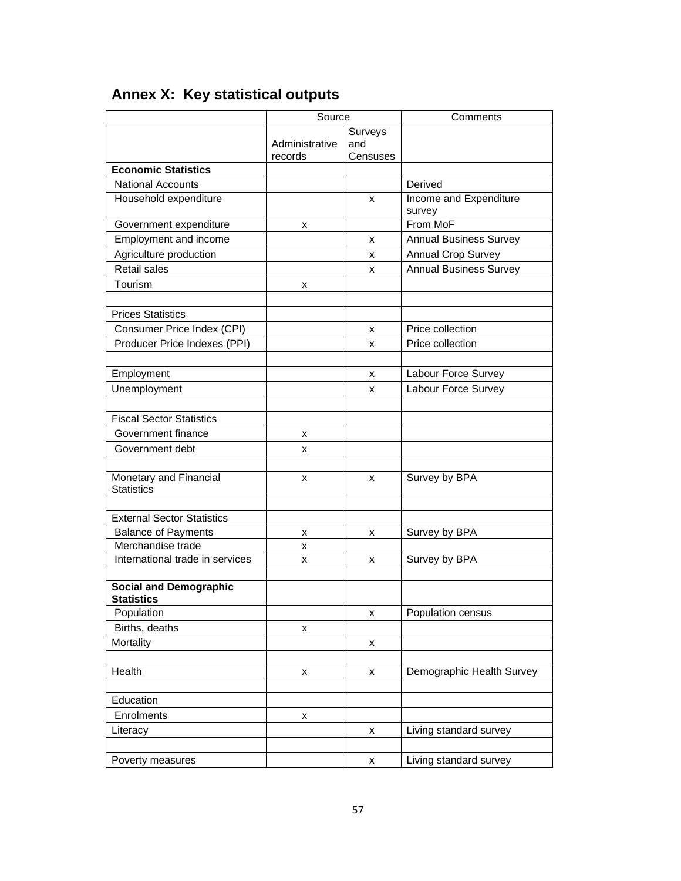# Annex X: Key statistical outputs

| | Source | | Comments |
|---|---|---|---|
| | Administrative records | Surveys and Censuses | |
| **Economic Statistics** | | | |
| National Accounts | | | Derived |
| Household expenditure | | x | Income and Expenditure survey |
| Government expenditure | x | | From MoF |
| Employment and income | | x | Annual Business Survey |
| Agriculture production | | x | Annual Crop Survey |
| Retail sales | | x | Annual Business Survey |
| Tourism | x | | |
| | | | |
| Prices Statistics | | | |
| Consumer Price Index (CPI) | | x | Price collection |
| Producer Price Indexes (PPI) | | x | Price collection |
| | | | |
| Employment | | x | Labour Force Survey |
| Unemployment | | x | Labour Force Survey |
| | | | |
| Fiscal Sector Statistics | | | |
| Government finance | x | | |
| Government debt | x | | |
| | | | |
| Monetary and Financial Statistics | x | x | Survey by BPA |
| | | | |
| External Sector Statistics | | | |
| Balance of Payments | x | x | Survey by BPA |
| Merchandise trade | x | | |
| International trade in services | x | x | Survey by BPA |
| | | | |
| **Social and Demographic Statistics** | | | |
| Population | | x | Population census |
| Births, deaths | x | | |
| Mortality | | x | |
| | | | |
| Health | x | x | Demographic Health Survey |
| | | | |
| Education | | | |
| Enrolments | x | | |
| Literacy | | x | Living standard survey |
| | | | |
| Poverty measures | | x | Living standard survey |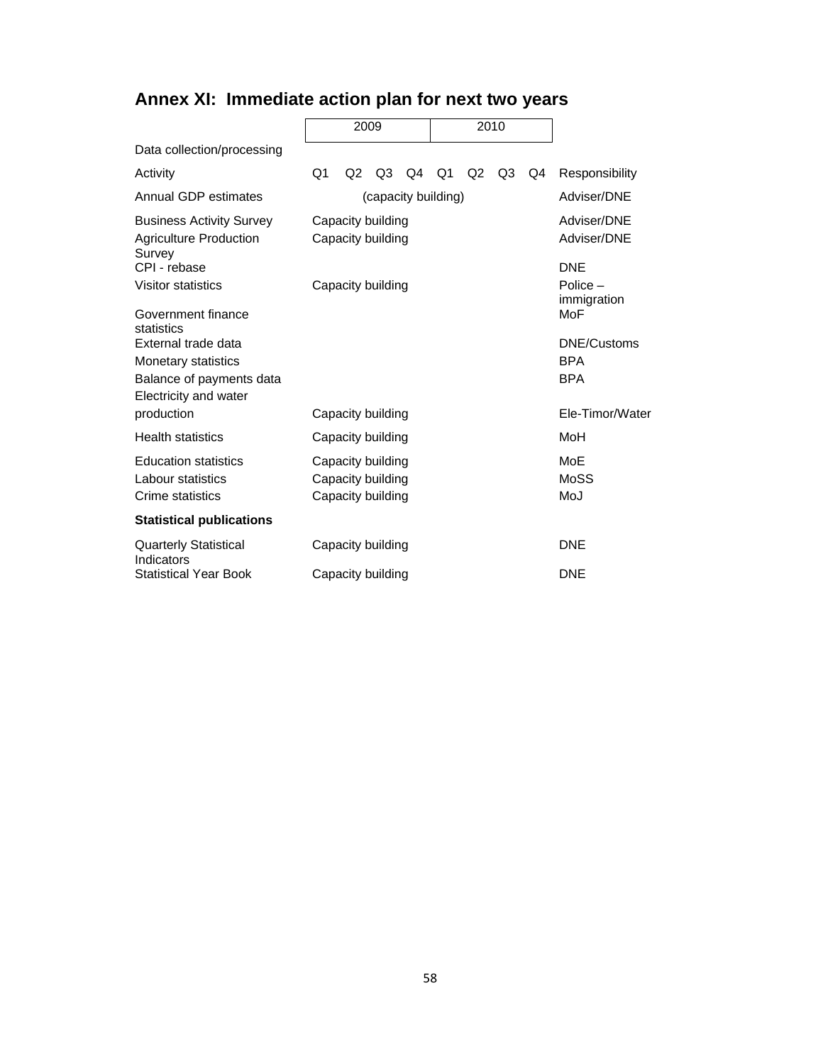# Annex XI: Immediate action plan for next two years

| | 2009 | | | | 2010 | | | | |
|---|---|---|---|---|---|---|---|---|---|
| **Data collection/processing** | | | | | | | | | |
| Activity | Q1 | Q2 | Q3 | Q4 | Q1 | Q2 | Q3 | Q4 | Responsibility |
| Annual GDP estimates | (capacity building) | | | | | | | | Adviser/DNE |
| Business Activity Survey | Capacity building | | | | | | | | Adviser/DNE |
| Agriculture Production Survey | Capacity building | | | | | | | | Adviser/DNE |
| CPI - rebase | | | | | | | | | DNE |
| Visitor statistics | Capacity building | | | | | | | | Police – immigration |
| Government finance statistics | | | | | | | | | MoF |
| External trade data | | | | | | | | | DNE/Customs |
| Monetary statistics | | | | | | | | | BPA |
| Balance of payments data | | | | | | | | | BPA |
| Electricity and water production | Capacity building | | | | | | | | Ele-Timor/Water |
| Health statistics | Capacity building | | | | | | | | MoH |
| Education statistics | Capacity building | | | | | | | | MoE |
| Labour statistics | Capacity building | | | | | | | | MoSS |
| Crime statistics | Capacity building | | | | | | | | MoJ |
| **Statistical publications** | | | | | | | | | |
| Quarterly Statistical Indicators | Capacity building | | | | | | | | DNE |
| Statistical Year Book | Capacity building | | | | | | | | DNE |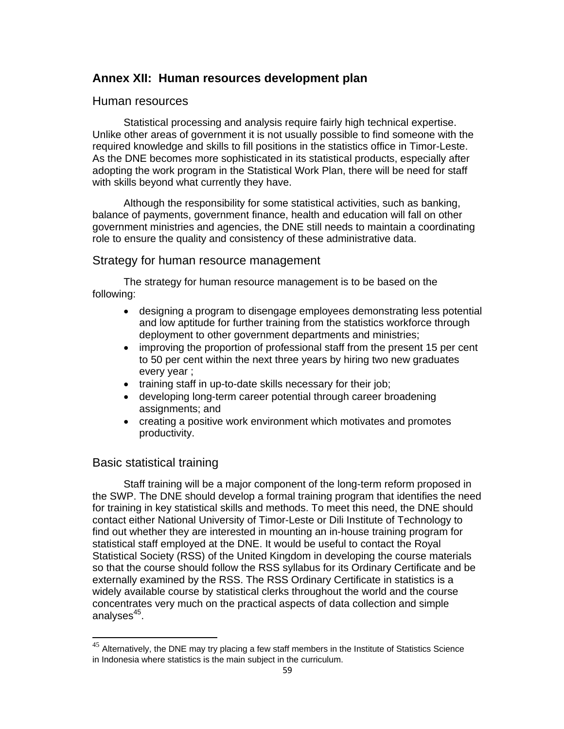## Annex XII: Human resources development plan

### Human resources

Statistical processing and analysis require fairly high technical expertise. Unlike other areas of government it is not usually possible to find someone with the required knowledge and skills to fill positions in the statistics office in Timor-Leste. As the DNE becomes more sophisticated in its statistical products, especially after adopting the work program in the Statistical Work Plan, there will be need for staff with skills beyond what currently they have.

Although the responsibility for some statistical activities, such as banking, balance of payments, government finance, health and education will fall on other government ministries and agencies, the DNE still needs to maintain a coordinating role to ensure the quality and consistency of these administrative data.

### Strategy for human resource management

The strategy for human resource management is to be based on the following:

- designing a program to disengage employees demonstrating less potential and low aptitude for further training from the statistics workforce through deployment to other government departments and ministries;
- improving the proportion of professional staff from the present 15 per cent to 50 per cent within the next three years by hiring two new graduates every year ;
- training staff in up-to-date skills necessary for their job;
- developing long-term career potential through career broadening assignments; and
- creating a positive work environment which motivates and promotes productivity.

### Basic statistical training

Staff training will be a major component of the long-term reform proposed in the SWP. The DNE should develop a formal training program that identifies the need for training in key statistical skills and methods. To meet this need, the DNE should contact either National University of Timor-Leste or Dili Institute of Technology to find out whether they are interested in mounting an in-house training program for statistical staff employed at the DNE. It would be useful to contact the Royal Statistical Society (RSS) of the United Kingdom in developing the course materials so that the course should follow the RSS syllabus for its Ordinary Certificate and be externally examined by the RSS. The RSS Ordinary Certificate in statistics is a widely available course by statistical clerks throughout the world and the course concentrates very much on the practical aspects of data collection and simple analyses[45].

[45] Alternatively, the DNE may try placing a few staff members in the Institute of Statistics Science in Indonesia where statistics is the main subject in the curriculum.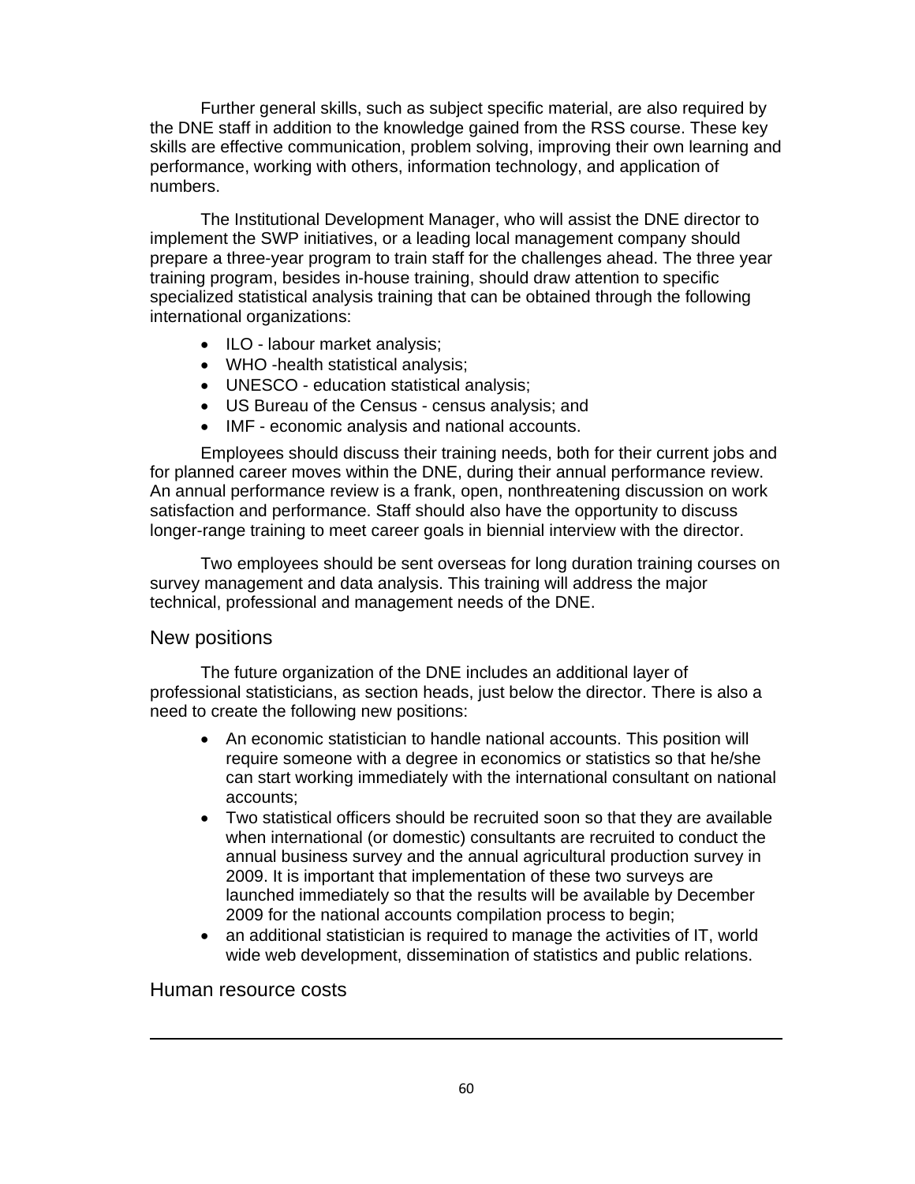Further general skills, such as subject specific material, are also required by the DNE staff in addition to the knowledge gained from the RSS course. These key skills are effective communication, problem solving, improving their own learning and performance, working with others, information technology, and application of numbers.

The Institutional Development Manager, who will assist the DNE director to implement the SWP initiatives, or a leading local management company should prepare a three-year program to train staff for the challenges ahead. The three year training program, besides in-house training, should draw attention to specific specialized statistical analysis training that can be obtained through the following international organizations:

- ILO - labour market analysis;
- WHO -health statistical analysis;
- UNESCO - education statistical analysis;
- US Bureau of the Census - census analysis; and
- IMF - economic analysis and national accounts.

Employees should discuss their training needs, both for their current jobs and for planned career moves within the DNE, during their annual performance review. An annual performance review is a frank, open, nonthreatening discussion on work satisfaction and performance. Staff should also have the opportunity to discuss longer-range training to meet career goals in biennial interview with the director.

Two employees should be sent overseas for long duration training courses on survey management and data analysis. This training will address the major technical, professional and management needs of the DNE.

## New positions

The future organization of the DNE includes an additional layer of professional statisticians, as section heads, just below the director. There is also a need to create the following new positions:

- An economic statistician to handle national accounts. This position will require someone with a degree in economics or statistics so that he/she can start working immediately with the international consultant on national accounts;
- Two statistical officers should be recruited soon so that they are available when international (or domestic) consultants are recruited to conduct the annual business survey and the annual agricultural production survey in 2009. It is important that implementation of these two surveys are launched immediately so that the results will be available by December 2009 for the national accounts compilation process to begin;
- an additional statistician is required to manage the activities of IT, world wide web development, dissemination of statistics and public relations.

## Human resource costs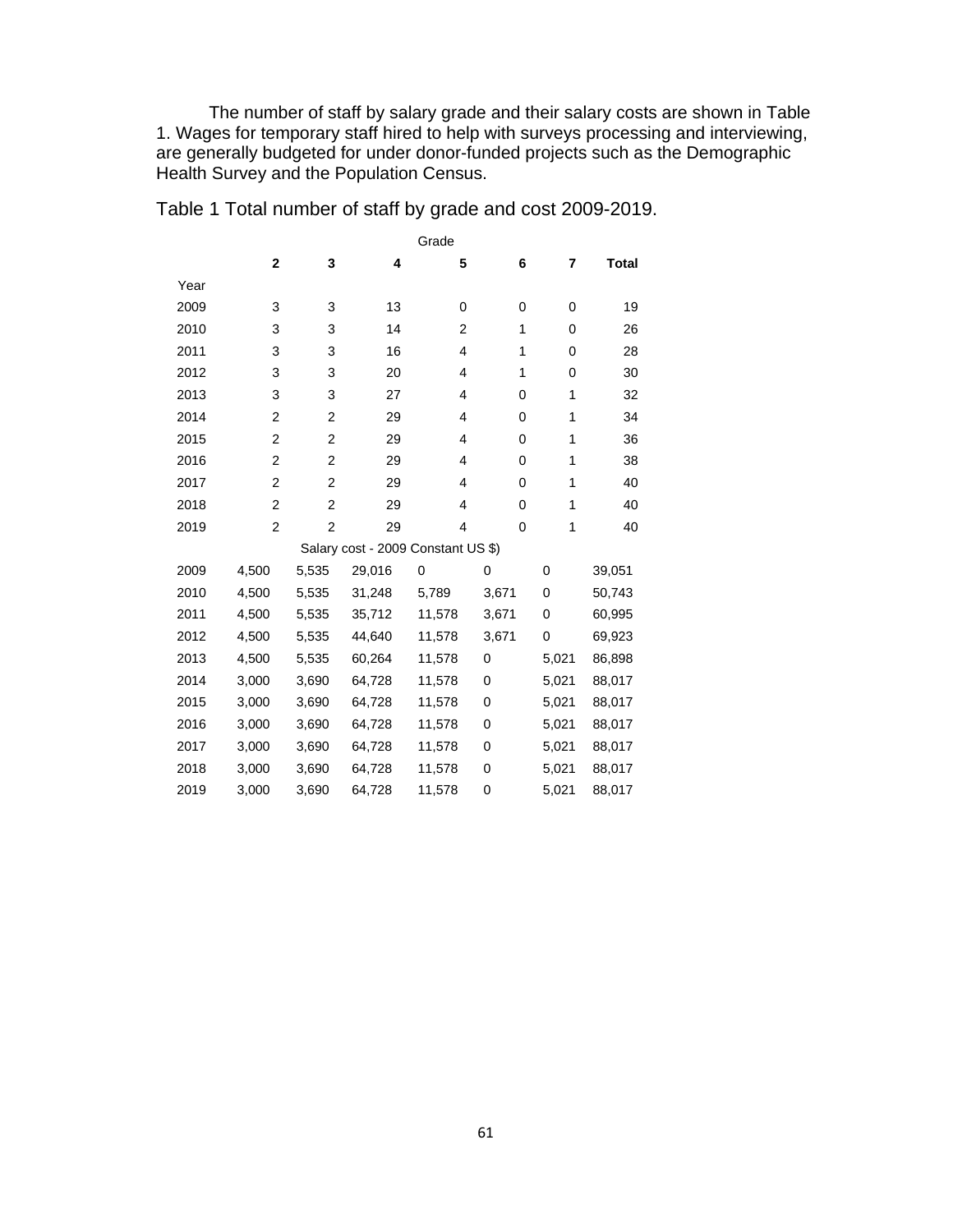The number of staff by salary grade and their salary costs are shown in Table 1. Wages for temporary staff hired to help with surveys processing and interviewing, are generally budgeted for under donor-funded projects such as the Demographic Health Survey and the Population Census.

Table 1 Total number of staff by grade and cost 2009-2019.

| | Grade | | | | | | |
|---|---|---|---|---|---|---|---|
| | **2** | **3** | **4** | **5** | **6** | **7** | **Total** |
| Year | | | | | | | |
| 2009 | 3 | 3 | 13 | 0 | 0 | 0 | 19 |
| 2010 | 3 | 3 | 14 | 2 | 1 | 0 | 26 |
| 2011 | 3 | 3 | 16 | 4 | 1 | 0 | 28 |
| 2012 | 3 | 3 | 20 | 4 | 1 | 0 | 30 |
| 2013 | 3 | 3 | 27 | 4 | 0 | 1 | 32 |
| 2014 | 2 | 2 | 29 | 4 | 0 | 1 | 34 |
| 2015 | 2 | 2 | 29 | 4 | 0 | 1 | 36 |
| 2016 | 2 | 2 | 29 | 4 | 0 | 1 | 38 |
| 2017 | 2 | 2 | 29 | 4 | 0 | 1 | 40 |
| 2018 | 2 | 2 | 29 | 4 | 0 | 1 | 40 |
| 2019 | 2 | 2 | 29 | 4 | 0 | 1 | 40 |
| | Salary cost - 2009 Constant US $) | | | | | | |
| 2009 | 4,500 | 5,535 | 29,016 | 0 | 0 | 0 | 39,051 |
| 2010 | 4,500 | 5,535 | 31,248 | 5,789 | 3,671 | 0 | 50,743 |
| 2011 | 4,500 | 5,535 | 35,712 | 11,578 | 3,671 | 0 | 60,995 |
| 2012 | 4,500 | 5,535 | 44,640 | 11,578 | 3,671 | 0 | 69,923 |
| 2013 | 4,500 | 5,535 | 60,264 | 11,578 | 0 | 5,021 | 86,898 |
| 2014 | 3,000 | 3,690 | 64,728 | 11,578 | 0 | 5,021 | 88,017 |
| 2015 | 3,000 | 3,690 | 64,728 | 11,578 | 0 | 5,021 | 88,017 |
| 2016 | 3,000 | 3,690 | 64,728 | 11,578 | 0 | 5,021 | 88,017 |
| 2017 | 3,000 | 3,690 | 64,728 | 11,578 | 0 | 5,021 | 88,017 |
| 2018 | 3,000 | 3,690 | 64,728 | 11,578 | 0 | 5,021 | 88,017 |
| 2019 | 3,000 | 3,690 | 64,728 | 11,578 | 0 | 5,021 | 88,017 |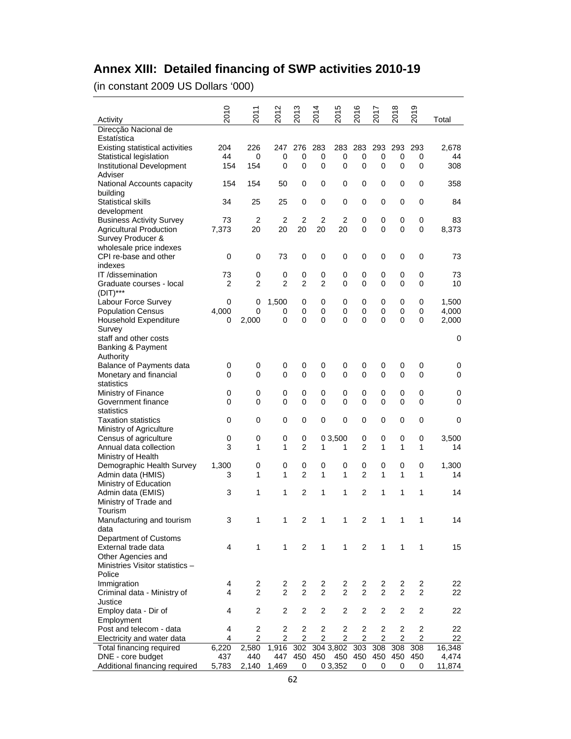# Annex XIII: Detailed financing of SWP activities 2010-19

(in constant 2009 US Dollars '000)

| Activity | 2010 | 2011 | 2012 | 2013 | 2014 | 2015 | 2016 | 2017 | 2018 | 2019 | Total |
|---|---|---|---|---|---|---|---|---|---|---|---|
| Direcção Nacional de Estatística | | | | | | | | | | | |
| Existing statistical activities | 204 | 226 | 247 | 276 | 283 | 283 | 283 | 293 | 293 | 293 | 2,678 |
| Statistical legislation | 44 | 0 | 0 | 0 | 0 | 0 | 0 | 0 | 0 | 0 | 44 |
| Institutional Development Adviser | 154 | 154 | 0 | 0 | 0 | 0 | 0 | 0 | 0 | 0 | 308 |
| National Accounts capacity building | 154 | 154 | 50 | 0 | 0 | 0 | 0 | 0 | 0 | 0 | 358 |
| Statistical skills development | 34 | 25 | 25 | 0 | 0 | 0 | 0 | 0 | 0 | 0 | 84 |
| Business Activity Survey | 73 | 2 | 2 | 2 | 2 | 2 | 0 | 0 | 0 | 0 | 83 |
| Agricultural Production Survey Producer & wholesale price indexes | 7,373 | 20 | 20 | 20 | 20 | 20 | 0 | 0 | 0 | 0 | 8,373 |
| CPI re-base and other indexes | 0 | 0 | 73 | 0 | 0 | 0 | 0 | 0 | 0 | 0 | 73 |
| IT /dissemination | 73 | 0 | 0 | 0 | 0 | 0 | 0 | 0 | 0 | 0 | 73 |
| Graduate courses - local (DIT)*** | 2 | 2 | 2 | 2 | 2 | 0 | 0 | 0 | 0 | 0 | 10 |
| Labour Force Survey | 0 | 0 | 1,500 | 0 | 0 | 0 | 0 | 0 | 0 | 0 | 1,500 |
| Population Census | 4,000 | 0 | 0 | 0 | 0 | 0 | 0 | 0 | 0 | 0 | 4,000 |
| Household Expenditure Survey | 0 | 2,000 | 0 | 0 | 0 | 0 | 0 | 0 | 0 | 0 | 2,000 |
| staff and other costs | | | | | | | | | | | 0 |
| Banking & Payment Authority | | | | | | | | | | | |
| Balance of Payments data | 0 | 0 | 0 | 0 | 0 | 0 | 0 | 0 | 0 | 0 | 0 |
| Monetary and financial statistics | 0 | 0 | 0 | 0 | 0 | 0 | 0 | 0 | 0 | 0 | 0 |
| Ministry of Finance | 0 | 0 | 0 | 0 | 0 | 0 | 0 | 0 | 0 | 0 | 0 |
| Government finance statistics | 0 | 0 | 0 | 0 | 0 | 0 | 0 | 0 | 0 | 0 | 0 |
| Taxation statistics | 0 | 0 | 0 | 0 | 0 | 0 | 0 | 0 | 0 | 0 | 0 |
| Ministry of Agriculture | | | | | | | | | | | |
| Census of agriculture | 0 | 0 | 0 | 0 | 0 | 3,500 | 0 | 0 | 0 | 0 | 3,500 |
| Annual data collection | 3 | 1 | 1 | 2 | 1 | 1 | 2 | 1 | 1 | 1 | 14 |
| Ministry of Health | | | | | | | | | | | |
| Demographic Health Survey | 1,300 | 0 | 0 | 0 | 0 | 0 | 0 | 0 | 0 | 0 | 1,300 |
| Admin data (HMIS) | 3 | 1 | 1 | 2 | 1 | 1 | 2 | 1 | 1 | 1 | 14 |
| Ministry of Education | | | | | | | | | | | |
| Admin data (EMIS) | 3 | 1 | 1 | 2 | 1 | 1 | 2 | 1 | 1 | 1 | 14 |
| Ministry of Trade and Tourism | | | | | | | | | | | |
| Manufacturing and tourism data | 3 | 1 | 1 | 2 | 1 | 1 | 2 | 1 | 1 | 1 | 14 |
| Department of Customs | | | | | | | | | | | |
| External trade data | 4 | 1 | 1 | 2 | 1 | 1 | 2 | 1 | 1 | 1 | 15 |
| Other Agencies and Ministries Visitor statistics – Police | | | | | | | | | | | |
| Immigration | 4 | 2 | 2 | 2 | 2 | 2 | 2 | 2 | 2 | 2 | 22 |
| Criminal data - Ministry of Justice | 4 | 2 | 2 | 2 | 2 | 2 | 2 | 2 | 2 | 2 | 22 |
| Employ data - Dir of Employment | 4 | 2 | 2 | 2 | 2 | 2 | 2 | 2 | 2 | 2 | 22 |
| Post and telecom - data | 4 | 2 | 2 | 2 | 2 | 2 | 2 | 2 | 2 | 2 | 22 |
| Electricity and water data | 4 | 2 | 2 | 2 | 2 | 2 | 2 | 2 | 2 | 2 | 22 |
| Total financing required | 6,220 | 2,580 | 1,916 | 302 | 304 | 3,802 | 303 | 308 | 308 | 308 | 16,348 |
| DNE - core budget | 437 | 440 | 447 | 450 | 450 | 450 | 450 | 450 | 450 | 450 | 4,474 |
| Additional financing required | 5,783 | 2,140 | 1,469 | 0 | 0 | 3,352 | 0 | 0 | 0 | 0 | 11,874 |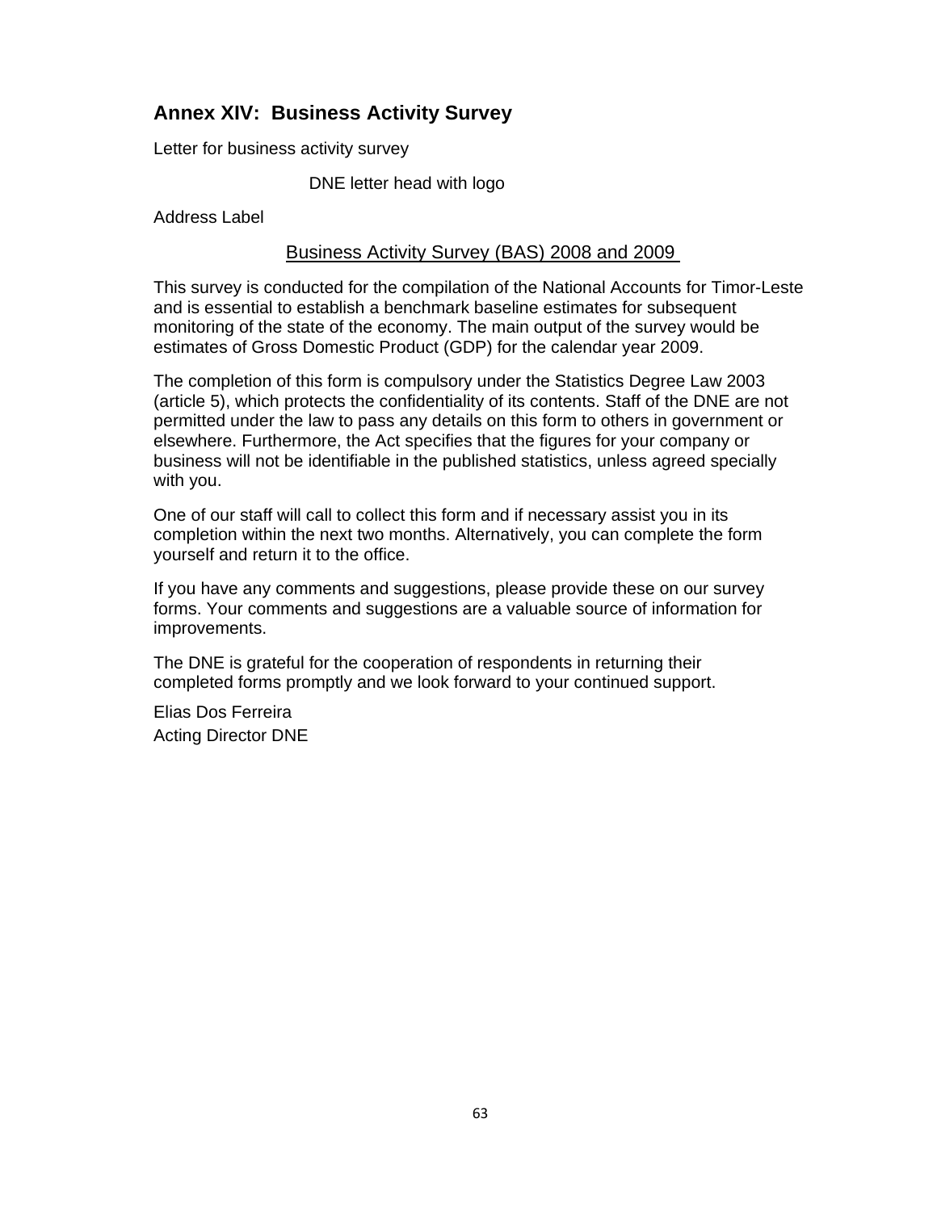## Annex XIV: Business Activity Survey

Letter for business activity survey

DNE letter head with logo

Address Label

Business Activity Survey (BAS) 2008 and 2009

This survey is conducted for the compilation of the National Accounts for Timor-Leste and is essential to establish a benchmark baseline estimates for subsequent monitoring of the state of the economy. The main output of the survey would be estimates of Gross Domestic Product (GDP) for the calendar year 2009.

The completion of this form is compulsory under the Statistics Degree Law 2003 (article 5), which protects the confidentiality of its contents. Staff of the DNE are not permitted under the law to pass any details on this form to others in government or elsewhere. Furthermore, the Act specifies that the figures for your company or business will not be identifiable in the published statistics, unless agreed specially with you.

One of our staff will call to collect this form and if necessary assist you in its completion within the next two months. Alternatively, you can complete the form yourself and return it to the office.

If you have any comments and suggestions, please provide these on our survey forms. Your comments and suggestions are a valuable source of information for improvements.

The DNE is grateful for the cooperation of respondents in returning their completed forms promptly and we look forward to your continued support.

Elias Dos Ferreira
Acting Director DNE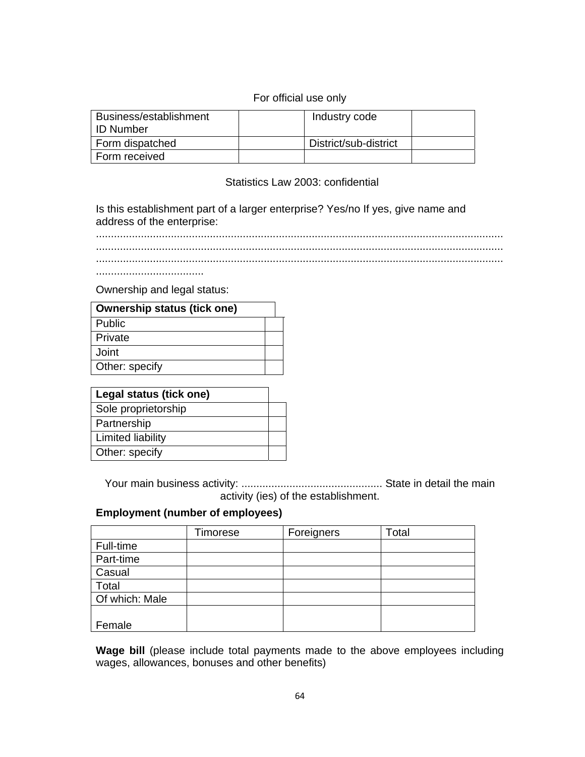For official use only

| Business/establishment ID Number | | Industry code | |
|---|---|---|---|
| Form dispatched | | District/sub-district | |
| Form received | | | |

Statistics Law 2003: confidential

Is this establishment part of a larger enterprise? Yes/no If yes, give name and address of the enterprise:
.......................................................................................................................................
.......................................................................................................................................
.......................................................................................................................................
...................................

Ownership and legal status:

| Ownership status (tick one) | |
|---|---|
| Public | |
| Private | |
| Joint | |
| Other: specify | |

| Legal status (tick one) | |
|---|---|
| Sole proprietorship | |
| Partnership | |
| Limited liability | |
| Other: specify | |

Your main business activity: .............................................. State in detail the main activity (ies) of the establishment.

**Employment (number of employees)**

| | Timorese | Foreigners | Total |
|---|---|---|---|
| Full-time | | | |
| Part-time | | | |
| Casual | | | |
| Total | | | |
| Of which: Male | | | |
| Female | | | |

**Wage bill** (please include total payments made to the above employees including wages, allowances, bonuses and other benefits)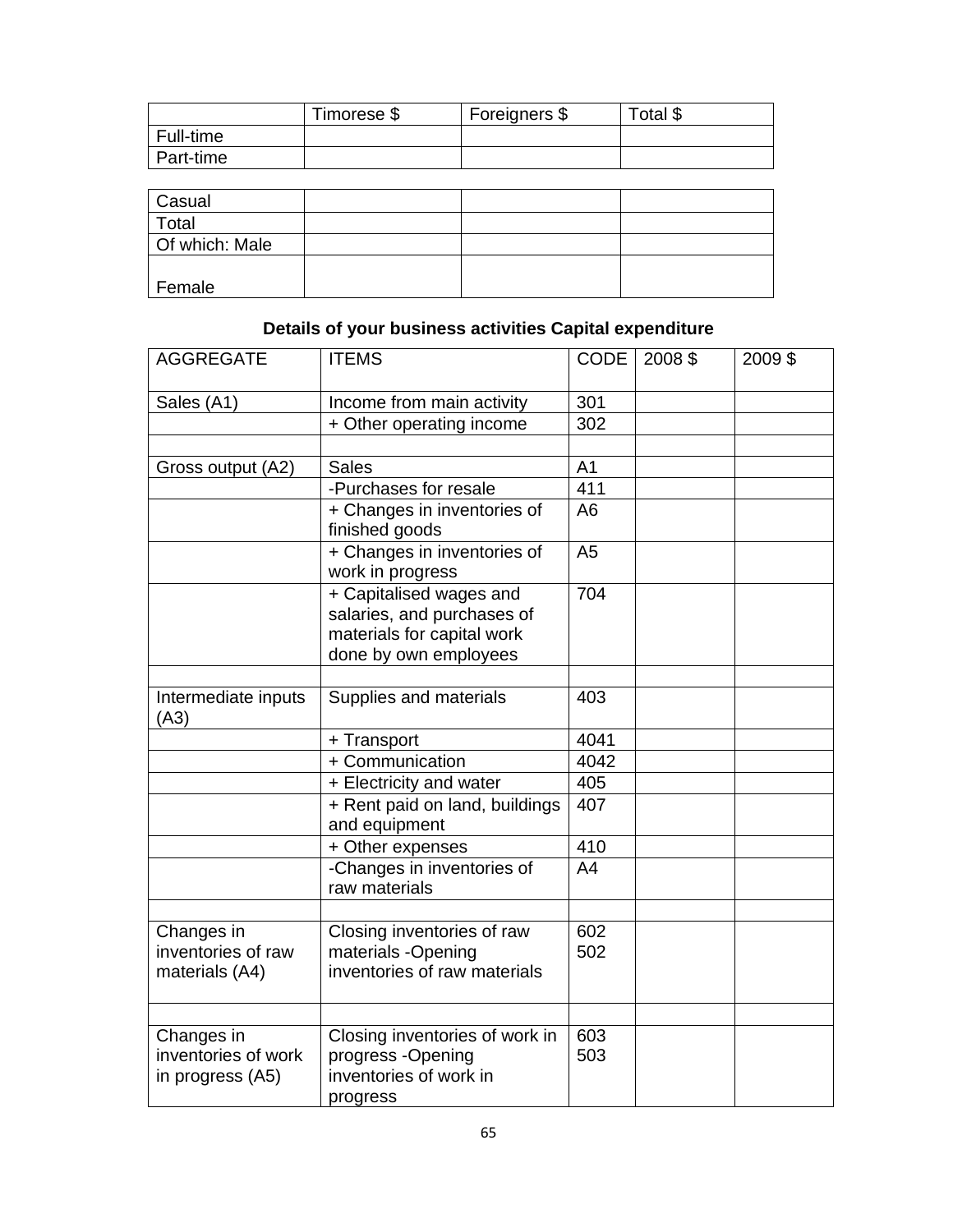| | Timorese $ | Foreigners $ | Total $ |
|---|---|---|---|
| Full-time | | | |
| Part-time | | | |
| Casual | | | |
| Total | | | |
| Of which: Male | | | |
| Female | | | |

**Details of your business activities Capital expenditure**

| AGGREGATE | ITEMS | CODE | 2008 $ | 2009 $ |
|---|---|---|---|---|
| Sales (A1) | Income from main activity | 301 | | |
| | + Other operating income | 302 | | |
| | | | | |
| Gross output (A2) | Sales | A1 | | |
| | -Purchases for resale | 411 | | |
| | + Changes in inventories of finished goods | A6 | | |
| | + Changes in inventories of work in progress | A5 | | |
| | + Capitalised wages and salaries, and purchases of materials for capital work done by own employees | 704 | | |
| | | | | |
| Intermediate inputs (A3) | Supplies and materials | 403 | | |
| | + Transport | 4041 | | |
| | + Communication | 4042 | | |
| | + Electricity and water | 405 | | |
| | + Rent paid on land, buildings and equipment | 407 | | |
| | + Other expenses | 410 | | |
| | -Changes in inventories of raw materials | A4 | | |
| | | | | |
| Changes in inventories of raw materials (A4) | Closing inventories of raw materials -Opening inventories of raw materials | 602 502 | | |
| | | | | |
| Changes in inventories of work in progress (A5) | Closing inventories of work in progress -Opening inventories of work in progress | 603 503 | | |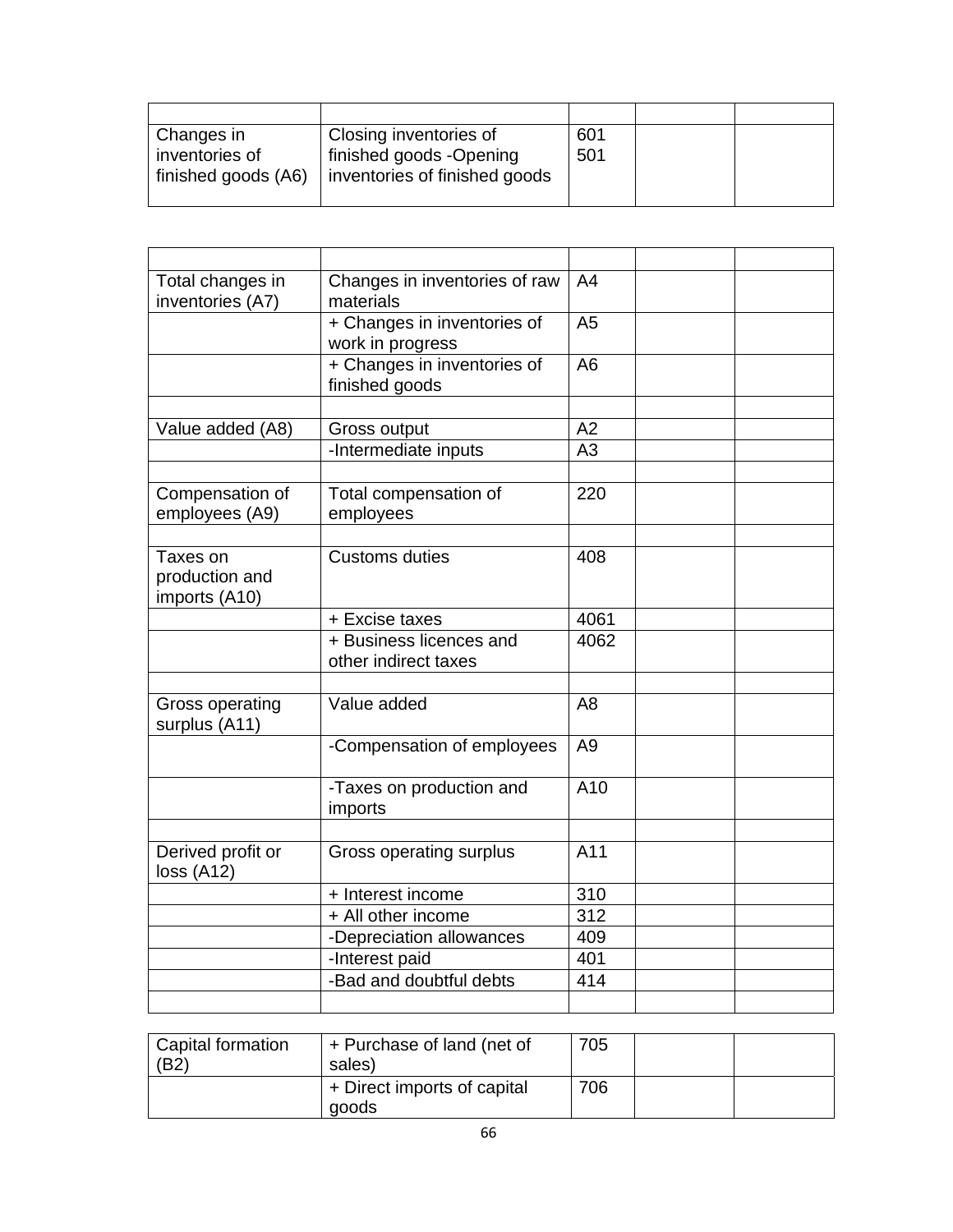| | | | | |
|---|---|---|---|---|
| Changes in inventories of finished goods (A6) | Closing inventories of finished goods -Opening inventories of finished goods | 601 501 | | |

| | | | | |
|---|---|---|---|---|
| Total changes in inventories (A7) | Changes in inventories of raw materials | A4 | | |
| | + Changes in inventories of work in progress | A5 | | |
| | + Changes in inventories of finished goods | A6 | | |
| | | | | |
| Value added (A8) | Gross output | A2 | | |
| | -Intermediate inputs | A3 | | |
| | | | | |
| Compensation of employees (A9) | Total compensation of employees | 220 | | |
| | | | | |
| Taxes on production and imports (A10) | Customs duties | 408 | | |
| | + Excise taxes | 4061 | | |
| | + Business licences and other indirect taxes | 4062 | | |
| | | | | |
| Gross operating surplus (A11) | Value added | A8 | | |
| | -Compensation of employees | A9 | | |
| | -Taxes on production and imports | A10 | | |
| | | | | |
| Derived profit or loss (A12) | Gross operating surplus | A11 | | |
| | + Interest income | 310 | | |
| | + All other income | 312 | | |
| | -Depreciation allowances | 409 | | |
| | -Interest paid | 401 | | |
| | -Bad and doubtful debts | 414 | | |
| | | | | |

| | | | | |
|---|---|---|---|---|
| Capital formation (B2) | + Purchase of land (net of sales) | 705 | | |
| | + Direct imports of capital goods | 706 | | |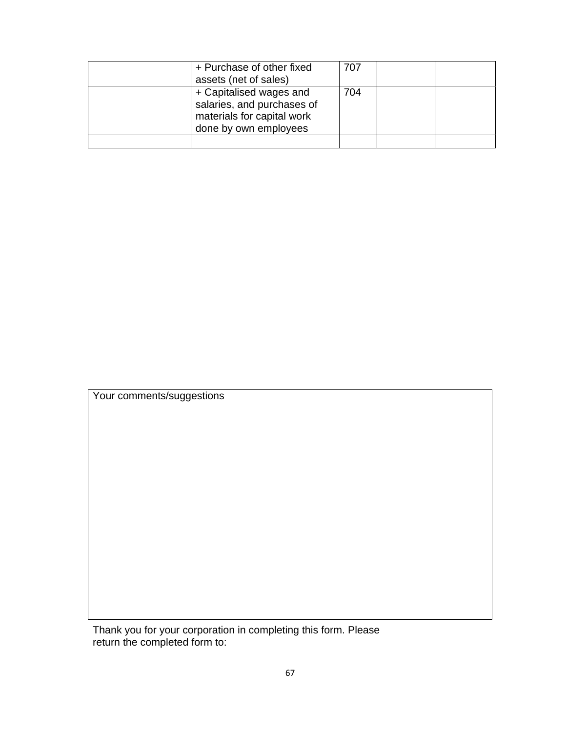|  | + Purchase of other fixed assets (net of sales) | 707 |  |  |
|---|---|---|---|---|
|  | + Capitalised wages and salaries, and purchases of materials for capital work done by own employees | 704 |  |  |
|  |  |  |  |  |

| Your comments/suggestions |
|---|
|  |

Thank you for your corporation in completing this form. Please return the completed form to: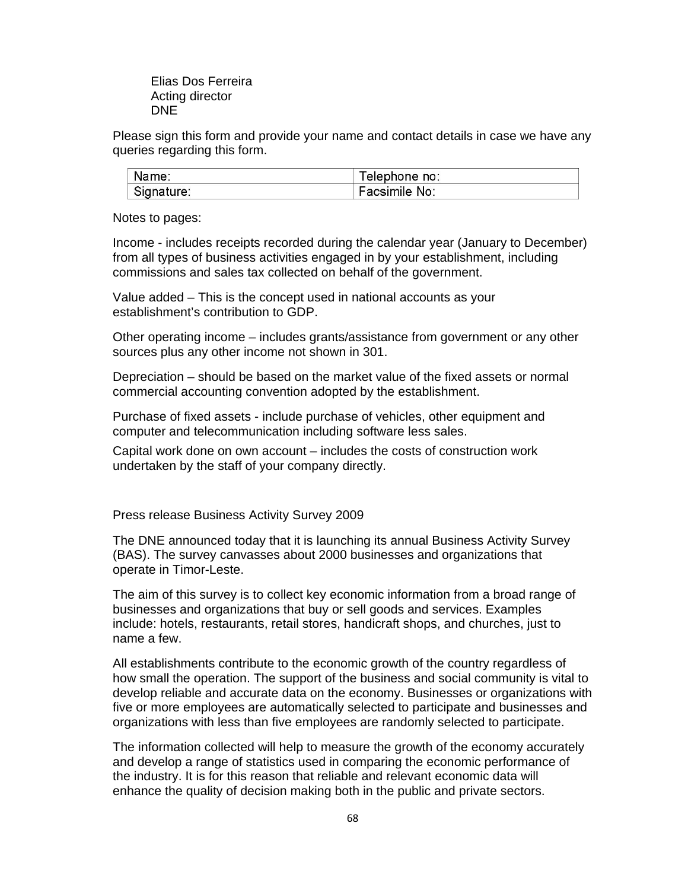Elias Dos Ferreira
Acting director
DNE

Please sign this form and provide your name and contact details in case we have any queries regarding this form.

| Name: | Telephone no: |
|---|---|
| Signature: | Facsimile No: |

Notes to pages:

Income - includes receipts recorded during the calendar year (January to December) from all types of business activities engaged in by your establishment, including commissions and sales tax collected on behalf of the government.

Value added – This is the concept used in national accounts as your establishment's contribution to GDP.

Other operating income – includes grants/assistance from government or any other sources plus any other income not shown in 301.

Depreciation – should be based on the market value of the fixed assets or normal commercial accounting convention adopted by the establishment.

Purchase of fixed assets - include purchase of vehicles, other equipment and computer and telecommunication including software less sales.

Capital work done on own account – includes the costs of construction work undertaken by the staff of your company directly.

Press release Business Activity Survey 2009

The DNE announced today that it is launching its annual Business Activity Survey (BAS). The survey canvasses about 2000 businesses and organizations that operate in Timor-Leste.

The aim of this survey is to collect key economic information from a broad range of businesses and organizations that buy or sell goods and services. Examples include: hotels, restaurants, retail stores, handicraft shops, and churches, just to name a few.

All establishments contribute to the economic growth of the country regardless of how small the operation. The support of the business and social community is vital to develop reliable and accurate data on the economy. Businesses or organizations with five or more employees are automatically selected to participate and businesses and organizations with less than five employees are randomly selected to participate.

The information collected will help to measure the growth of the economy accurately and develop a range of statistics used in comparing the economic performance of the industry. It is for this reason that reliable and relevant economic data will enhance the quality of decision making both in the public and private sectors.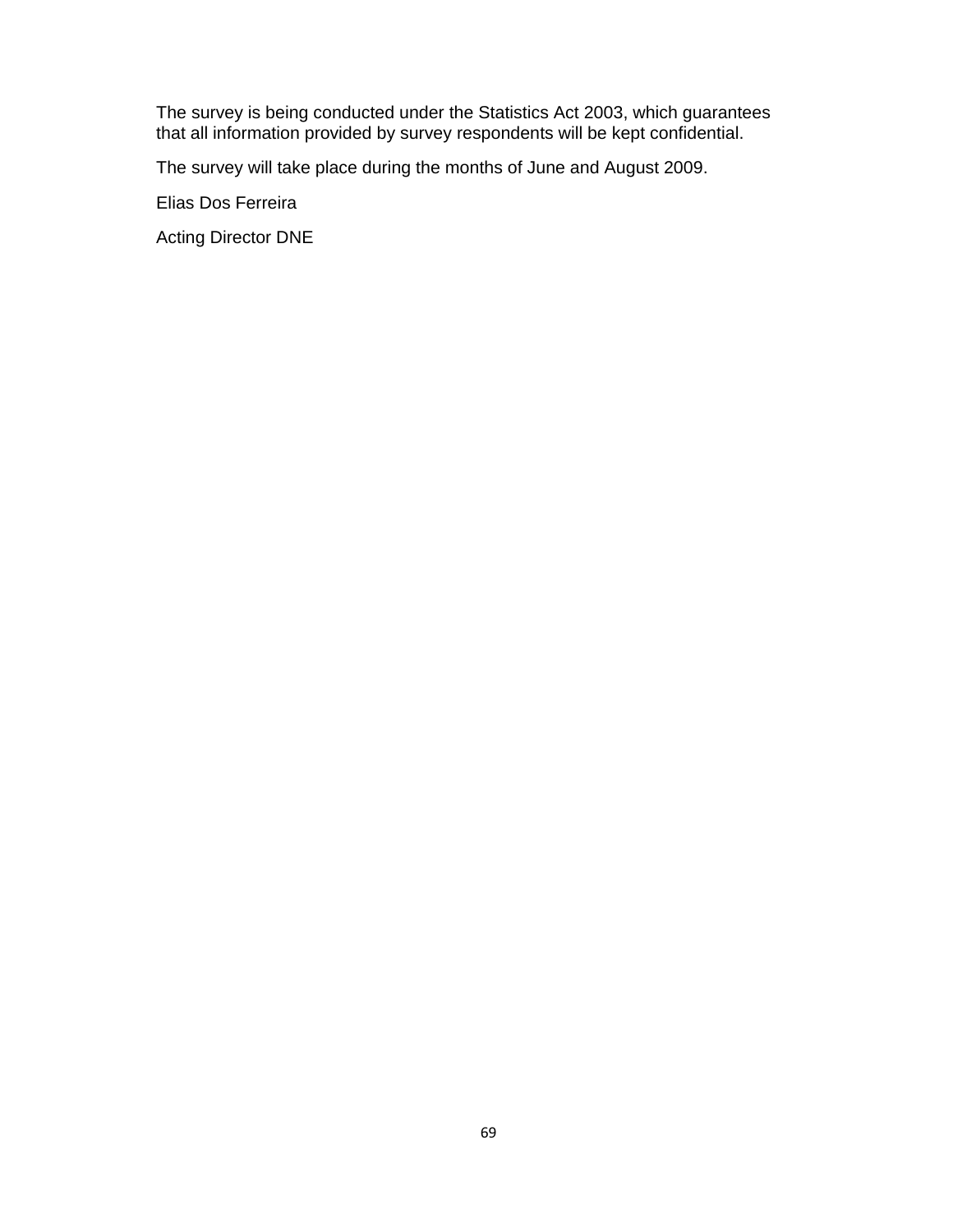The survey is being conducted under the Statistics Act 2003, which guarantees that all information provided by survey respondents will be kept confidential.

The survey will take place during the months of June and August 2009.

Elias Dos Ferreira

Acting Director DNE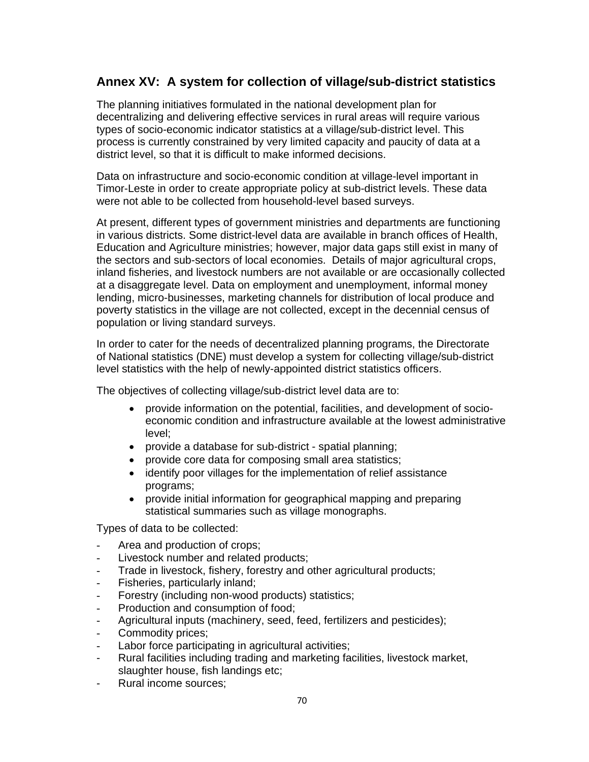## Annex XV: A system for collection of village/sub-district statistics

The planning initiatives formulated in the national development plan for decentralizing and delivering effective services in rural areas will require various types of socio-economic indicator statistics at a village/sub-district level. This process is currently constrained by very limited capacity and paucity of data at a district level, so that it is difficult to make informed decisions.

Data on infrastructure and socio-economic condition at village-level important in Timor-Leste in order to create appropriate policy at sub-district levels. These data were not able to be collected from household-level based surveys.

At present, different types of government ministries and departments are functioning in various districts. Some district-level data are available in branch offices of Health, Education and Agriculture ministries; however, major data gaps still exist in many of the sectors and sub-sectors of local economies. Details of major agricultural crops, inland fisheries, and livestock numbers are not available or are occasionally collected at a disaggregate level. Data on employment and unemployment, informal money lending, micro-businesses, marketing channels for distribution of local produce and poverty statistics in the village are not collected, except in the decennial census of population or living standard surveys.

In order to cater for the needs of decentralized planning programs, the Directorate of National statistics (DNE) must develop a system for collecting village/sub-district level statistics with the help of newly-appointed district statistics officers.

The objectives of collecting village/sub-district level data are to:

- provide information on the potential, facilities, and development of socio-economic condition and infrastructure available at the lowest administrative level;
- provide a database for sub-district - spatial planning;
- provide core data for composing small area statistics;
- identify poor villages for the implementation of relief assistance programs;
- provide initial information for geographical mapping and preparing statistical summaries such as village monographs.

Types of data to be collected:

- Area and production of crops;
- Livestock number and related products;
- Trade in livestock, fishery, forestry and other agricultural products;
- Fisheries, particularly inland;
- Forestry (including non-wood products) statistics;
- Production and consumption of food;
- Agricultural inputs (machinery, seed, feed, fertilizers and pesticides);
- Commodity prices;
- Labor force participating in agricultural activities;
- Rural facilities including trading and marketing facilities, livestock market, slaughter house, fish landings etc;
- Rural income sources;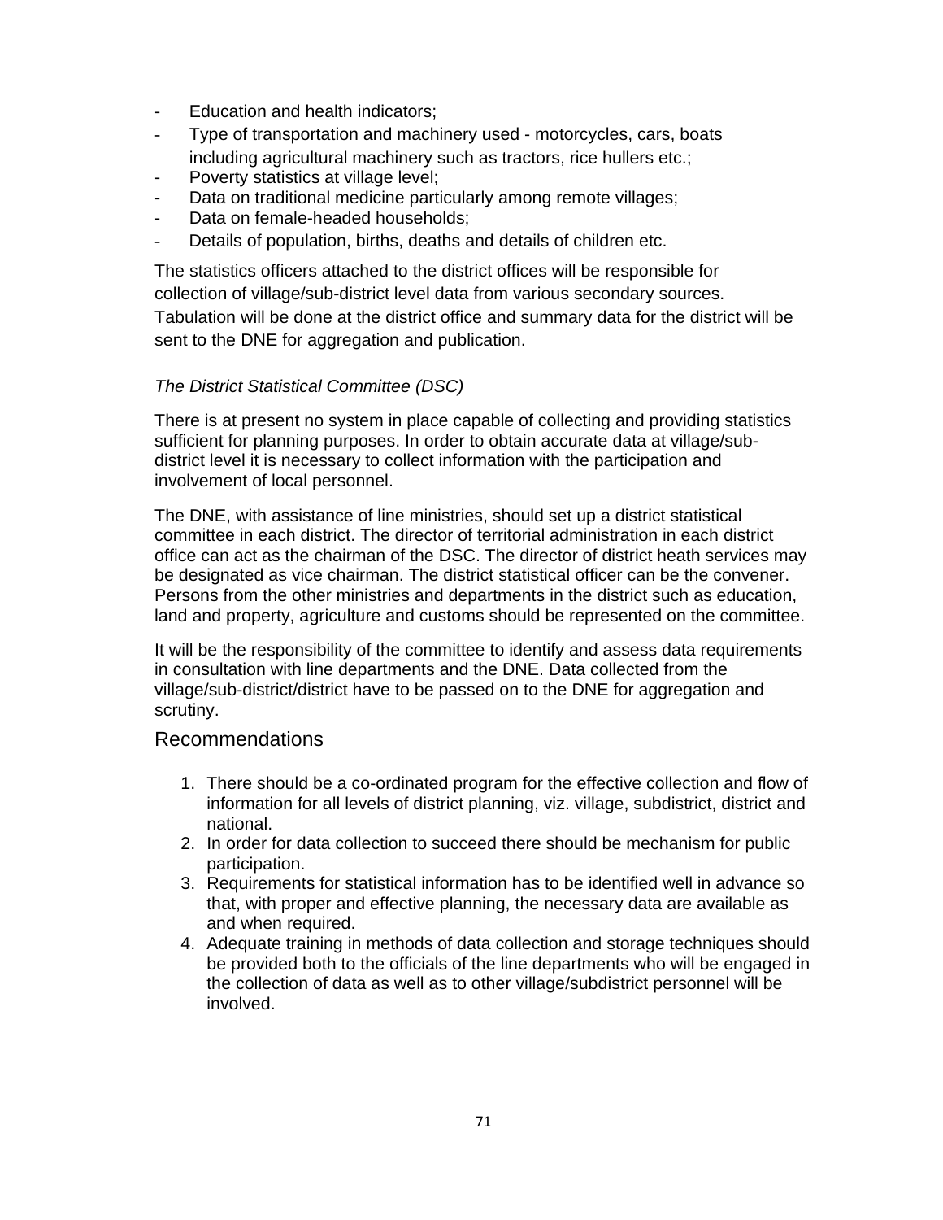- Education and health indicators;
- Type of transportation and machinery used - motorcycles, cars, boats including agricultural machinery such as tractors, rice hullers etc.;
- Poverty statistics at village level;
- Data on traditional medicine particularly among remote villages;
- Data on female-headed households;
- Details of population, births, deaths and details of children etc.

The statistics officers attached to the district offices will be responsible for collection of village/sub-district level data from various secondary sources. Tabulation will be done at the district office and summary data for the district will be sent to the DNE for aggregation and publication.

*The District Statistical Committee (DSC)*

There is at present no system in place capable of collecting and providing statistics sufficient for planning purposes. In order to obtain accurate data at village/sub-district level it is necessary to collect information with the participation and involvement of local personnel.

The DNE, with assistance of line ministries, should set up a district statistical committee in each district. The director of territorial administration in each district office can act as the chairman of the DSC. The director of district heath services may be designated as vice chairman. The district statistical officer can be the convener. Persons from the other ministries and departments in the district such as education, land and property, agriculture and customs should be represented on the committee.

It will be the responsibility of the committee to identify and assess data requirements in consultation with line departments and the DNE. Data collected from the village/sub-district/district have to be passed on to the DNE for aggregation and scrutiny.

## Recommendations

1. There should be a co-ordinated program for the effective collection and flow of information for all levels of district planning, viz. village, subdistrict, district and national.
2. In order for data collection to succeed there should be mechanism for public participation.
3. Requirements for statistical information has to be identified well in advance so that, with proper and effective planning, the necessary data are available as and when required.
4. Adequate training in methods of data collection and storage techniques should be provided both to the officials of the line departments who will be engaged in the collection of data as well as to other village/subdistrict personnel will be involved.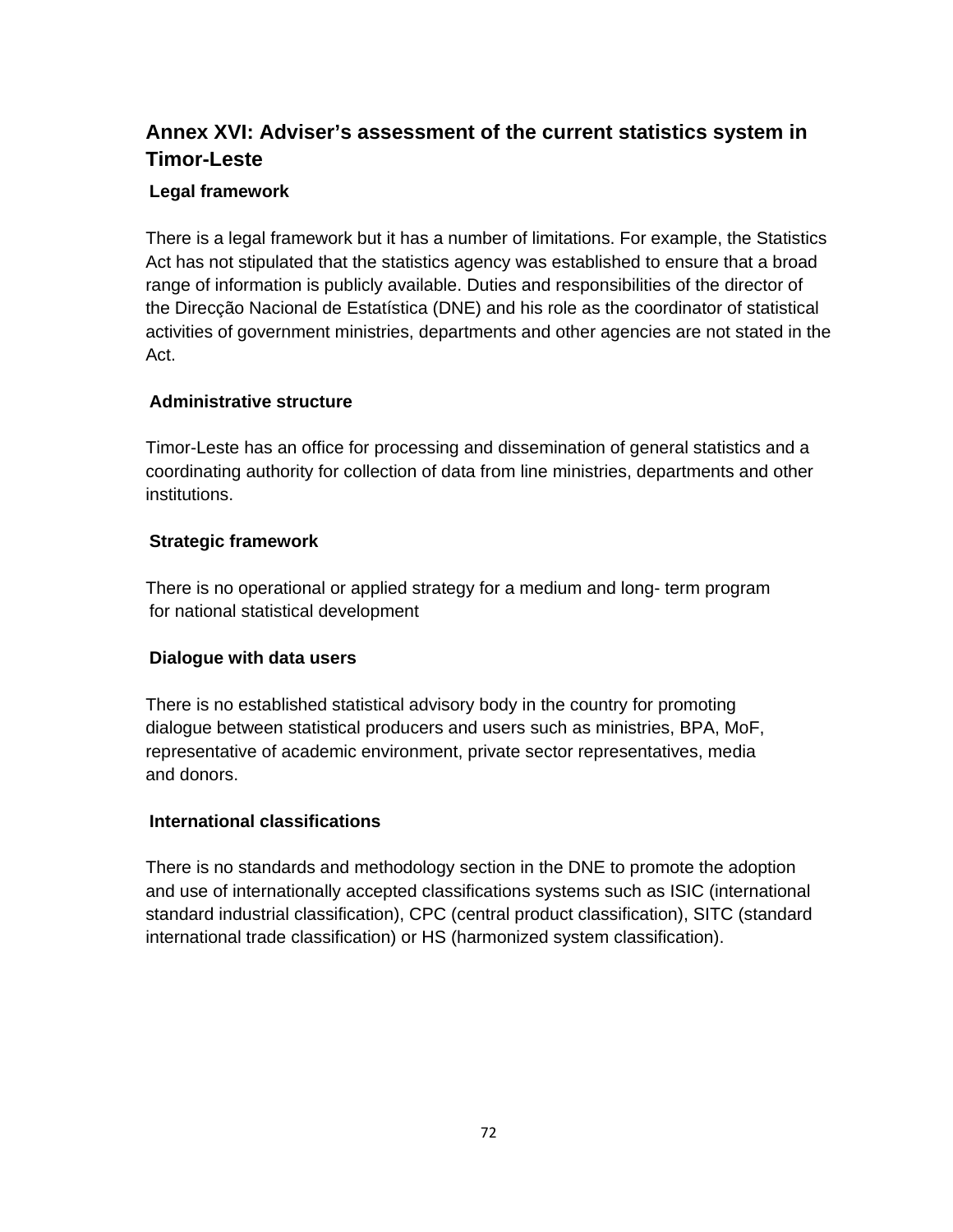## Annex XVI: Adviser's assessment of the current statistics system in Timor-Leste

### Legal framework

There is a legal framework but it has a number of limitations. For example, the Statistics Act has not stipulated that the statistics agency was established to ensure that a broad range of information is publicly available. Duties and responsibilities of the director of the Direcção Nacional de Estatística (DNE) and his role as the coordinator of statistical activities of government ministries, departments and other agencies are not stated in the Act.

### Administrative structure

Timor-Leste has an office for processing and dissemination of general statistics and a coordinating authority for collection of data from line ministries, departments and other institutions.

### Strategic framework

There is no operational or applied strategy for a medium and long- term program for national statistical development

### Dialogue with data users

There is no established statistical advisory body in the country for promoting dialogue between statistical producers and users such as ministries, BPA, MoF, representative of academic environment, private sector representatives, media and donors.

### International classifications

There is no standards and methodology section in the DNE to promote the adoption and use of internationally accepted classifications systems such as ISIC (international standard industrial classification), CPC (central product classification), SITC (standard international trade classification) or HS (harmonized system classification).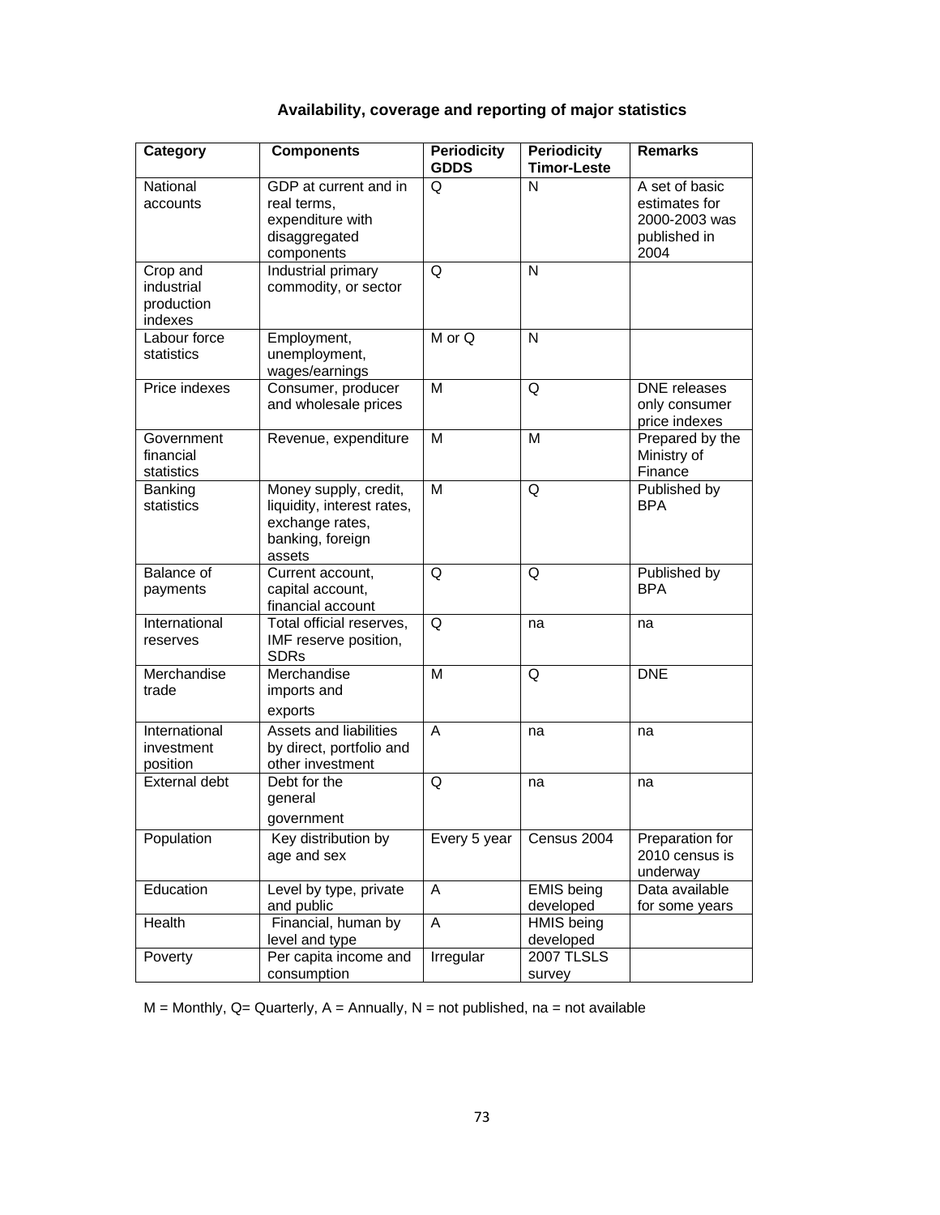**Availability, coverage and reporting of major statistics**

| Category | Components | Periodicity GDDS | Periodicity Timor-Leste | Remarks |
|---|---|---|---|---|
| National accounts | GDP at current and in real terms, expenditure with disaggregated components | Q | N | A set of basic estimates for 2000-2003 was published in 2004 |
| Crop and industrial production indexes | Industrial primary commodity, or sector | Q | N | |
| Labour force statistics | Employment, unemployment, wages/earnings | M or Q | N | |
| Price indexes | Consumer, producer and wholesale prices | M | Q | DNE releases only consumer price indexes |
| Government financial statistics | Revenue, expenditure | M | M | Prepared by the Ministry of Finance |
| Banking statistics | Money supply, credit, liquidity, interest rates, exchange rates, banking, foreign assets | M | Q | Published by BPA |
| Balance of payments | Current account, capital account, financial account | Q | Q | Published by BPA |
| International reserves | Total official reserves, IMF reserve position, SDRs | Q | na | na |
| Merchandise trade | Merchandise imports and exports | M | Q | DNE |
| International investment position | Assets and liabilities by direct, portfolio and other investment | A | na | na |
| External debt | Debt for the general government | Q | na | na |
| Population | Key distribution by age and sex | Every 5 year | Census 2004 | Preparation for 2010 census is underway |
| Education | Level by type, private and public | A | EMIS being developed | Data available for some years |
| Health | Financial, human by level and type | A | HMIS being developed | |
| Poverty | Per capita income and consumption | Irregular | 2007 TLSLS survey | |

M = Monthly, Q= Quarterly, A = Annually, N = not published, na = not available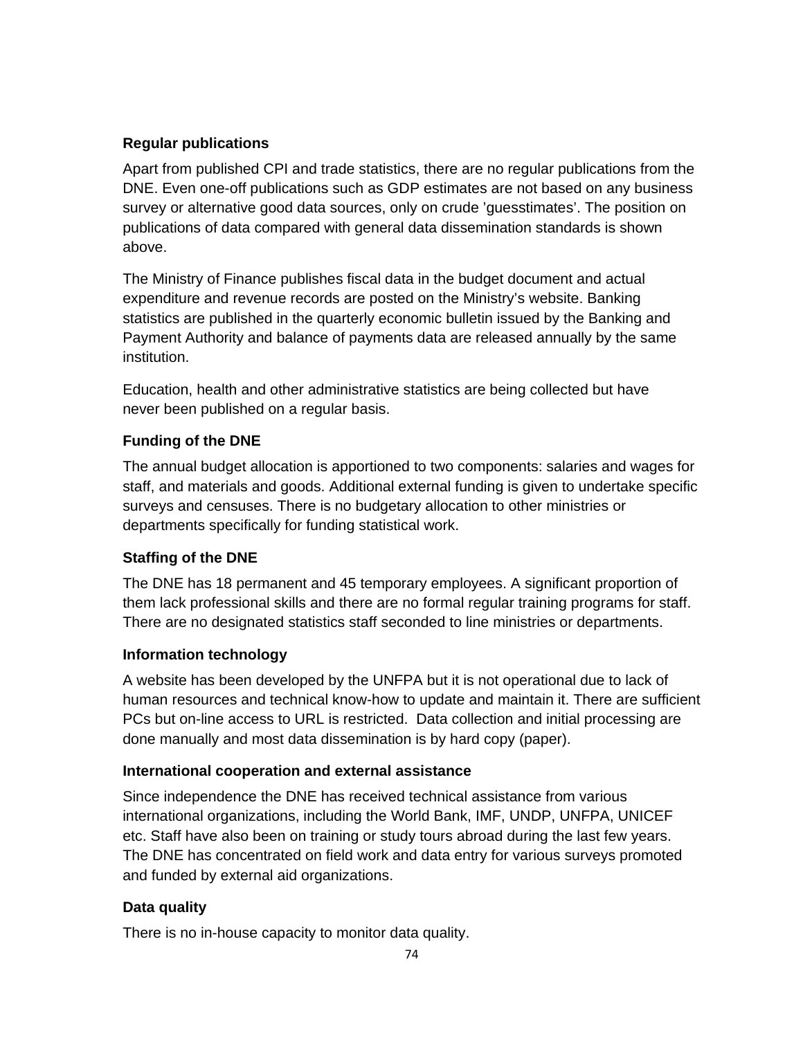### Regular publications

Apart from published CPI and trade statistics, there are no regular publications from the DNE. Even one-off publications such as GDP estimates are not based on any business survey or alternative good data sources, only on crude 'guesstimates'. The position on publications of data compared with general data dissemination standards is shown above.

The Ministry of Finance publishes fiscal data in the budget document and actual expenditure and revenue records are posted on the Ministry's website. Banking statistics are published in the quarterly economic bulletin issued by the Banking and Payment Authority and balance of payments data are released annually by the same institution.

Education, health and other administrative statistics are being collected but have never been published on a regular basis.

### Funding of the DNE

The annual budget allocation is apportioned to two components: salaries and wages for staff, and materials and goods. Additional external funding is given to undertake specific surveys and censuses. There is no budgetary allocation to other ministries or departments specifically for funding statistical work.

### Staffing of the DNE

The DNE has 18 permanent and 45 temporary employees. A significant proportion of them lack professional skills and there are no formal regular training programs for staff. There are no designated statistics staff seconded to line ministries or departments.

### Information technology

A website has been developed by the UNFPA but it is not operational due to lack of human resources and technical know-how to update and maintain it. There are sufficient PCs but on-line access to URL is restricted. Data collection and initial processing are done manually and most data dissemination is by hard copy (paper).

### International cooperation and external assistance

Since independence the DNE has received technical assistance from various international organizations, including the World Bank, IMF, UNDP, UNFPA, UNICEF etc. Staff have also been on training or study tours abroad during the last few years. The DNE has concentrated on field work and data entry for various surveys promoted and funded by external aid organizations.

### Data quality

There is no in-house capacity to monitor data quality.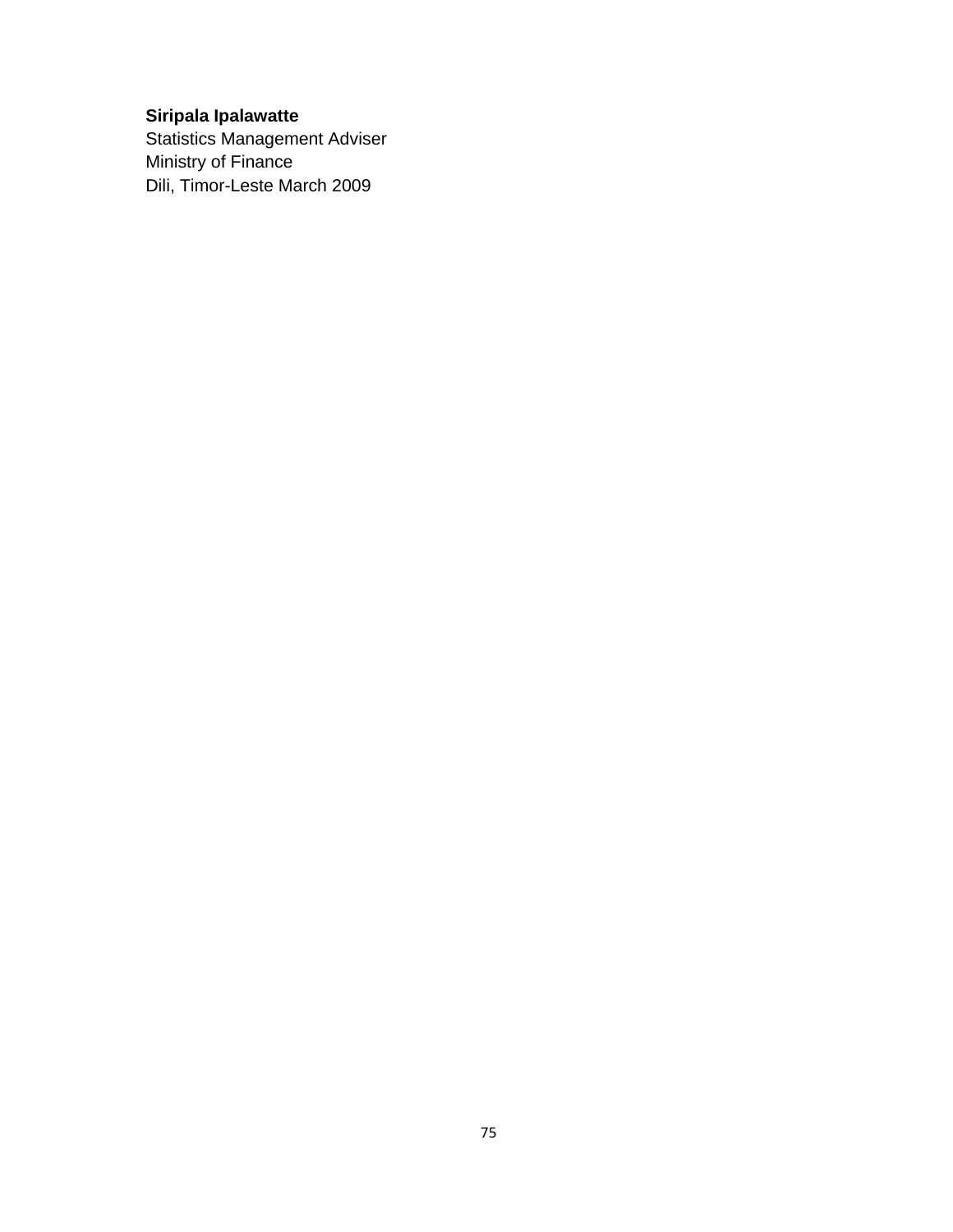**Siripala Ipalawatte**
Statistics Management Adviser
Ministry of Finance
Dili, Timor-Leste March 2009